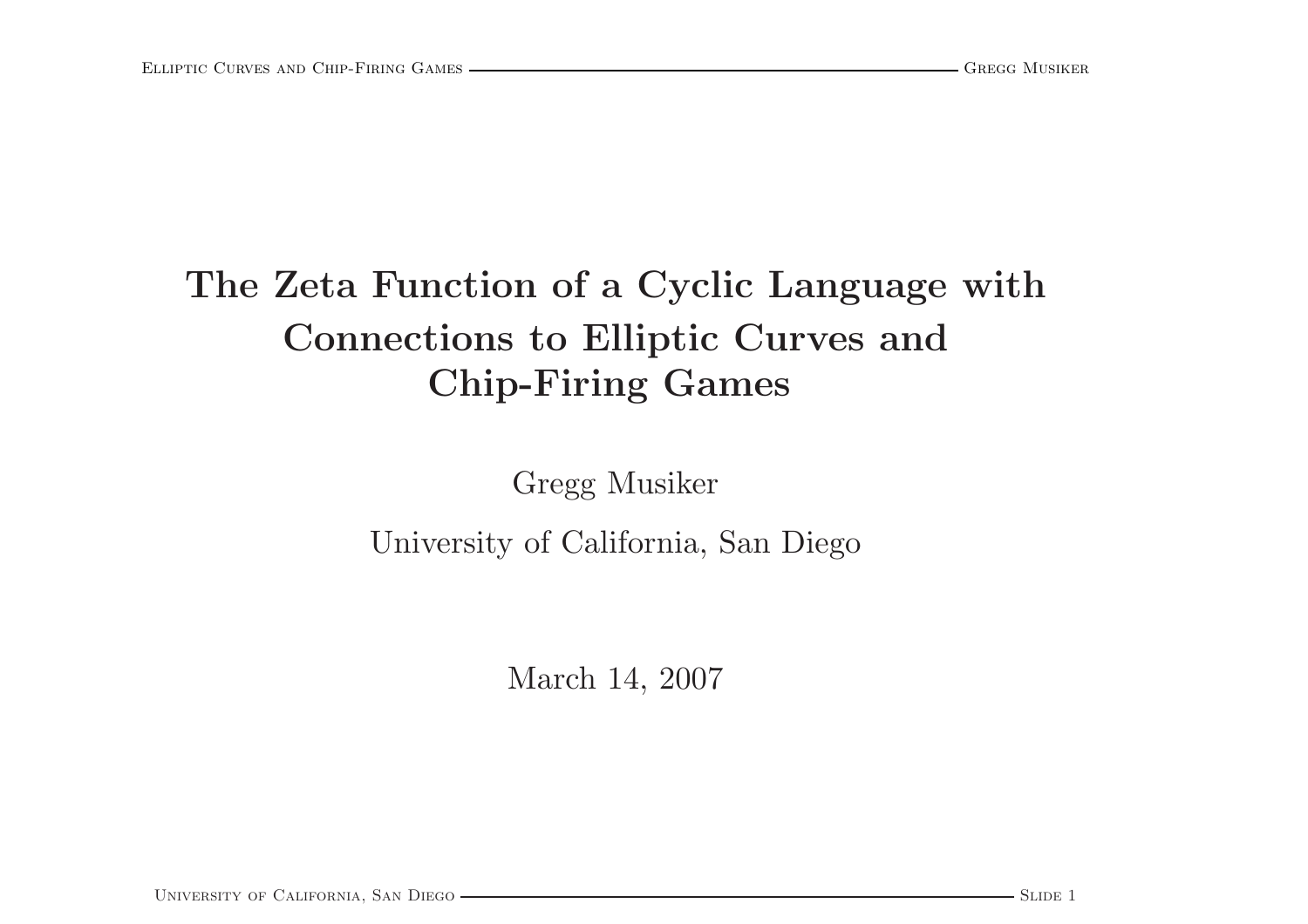# The Zeta Function of a Cyclic Language with Connections to Elliptic Curves and Chip-Firing Games

Gregg Musiker

University of California, San Diego

March 14, 2007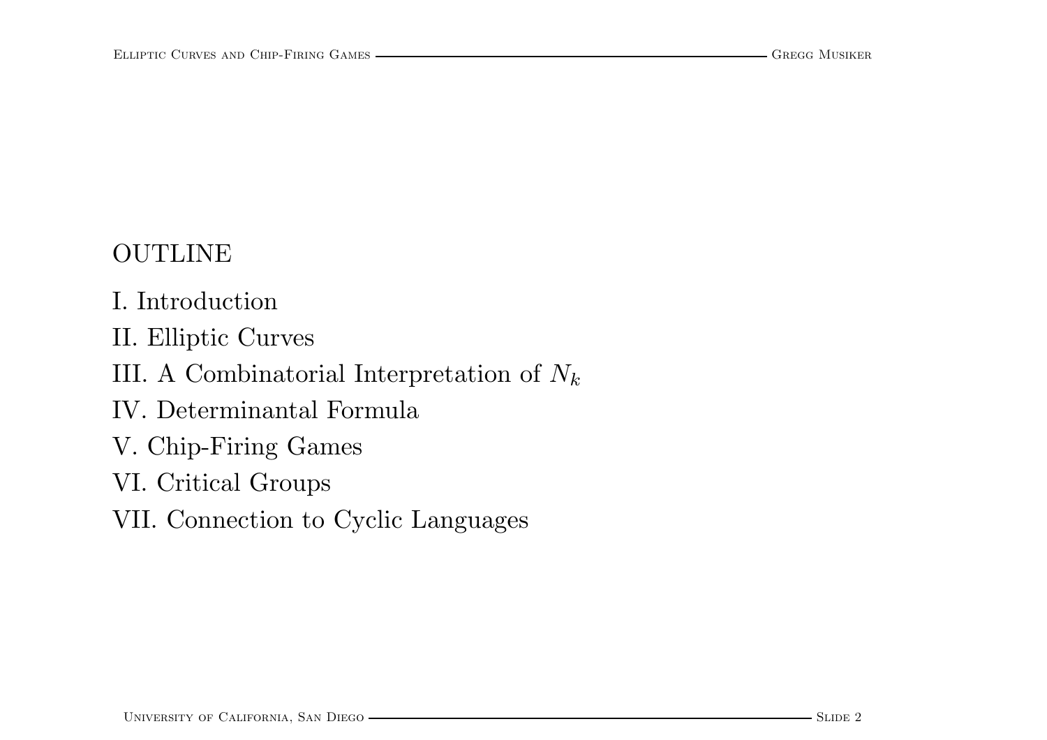## OUTLINE

I. Introduction

II. Elliptic Curves

III. A Combinatorial Interpretation of $N_k$

IV. Determinantal Formula

V. Chip-Firing Games

VI. Critical Groups

VII. Connection to Cyclic Languages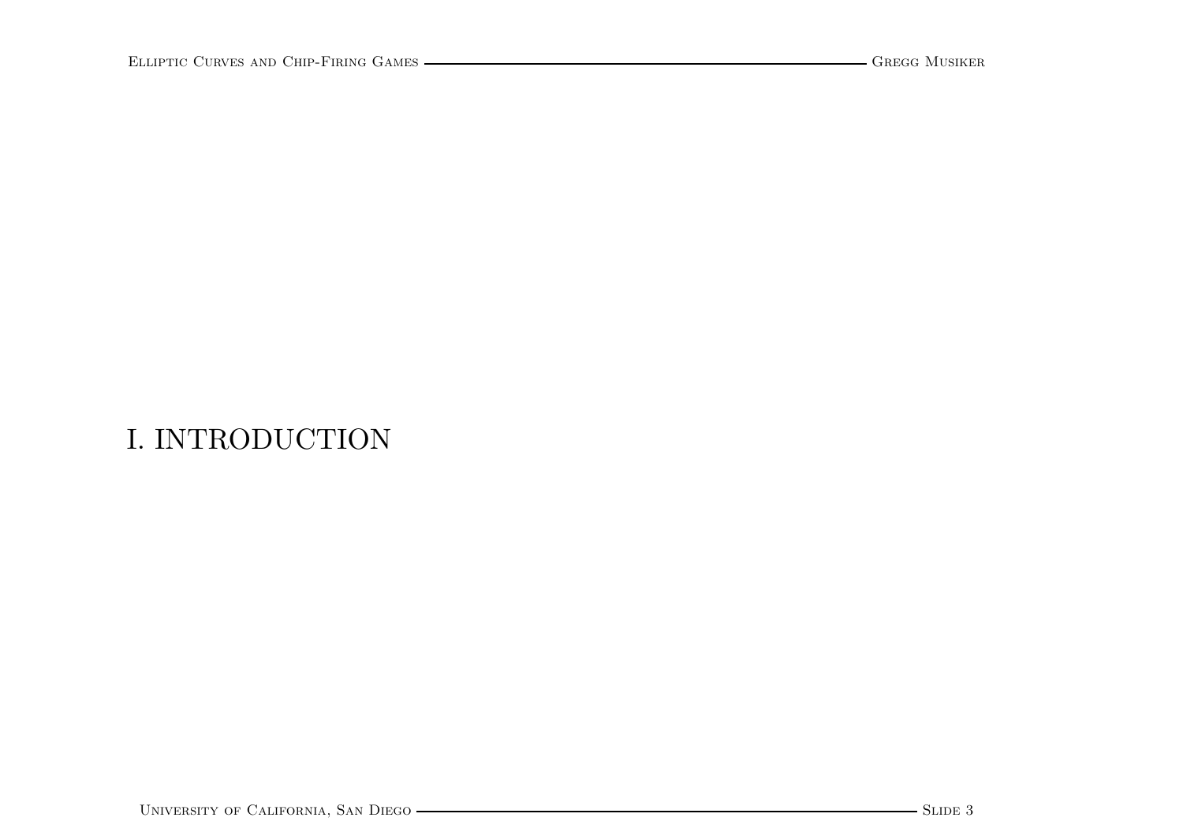# I. INTRODUCTION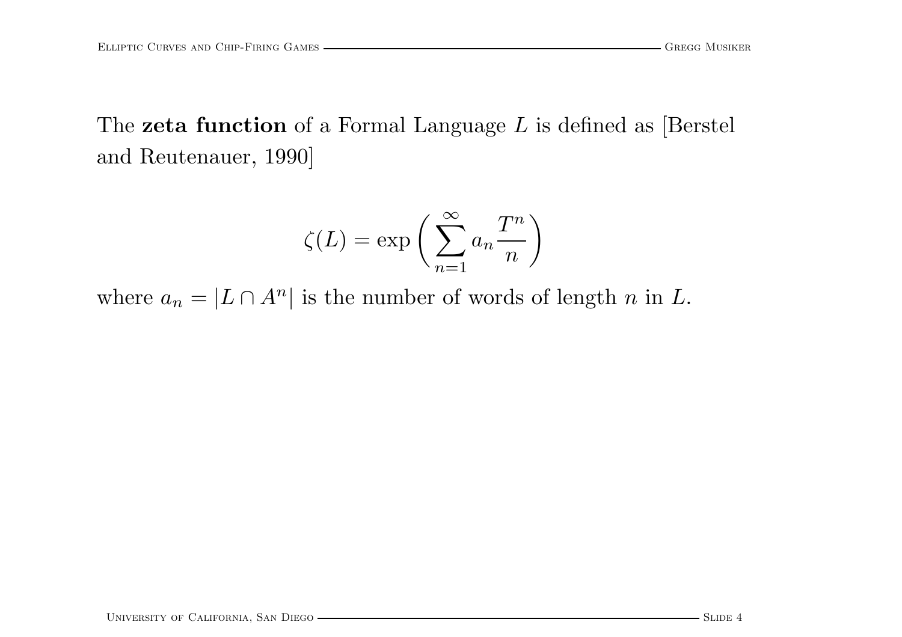The **zeta function** of a Formal Language $L$ is defined as [Berstel and Reutenauer, 1990]

$$\zeta(L) = \exp\left(\sum_{n=1}^{\infty} a_n \frac{T^n}{n}\right)$$

where $a_n = |L \cap A^n|$ is the number of words of length $n$ in $L$.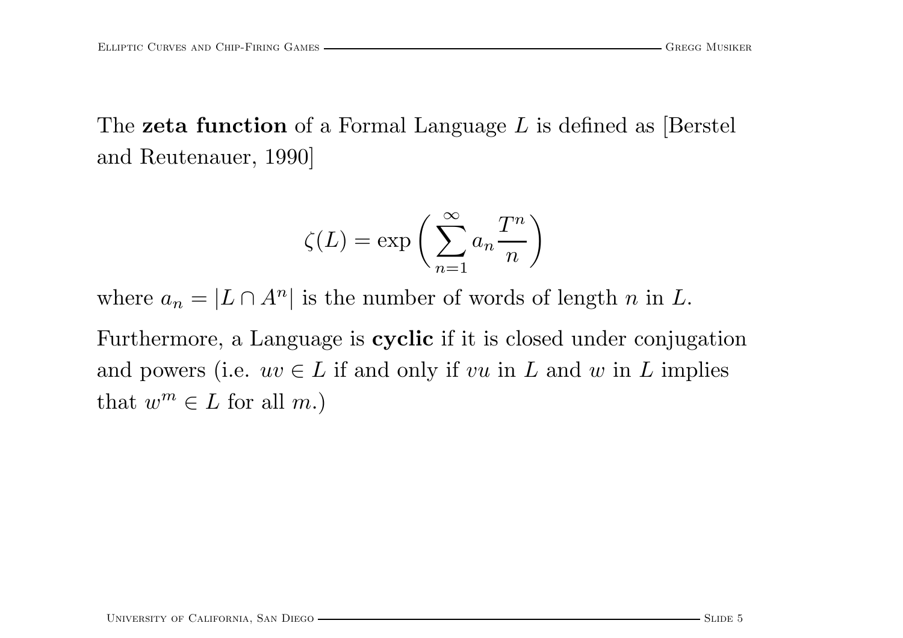The **zeta function** of a Formal Language $L$ is defined as [Berstel and Reutenauer, 1990]

$$\zeta(L) = \exp\left(\sum_{n=1}^{\infty} a_n \frac{T^n}{n}\right)$$

where $a_n = |L \cap A^n|$ is the number of words of length $n$ in $L$.

Furthermore, a Language is **cyclic** if it is closed under conjugation and powers (i.e. $uv \in L$ if and only if $vu$ in $L$ and $w$ in $L$ implies that $w^m \in L$ for all $m$.)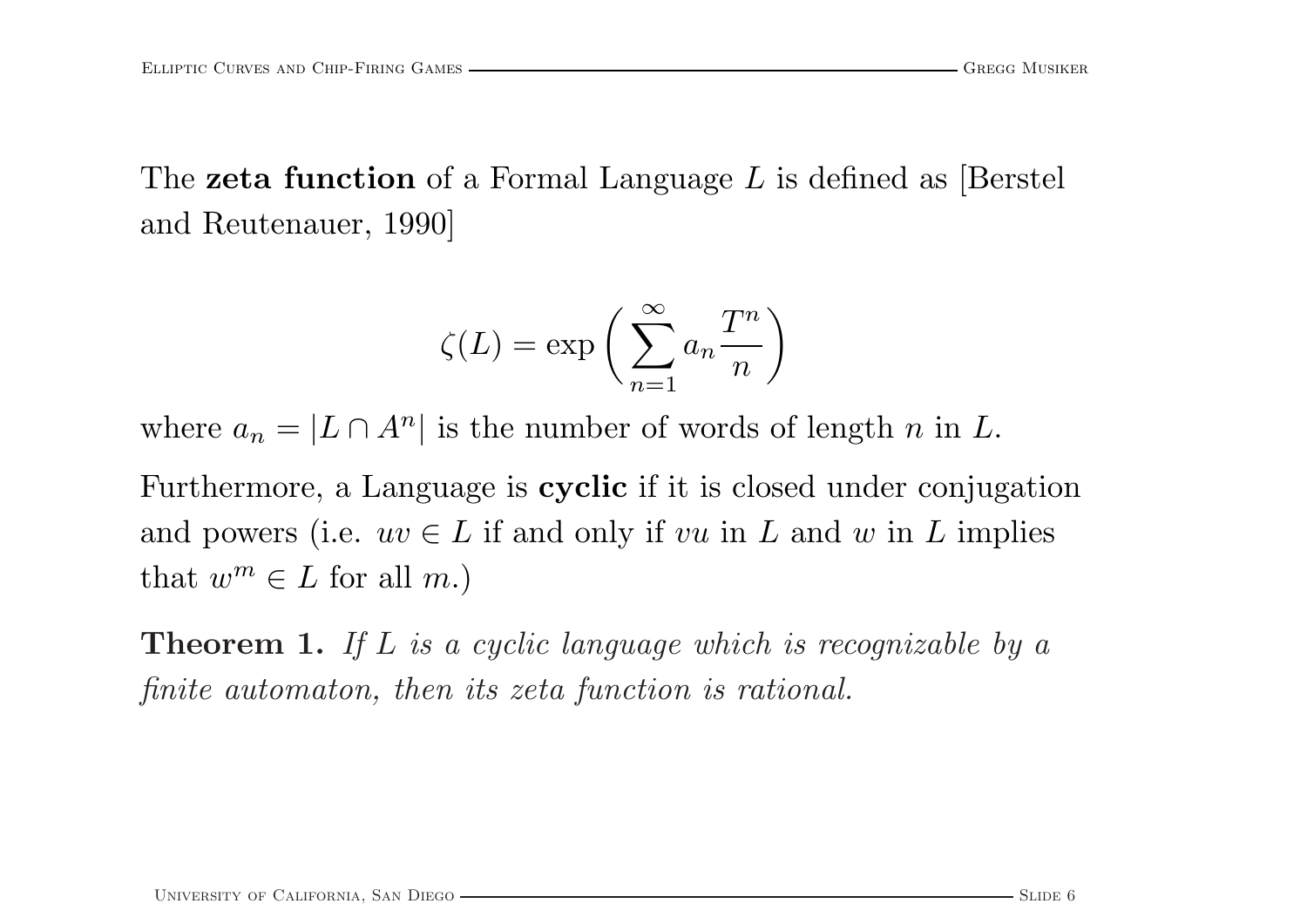The **zeta function** of a Formal Language $L$ is defined as [Berstel and Reutenauer, 1990]

$$\zeta(L) = \exp\left(\sum_{n=1}^{\infty} a_n \frac{T^n}{n}\right)$$

where $a_n = |L \cap A^n|$ is the number of words of length $n$ in $L$.

Furthermore, a Language is **cyclic** if it is closed under conjugation and powers (i.e. $uv \in L$ if and only if $vu$ in $L$ and $w$ in $L$ implies that $w^m \in L$ for all $m$.)

**Theorem 1.** *If $L$ is a cyclic language which is recognizable by a finite automaton, then its zeta function is rational.*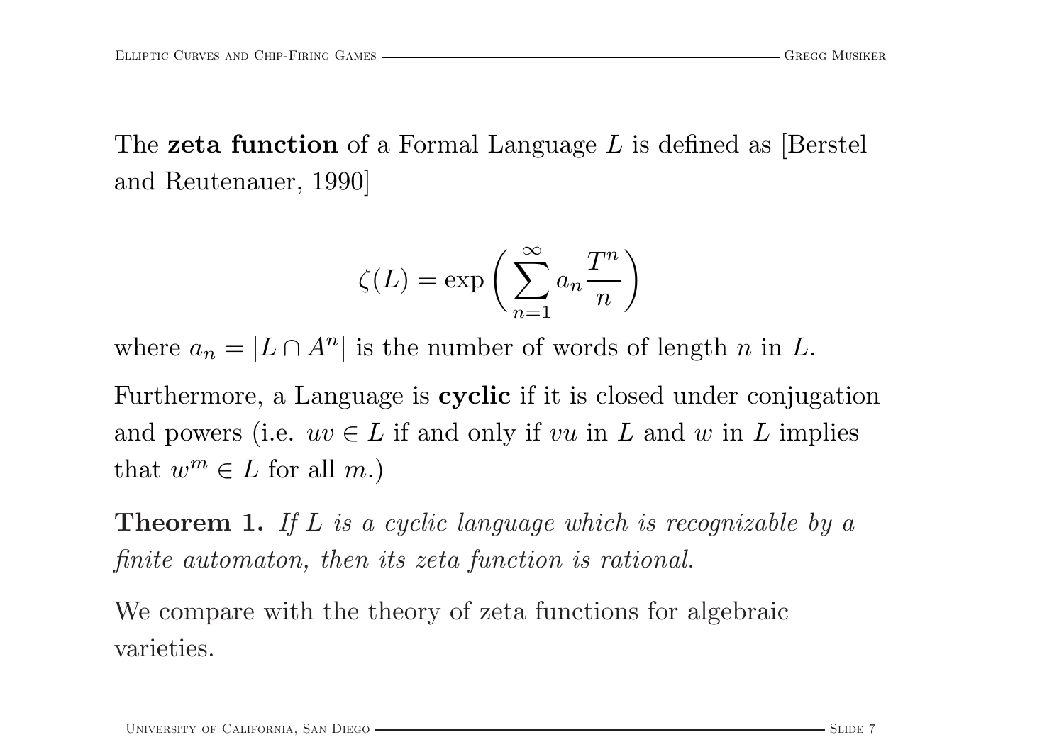The **zeta function** of a Formal Language $L$ is defined as [Berstel and Reutenauer, 1990]

$$\zeta(L) = \exp\left(\sum_{n=1}^{\infty} a_n \frac{T^n}{n}\right)$$

where $a_n = |L \cap A^n|$ is the number of words of length $n$ in $L$.

Furthermore, a Language is **cyclic** if it is closed under conjugation and powers (i.e. $uv \in L$ if and only if $vu$ in $L$ and $w$ in $L$ implies that $w^m \in L$ for all $m$.)

**Theorem 1.** *If $L$ is a cyclic language which is recognizable by a finite automaton, then its zeta function is rational.*

We compare with the theory of zeta functions for algebraic varieties.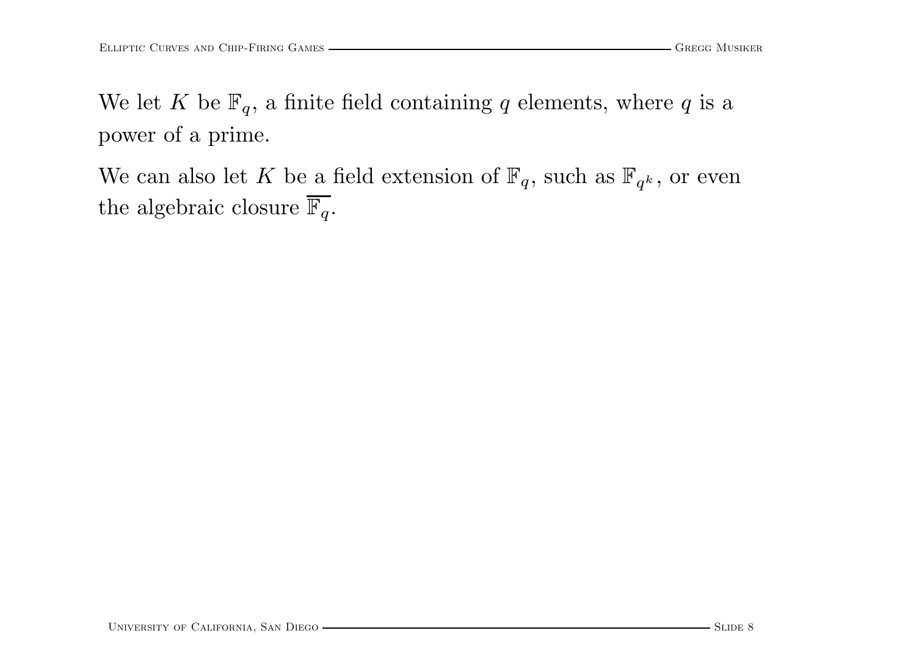We let $K$ be $\mathbb{F}_q$, a finite field containing $q$ elements, where $q$ is a power of a prime.

We can also let $K$ be a field extension of $\mathbb{F}_q$, such as $\mathbb{F}_{q^k}$, or even the algebraic closure $\overline{\mathbb{F}_q}$.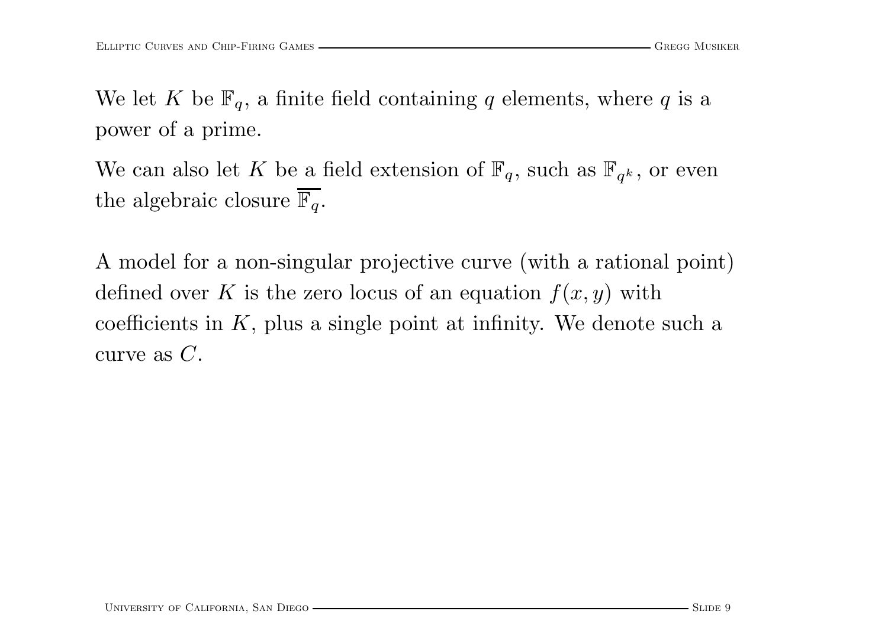We let $K$ be $\mathbb{F}_q$, a finite field containing $q$ elements, where $q$ is a power of a prime.

We can also let $K$ be a field extension of $\mathbb{F}_q$, such as $\mathbb{F}_{q^k}$, or even the algebraic closure $\overline{\mathbb{F}_q}$.

A model for a non-singular projective curve (with a rational point) defined over $K$ is the zero locus of an equation $f(x, y)$ with coefficients in $K$, plus a single point at infinity. We denote such a curve as $C$.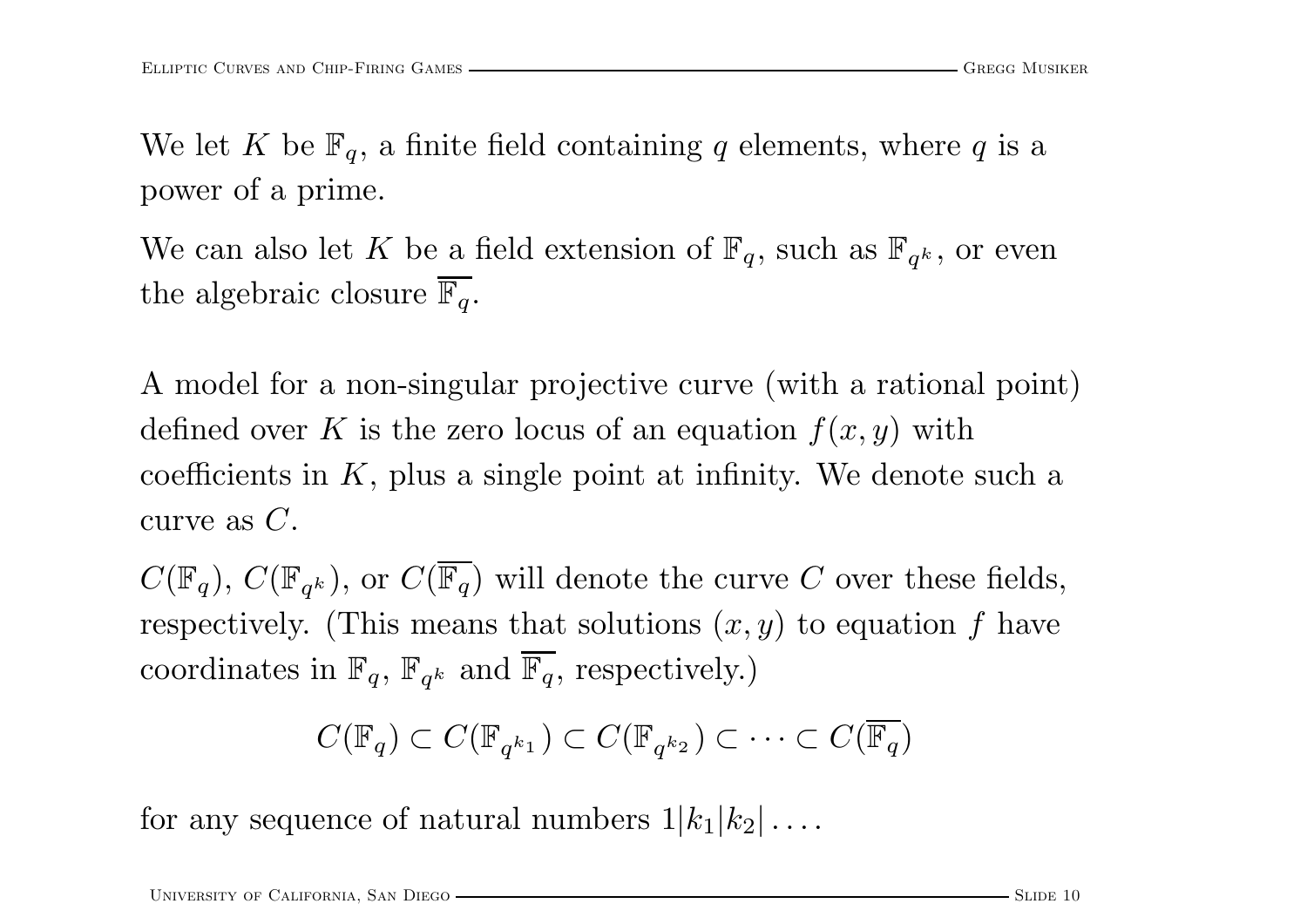We let $K$ be $\mathbb{F}_q$, a finite field containing $q$ elements, where $q$ is a power of a prime.

We can also let $K$ be a field extension of $\mathbb{F}_q$, such as $\mathbb{F}_{q^k}$, or even the algebraic closure $\overline{\mathbb{F}_q}$.

A model for a non-singular projective curve (with a rational point) defined over $K$ is the zero locus of an equation $f(x, y)$ with coefficients in $K$, plus a single point at infinity. We denote such a curve as $C$.

$C(\mathbb{F}_q)$, $C(\mathbb{F}_{q^k})$, or $C(\overline{\mathbb{F}_q})$ will denote the curve $C$ over these fields, respectively. (This means that solutions $(x, y)$ to equation $f$ have coordinates in $\mathbb{F}_q$, $\mathbb{F}_{q^k}$ and $\overline{\mathbb{F}_q}$, respectively.)

$$C(\mathbb{F}_q) \subset C(\mathbb{F}_{q^{k_1}}) \subset C(\mathbb{F}_{q^{k_2}}) \subset \cdots \subset C(\overline{\mathbb{F}_q})$$

for any sequence of natural numbers $1|k_1|k_2|\ldots$.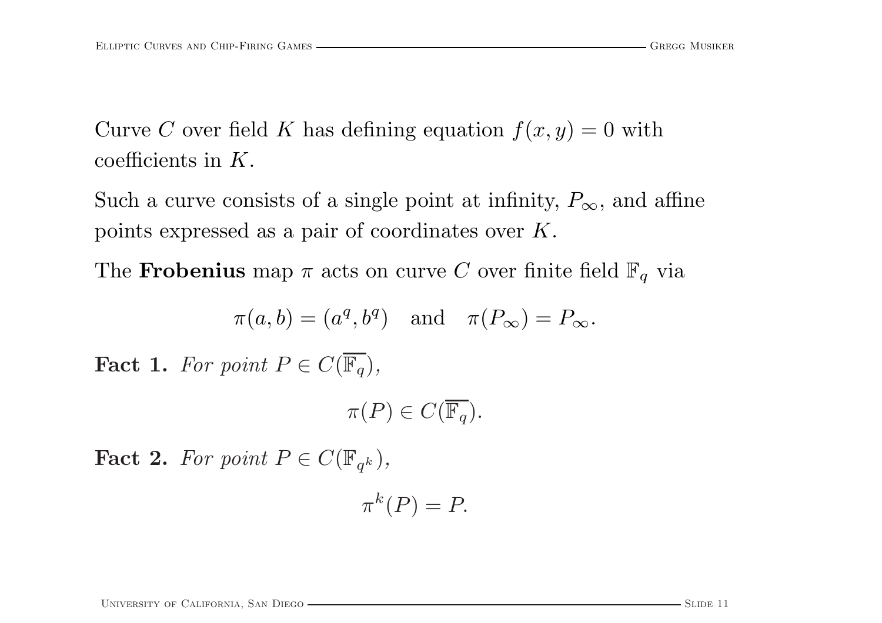Curve $C$ over field $K$ has defining equation $f(x,y) = 0$ with coefficients in $K$.

Such a curve consists of a single point at infinity, $P_\infty$, and affine points expressed as a pair of coordinates over $K$.

The **Frobenius** map $\pi$ acts on curve $C$ over finite field $\mathbb{F}_q$ via

$$\pi(a,b) = (a^q, b^q) \quad \text{and} \quad \pi(P_\infty) = P_\infty.$$

**Fact 1.** *For point $P \in C(\overline{\mathbb{F}_q})$,*

$$\pi(P) \in C(\overline{\mathbb{F}_q}).$$

**Fact 2.** *For point $P \in C(\mathbb{F}_{q^k})$,*

$$\pi^k(P) = P.$$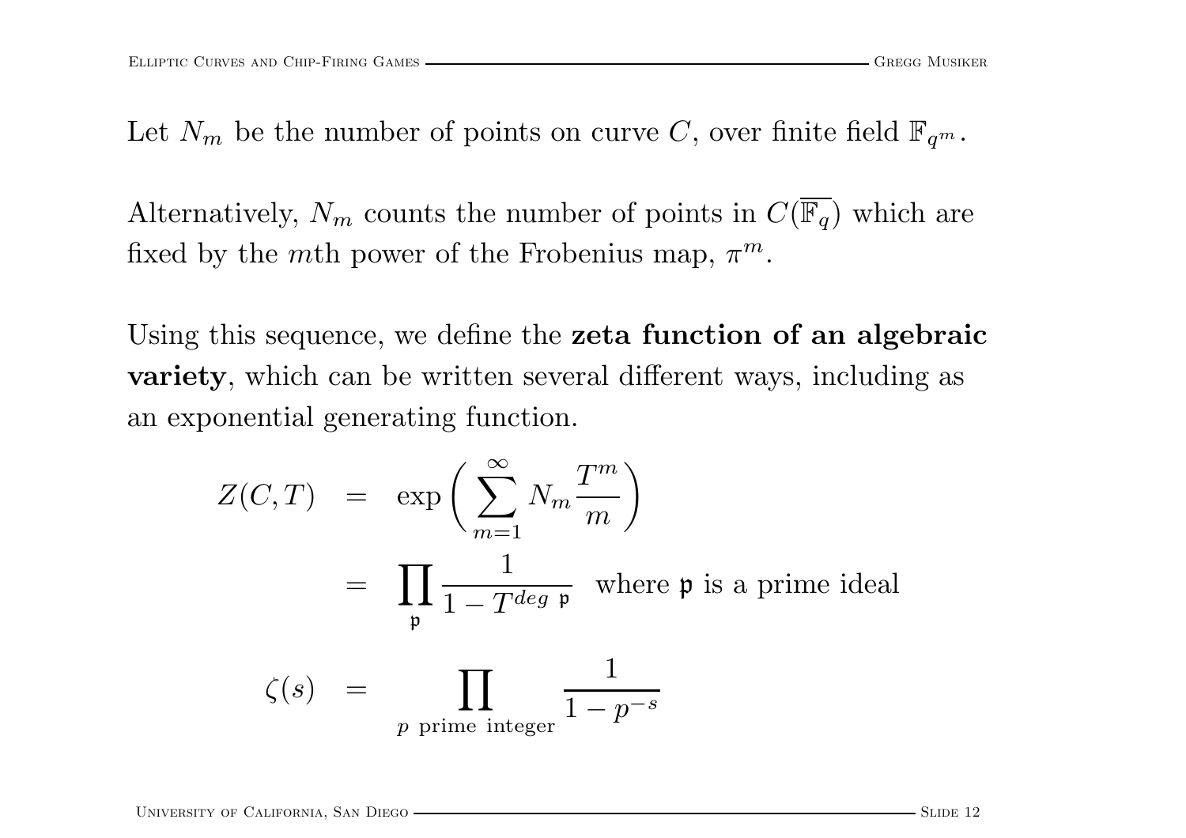Let $N_m$ be the number of points on curve $C$, over finite field $\mathbb{F}_{q^m}$.

Alternatively, $N_m$ counts the number of points in $C(\overline{\mathbb{F}_q})$ which are fixed by the $m$th power of the Frobenius map, $\pi^m$.

Using this sequence, we define the **zeta function of an algebraic variety**, which can be written several different ways, including as an exponential generating function.

$$
\begin{aligned}
Z(C,T) &= \exp\left(\sum_{m=1}^{\infty} N_m \frac{T^m}{m}\right) \\
&= \prod_{\mathfrak{p}} \frac{1}{1 - T^{deg\ \mathfrak{p}}} \quad \text{where } \mathfrak{p} \text{ is a prime ideal} \\
\zeta(s) &= \prod_{p \text{ prime integer}} \frac{1}{1 - p^{-s}}
\end{aligned}
$$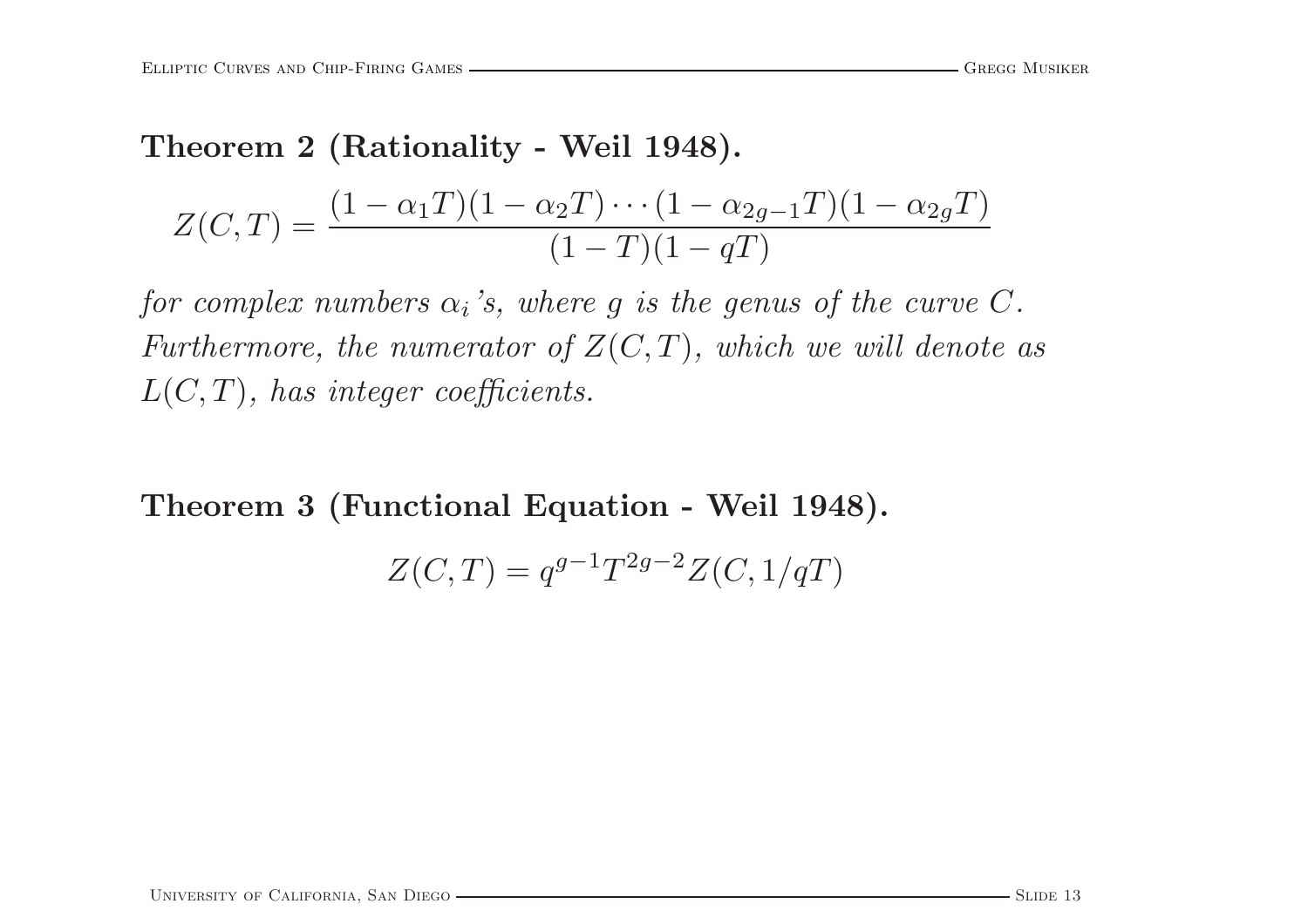**Theorem 2 (Rationality - Weil 1948).**

$$Z(C,T) = \frac{(1-\alpha_1 T)(1-\alpha_2 T)\cdots(1-\alpha_{2g-1}T)(1-\alpha_{2g}T)}{(1-T)(1-qT)}$$

*for complex numbers $\alpha_i$'s, where $g$ is the genus of the curve $C$. Furthermore, the numerator of $Z(C,T)$, which we will denote as $L(C,T)$, has integer coefficients.*

**Theorem 3 (Functional Equation - Weil 1948).**

$$Z(C,T) = q^{g-1}T^{2g-2}Z(C,1/qT)$$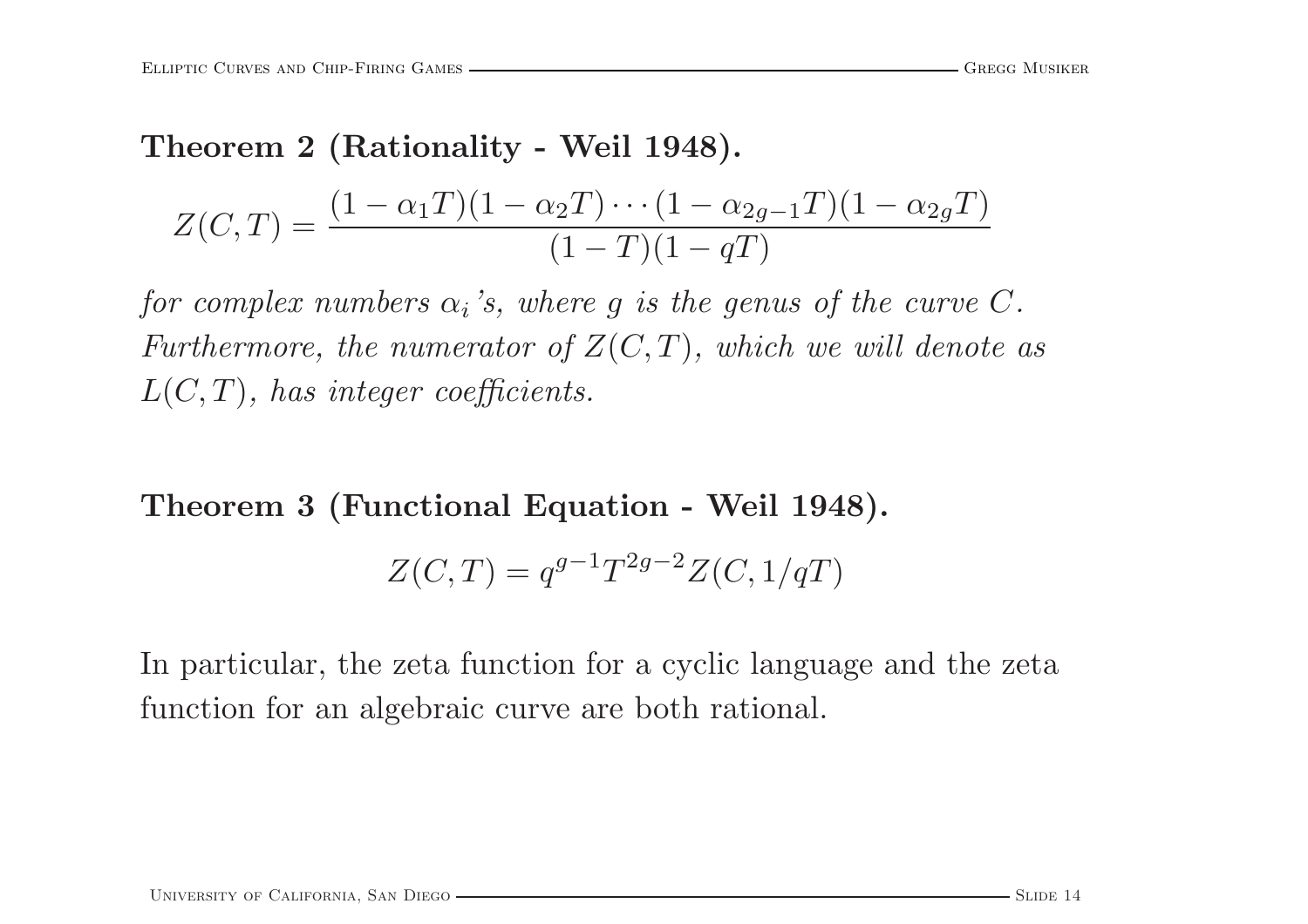**Theorem 2 (Rationality - Weil 1948).**

$$Z(C,T) = \frac{(1-\alpha_1 T)(1-\alpha_2 T)\cdots(1-\alpha_{2g-1}T)(1-\alpha_{2g}T)}{(1-T)(1-qT)}$$

*for complex numbers $\alpha_i$'s, where $g$ is the genus of the curve $C$. Furthermore, the numerator of $Z(C,T)$, which we will denote as $L(C,T)$, has integer coefficients.*

**Theorem 3 (Functional Equation - Weil 1948).**

$$Z(C,T) = q^{g-1}T^{2g-2}Z(C,1/qT)$$

In particular, the zeta function for a cyclic language and the zeta function for an algebraic curve are both rational.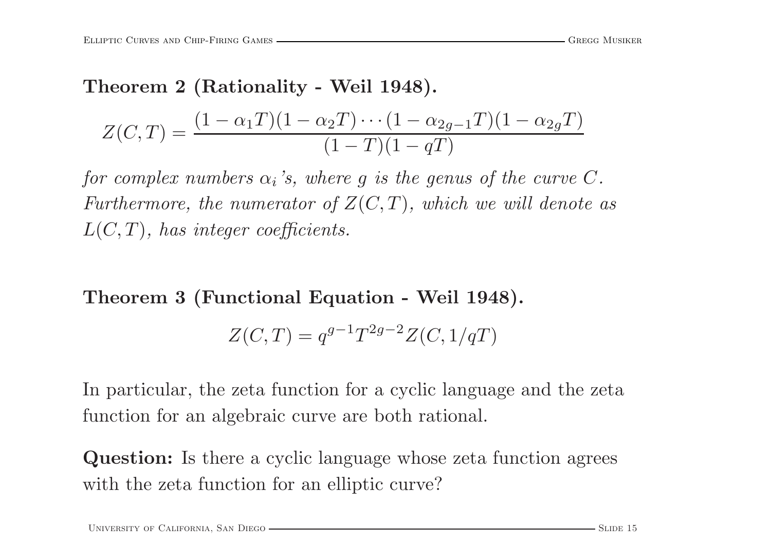**Theorem 2 (Rationality - Weil 1948).**

$$Z(C,T) = \frac{(1-\alpha_1 T)(1-\alpha_2 T)\cdots(1-\alpha_{2g-1}T)(1-\alpha_{2g}T)}{(1-T)(1-qT)}$$

*for complex numbers $\alpha_i$'s, where $g$ is the genus of the curve $C$. Furthermore, the numerator of $Z(C,T)$, which we will denote as $L(C,T)$, has integer coefficients.*

**Theorem 3 (Functional Equation - Weil 1948).**

$$Z(C,T) = q^{g-1}T^{2g-2}Z(C,1/qT)$$

In particular, the zeta function for a cyclic language and the zeta function for an algebraic curve are both rational.

**Question:** Is there a cyclic language whose zeta function agrees with the zeta function for an elliptic curve?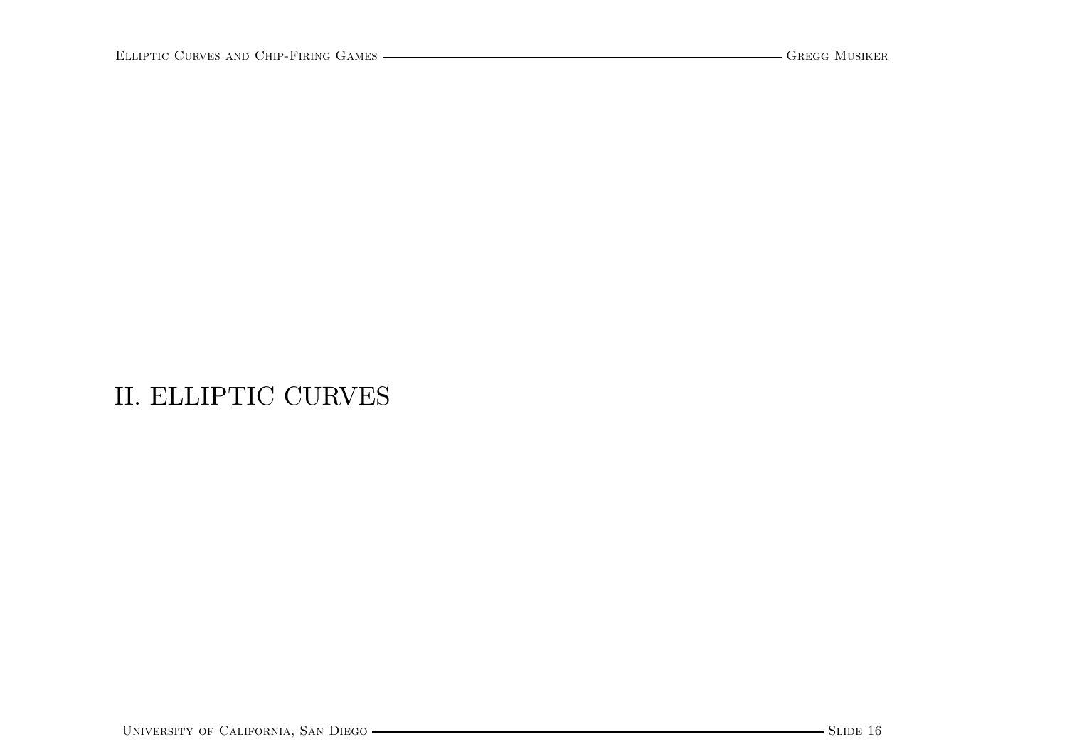# II. ELLIPTIC CURVES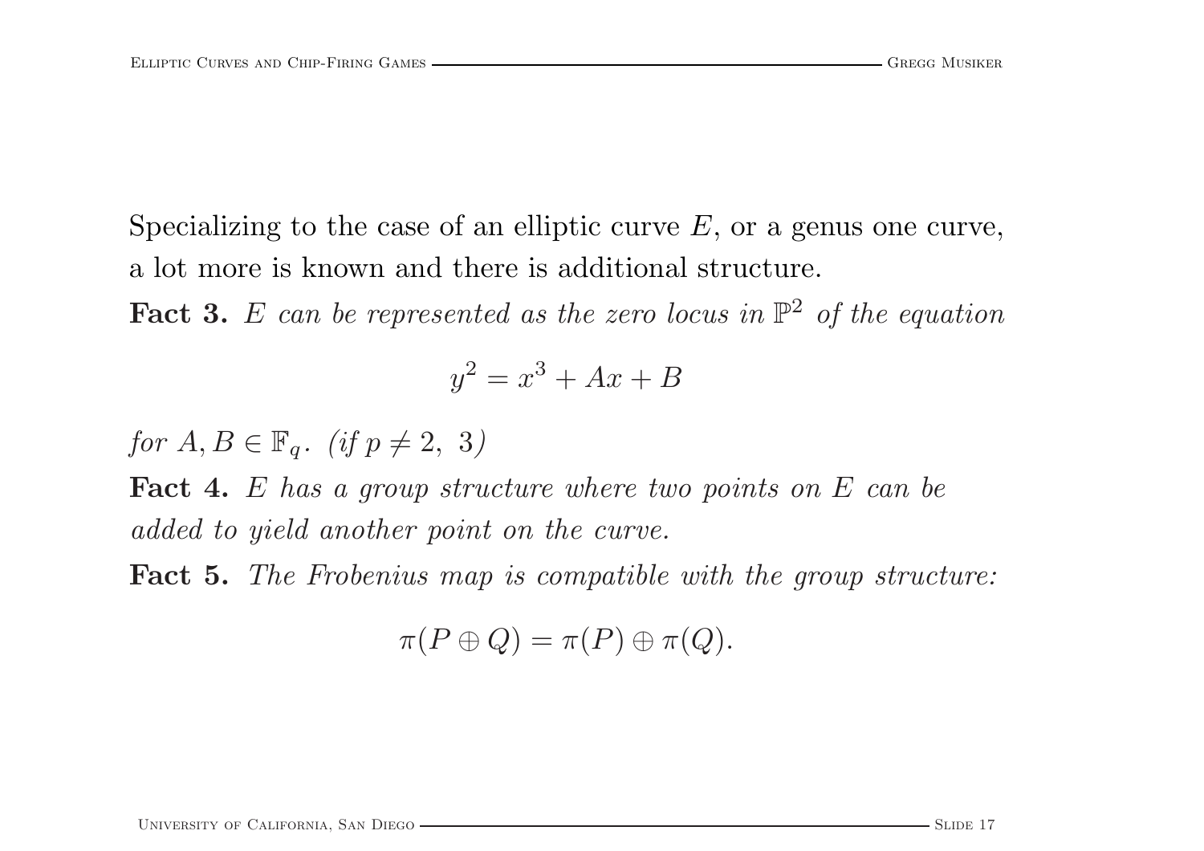Specializing to the case of an elliptic curve $E$, or a genus one curve, a lot more is known and there is additional structure.

**Fact 3.** *$E$ can be represented as the zero locus in $\mathbb{P}^2$ of the equation*

$$y^2 = x^3 + Ax + B$$

*for $A, B \in \mathbb{F}_q$. (if $p \neq 2,\ 3$)*

**Fact 4.** *$E$ has a group structure where two points on $E$ can be added to yield another point on the curve.*

**Fact 5.** *The Frobenius map is compatible with the group structure:*

$$\pi(P \oplus Q) = \pi(P) \oplus \pi(Q).$$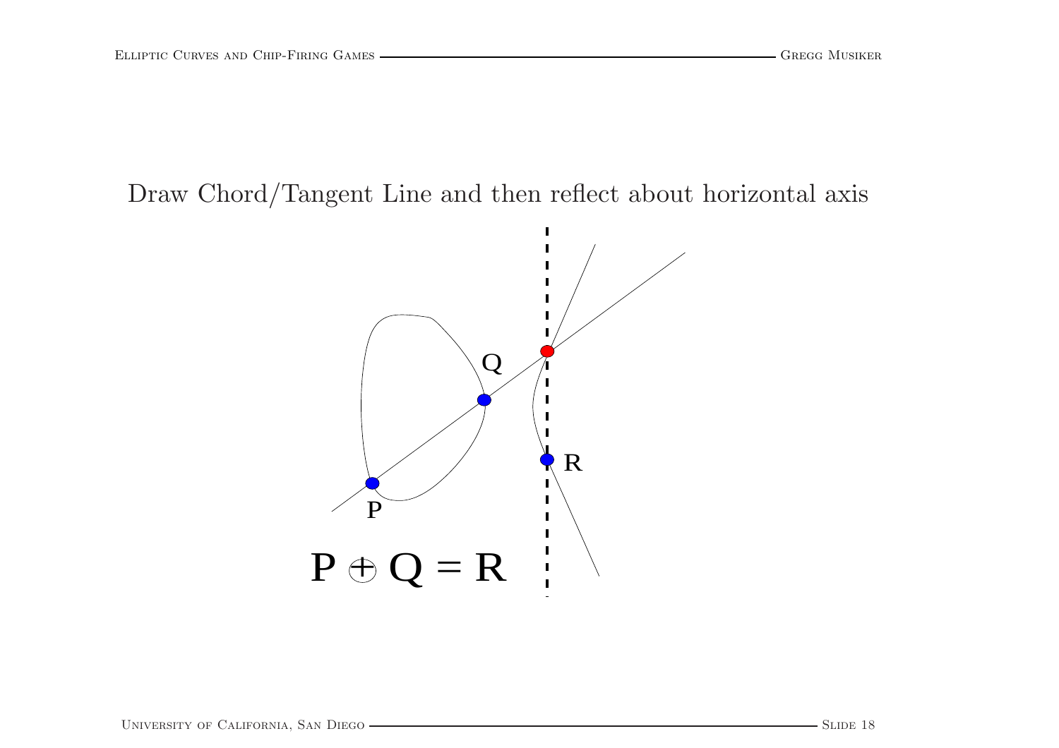Draw Chord/Tangent Line and then reflect about horizontal axis

Q

R

P

$$P \oplus Q = R$$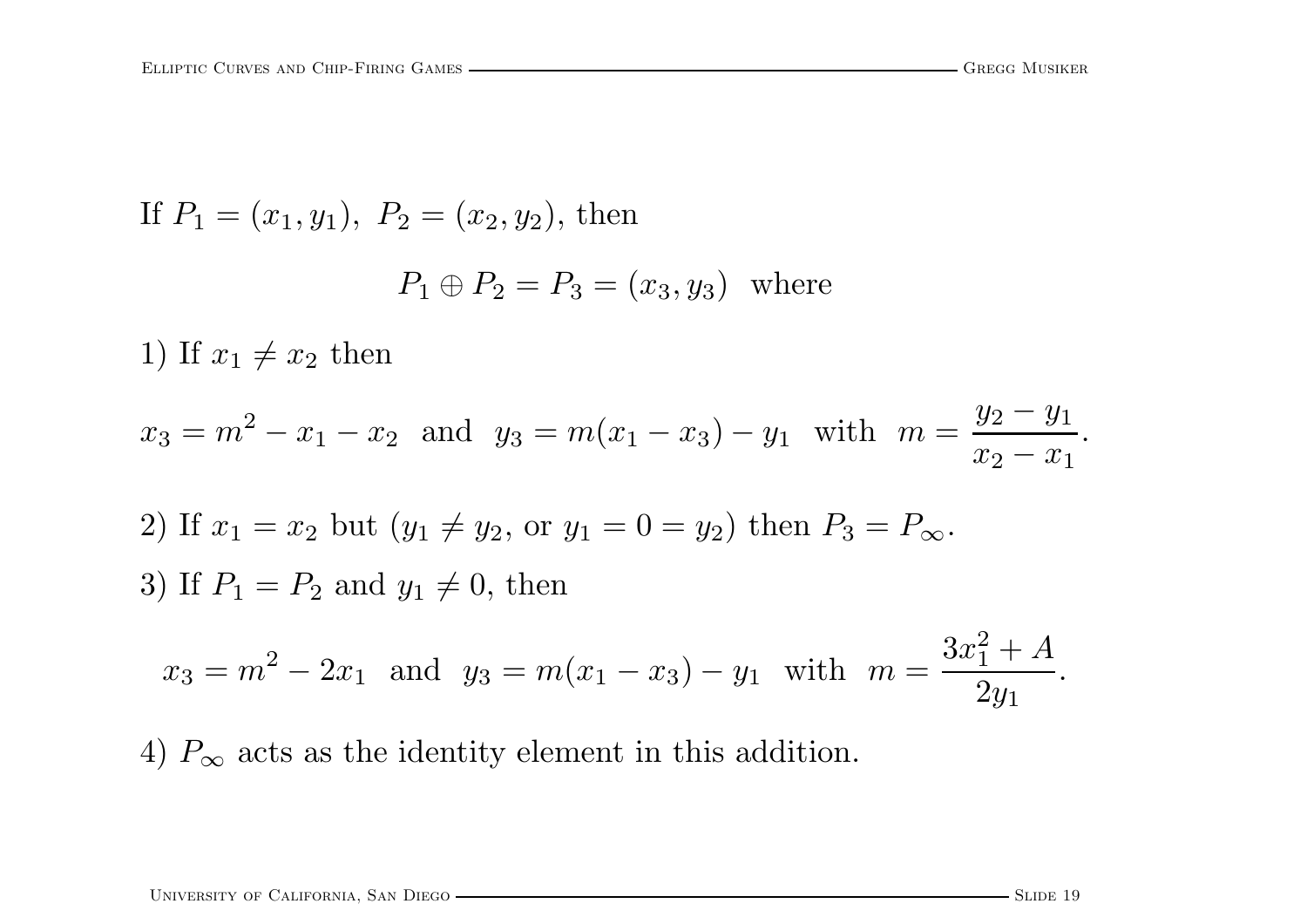If $P_1 = (x_1, y_1),\ P_2 = (x_2, y_2)$, then

$$P_1 \oplus P_2 = P_3 = (x_3, y_3) \text{ where}$$

1) If $x_1 \neq x_2$ then

$$x_3 = m^2 - x_1 - x_2 \text{ and } y_3 = m(x_1 - x_3) - y_1 \text{ with } m = \frac{y_2 - y_1}{x_2 - x_1}.$$

2) If $x_1 = x_2$ but ($y_1 \neq y_2$, or $y_1 = 0 = y_2$) then $P_3 = P_\infty$.

3) If $P_1 = P_2$ and $y_1 \neq 0$, then

$$x_3 = m^2 - 2x_1 \text{ and } y_3 = m(x_1 - x_3) - y_1 \text{ with } m = \frac{3x_1^2 + A}{2y_1}.$$

4) $P_\infty$ acts as the identity element in this addition.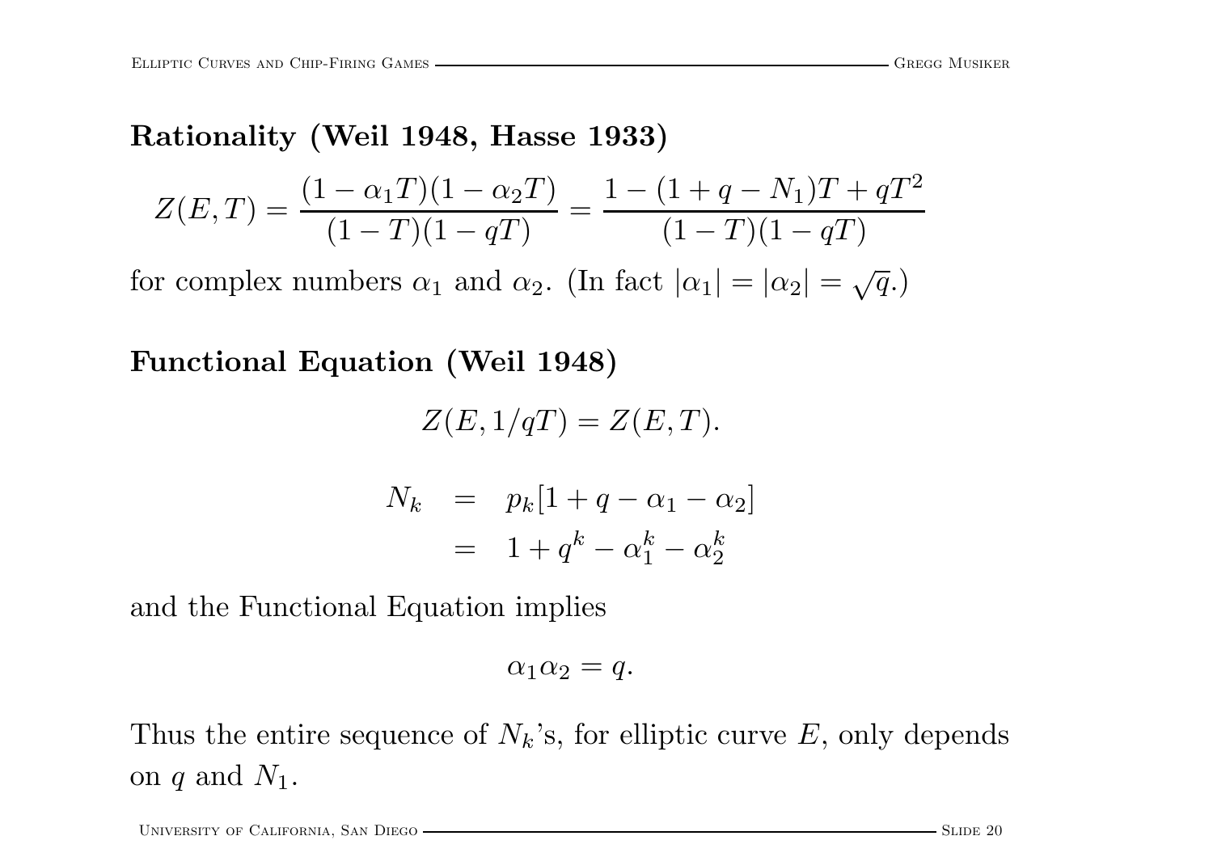**Rationality (Weil 1948, Hasse 1933)**

$$Z(E,T) = \frac{(1-\alpha_1 T)(1-\alpha_2 T)}{(1-T)(1-qT)} = \frac{1-(1+q-N_1)T + qT^2}{(1-T)(1-qT)}$$

for complex numbers $\alpha_1$ and $\alpha_2$. (In fact $|\alpha_1| = |\alpha_2| = \sqrt{q}$.)

**Functional Equation (Weil 1948)**

$$Z(E, 1/qT) = Z(E,T).$$

$$\begin{aligned} N_k &= p_k[1+q-\alpha_1-\alpha_2] \\ &= 1+q^k-\alpha_1^k-\alpha_2^k \end{aligned}$$

and the Functional Equation implies

$$\alpha_1\alpha_2 = q.$$

Thus the entire sequence of $N_k$'s, for elliptic curve $E$, only depends on $q$ and $N_1$.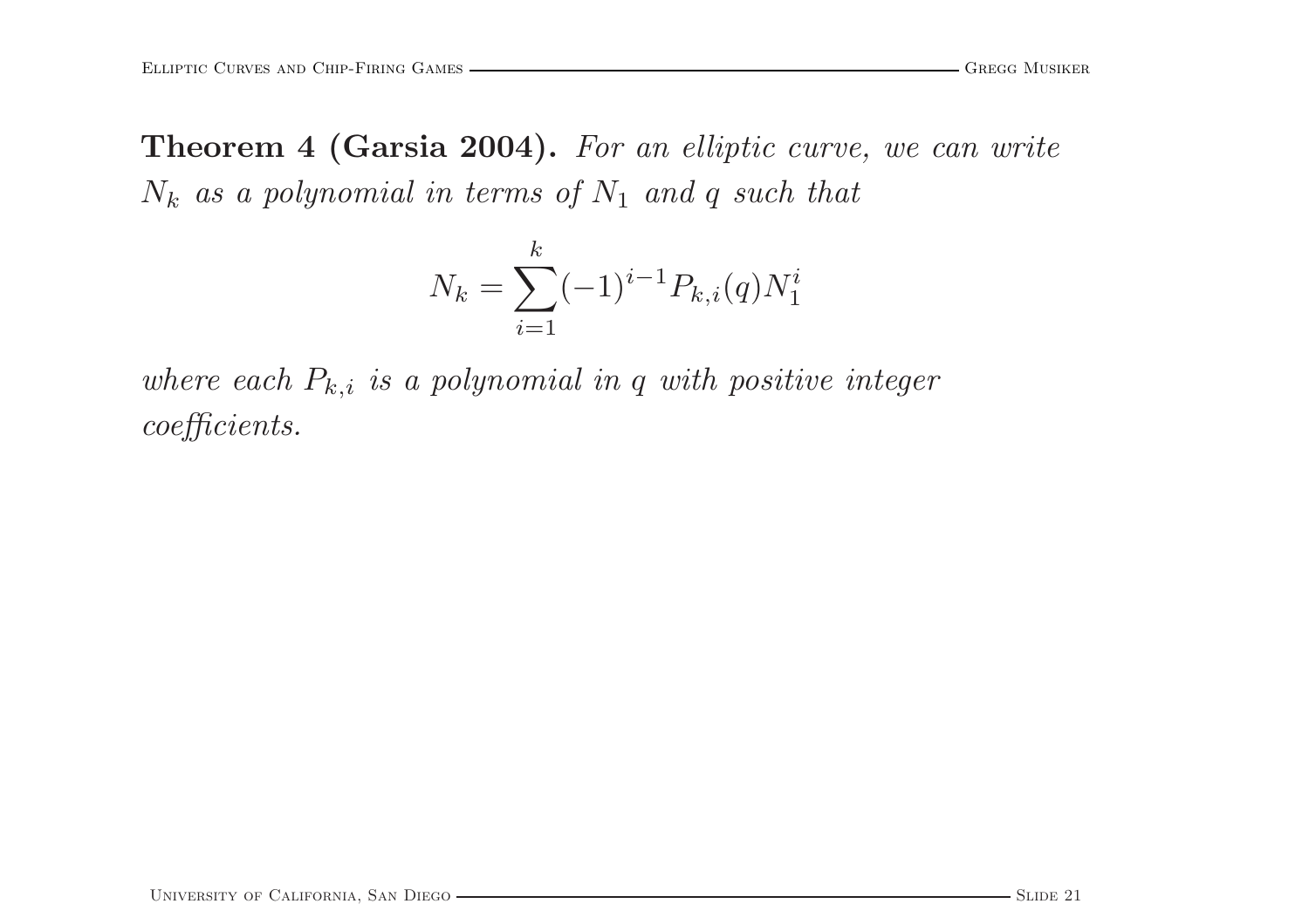**Theorem 4 (Garsia 2004).** *For an elliptic curve, we can write $N_k$ as a polynomial in terms of $N_1$ and $q$ such that*

$$N_k = \sum_{i=1}^{k} (-1)^{i-1} P_{k,i}(q) N_1^i$$

*where each $P_{k,i}$ is a polynomial in $q$ with positive integer coefficients.*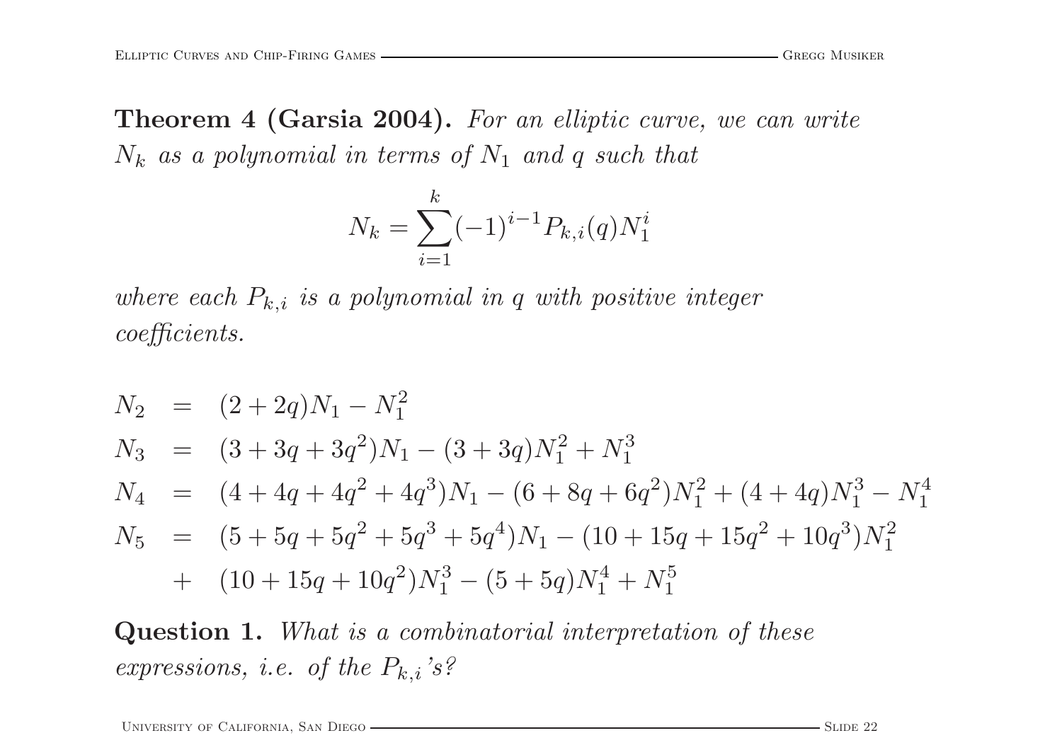**Theorem 4 (Garsia 2004).** *For an elliptic curve, we can write $N_k$ as a polynomial in terms of $N_1$ and $q$ such that*

$$N_k = \sum_{i=1}^{k} (-1)^{i-1} P_{k,i}(q) N_1^i$$

*where each $P_{k,i}$ is a polynomial in $q$ with positive integer coefficients.*

$$
\begin{aligned}
N_2 &= (2+2q)N_1 - N_1^2 \\
N_3 &= (3+3q+3q^2)N_1 - (3+3q)N_1^2 + N_1^3 \\
N_4 &= (4+4q+4q^2+4q^3)N_1 - (6+8q+6q^2)N_1^2 + (4+4q)N_1^3 - N_1^4 \\
N_5 &= (5+5q+5q^2+5q^3+5q^4)N_1 - (10+15q+15q^2+10q^3)N_1^2 \\
&+ (10+15q+10q^2)N_1^3 - (5+5q)N_1^4 + N_1^5
\end{aligned}
$$

**Question 1.** *What is a combinatorial interpretation of these expressions, i.e. of the $P_{k,i}$'s?*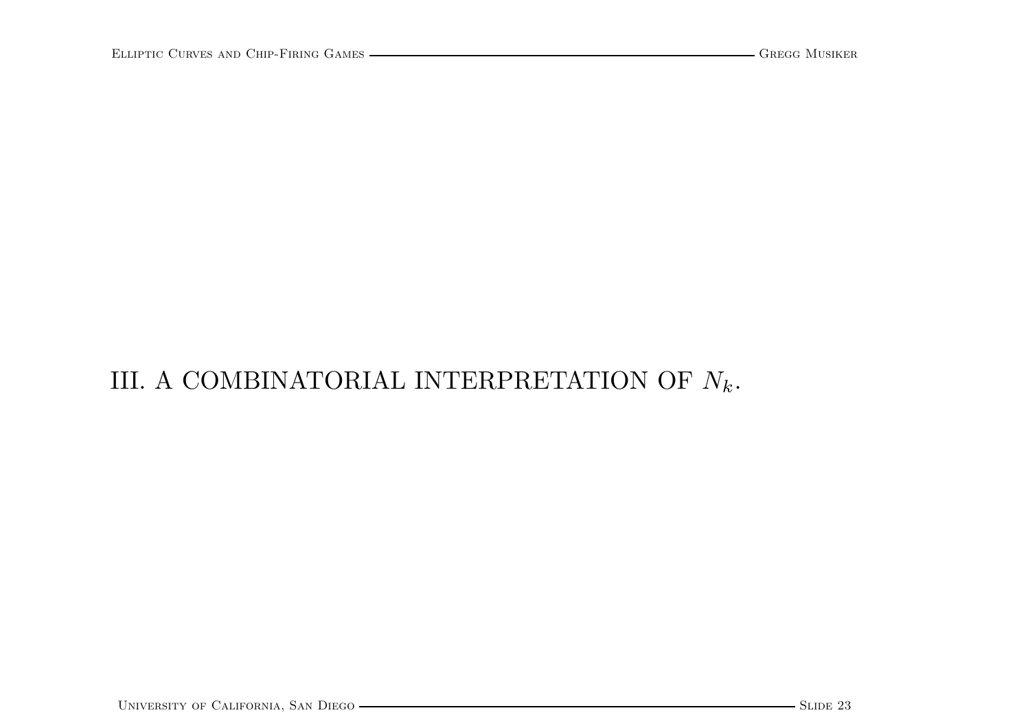# III. A COMBINATORIAL INTERPRETATION OF $N_k$.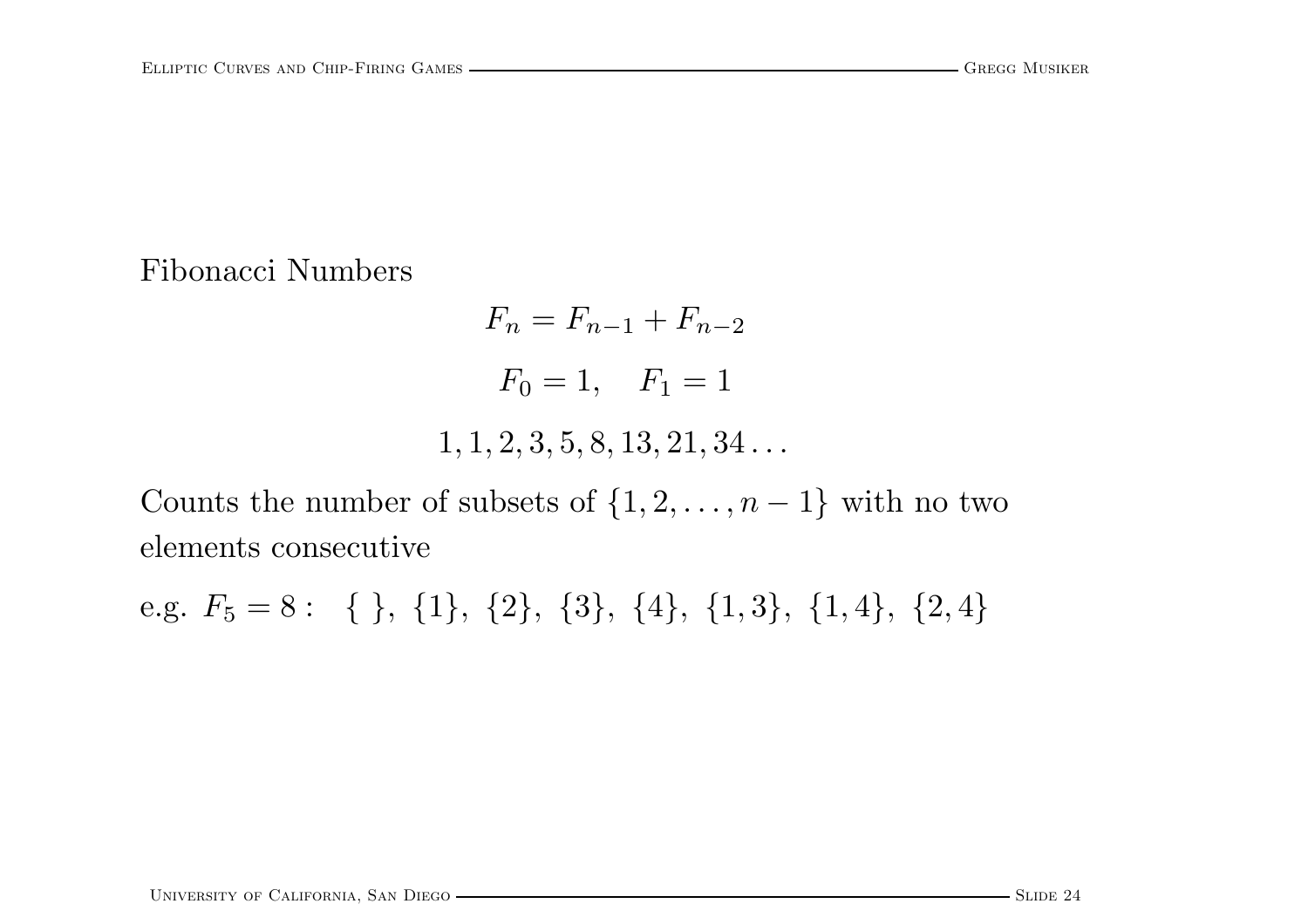Fibonacci Numbers

$$F_n = F_{n-1} + F_{n-2}$$

$$F_0 = 1, \quad F_1 = 1$$

$$1, 1, 2, 3, 5, 8, 13, 21, 34 \ldots$$

Counts the number of subsets of $\{1, 2, \ldots, n-1\}$ with no two elements consecutive

e.g. $F_5 = 8: \quad \{\ \},\ \{1\},\ \{2\},\ \{3\},\ \{4\},\ \{1, 3\},\ \{1, 4\},\ \{2, 4\}$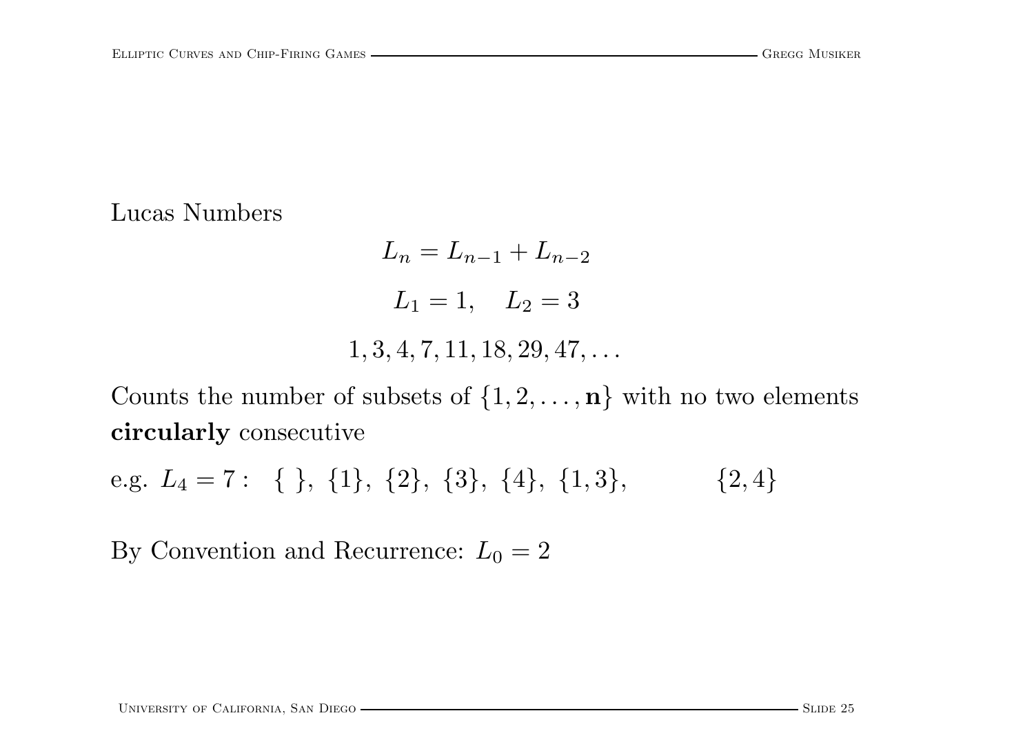Lucas Numbers

$$L_n = L_{n-1} + L_{n-2}$$

$$L_1 = 1, \quad L_2 = 3$$

$$1, 3, 4, 7, 11, 18, 29, 47, \ldots$$

Counts the number of subsets of $\{1, 2, \ldots, \mathbf{n}\}$ with no two elements **circularly** consecutive

e.g. $L_4 = 7:$ $\{\ \}$, $\{1\}$, $\{2\}$, $\{3\}$, $\{4\}$, $\{1, 3\}$, $\{2, 4\}$

By Convention and Recurrence: $L_0 = 2$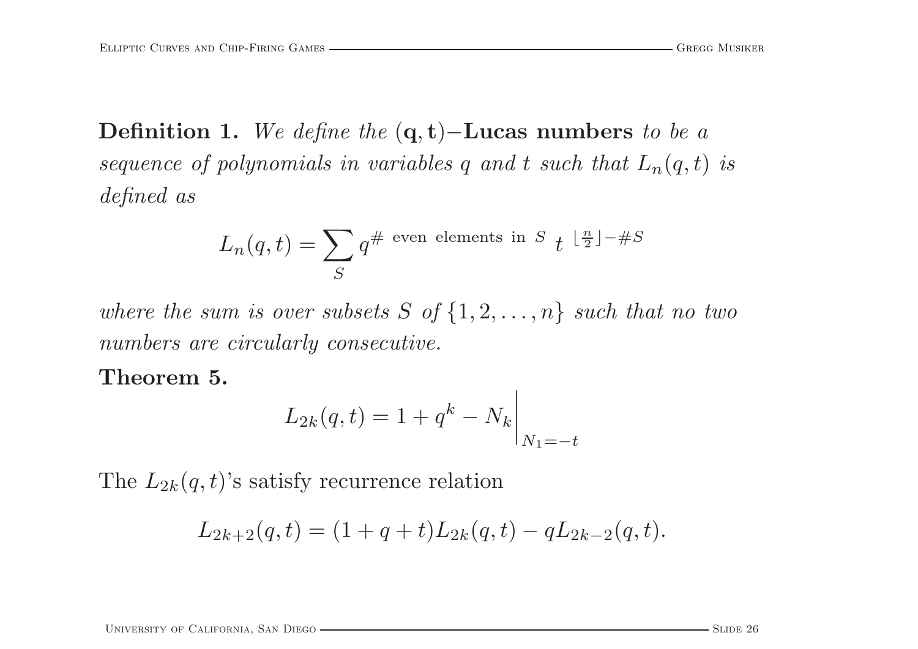**Definition 1.** *We define the* $(\mathbf{q}, \mathbf{t})$**−Lucas numbers** *to be a sequence of polynomials in variables $q$ and $t$ such that $L_n(q,t)$ is defined as*

$$L_n(q,t) = \sum_S q^{\#\text{ even elements in } S}\ t^{\lfloor \frac{n}{2} \rfloor - \#S}$$

*where the sum is over subsets $S$ of $\{1, 2, \dots, n\}$ such that no two numbers are circularly consecutive.*

**Theorem 5.**

$$L_{2k}(q,t) = 1 + q^k - N_k \Bigg|_{N_1 = -t}$$

The $L_{2k}(q,t)$'s satisfy recurrence relation

$$L_{2k+2}(q,t) = (1 + q + t)L_{2k}(q,t) - qL_{2k-2}(q,t).$$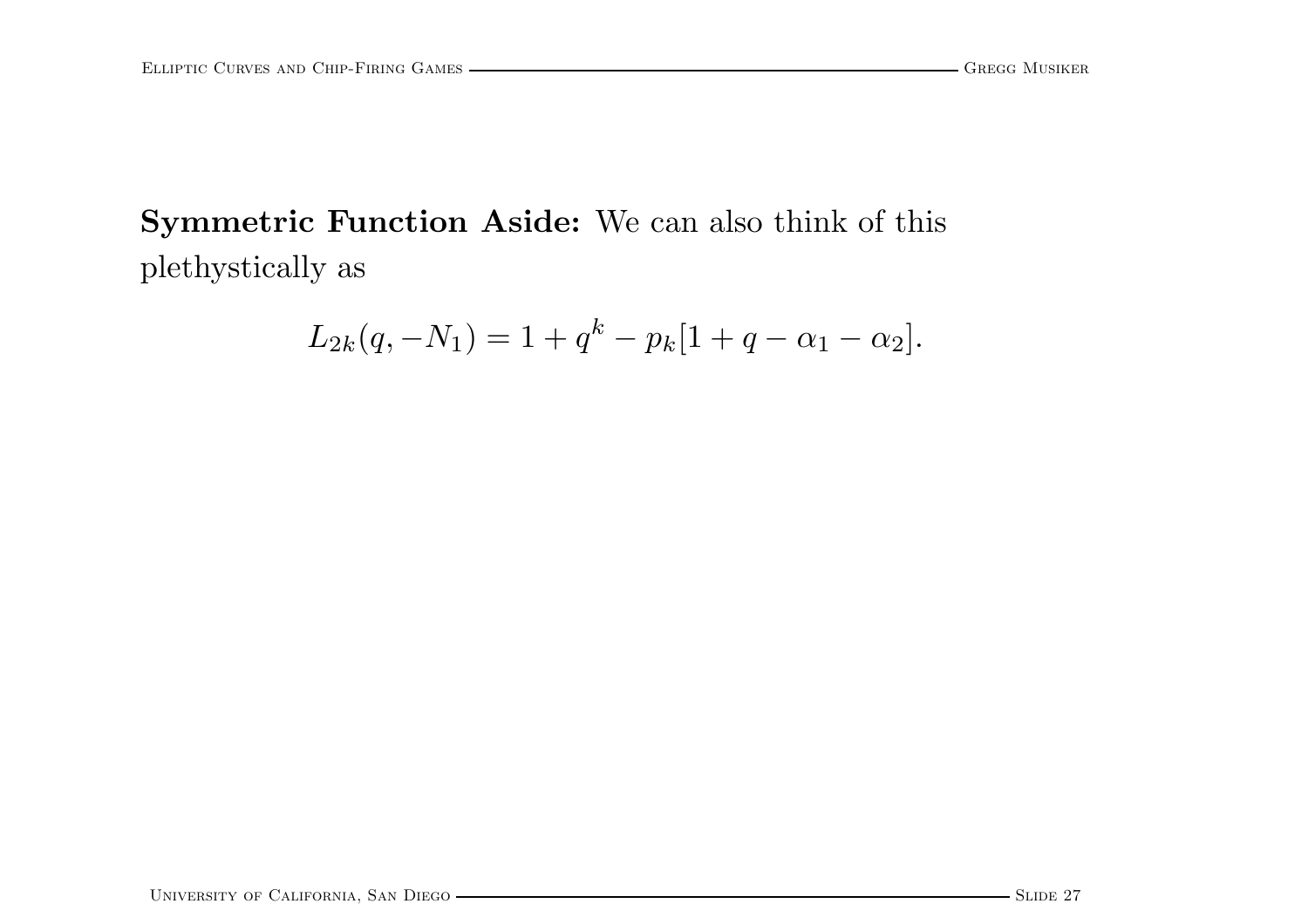**Symmetric Function Aside:** We can also think of this plethystically as

$$L_{2k}(q, -N_1) = 1 + q^k - p_k[1 + q - \alpha_1 - \alpha_2].$$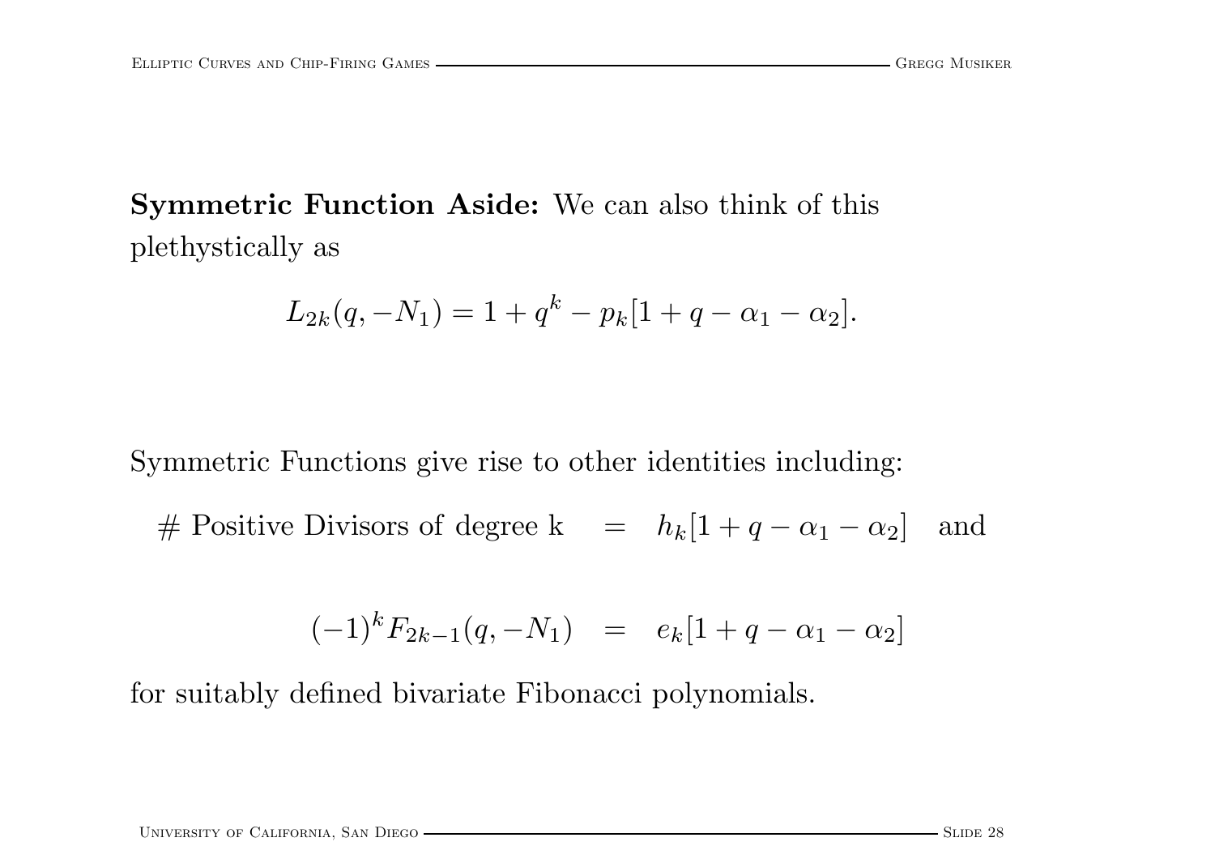**Symmetric Function Aside:** We can also think of this plethystically as

$$L_{2k}(q, -N_1) = 1 + q^k - p_k[1 + q - \alpha_1 - \alpha_2].$$

Symmetric Functions give rise to other identities including:

$$\# \text{ Positive Divisors of degree k} \quad = \quad h_k[1 + q - \alpha_1 - \alpha_2] \quad \text{and}$$

$$(-1)^k F_{2k-1}(q, -N_1) \quad = \quad e_k[1 + q - \alpha_1 - \alpha_2]$$

for suitably defined bivariate Fibonacci polynomials.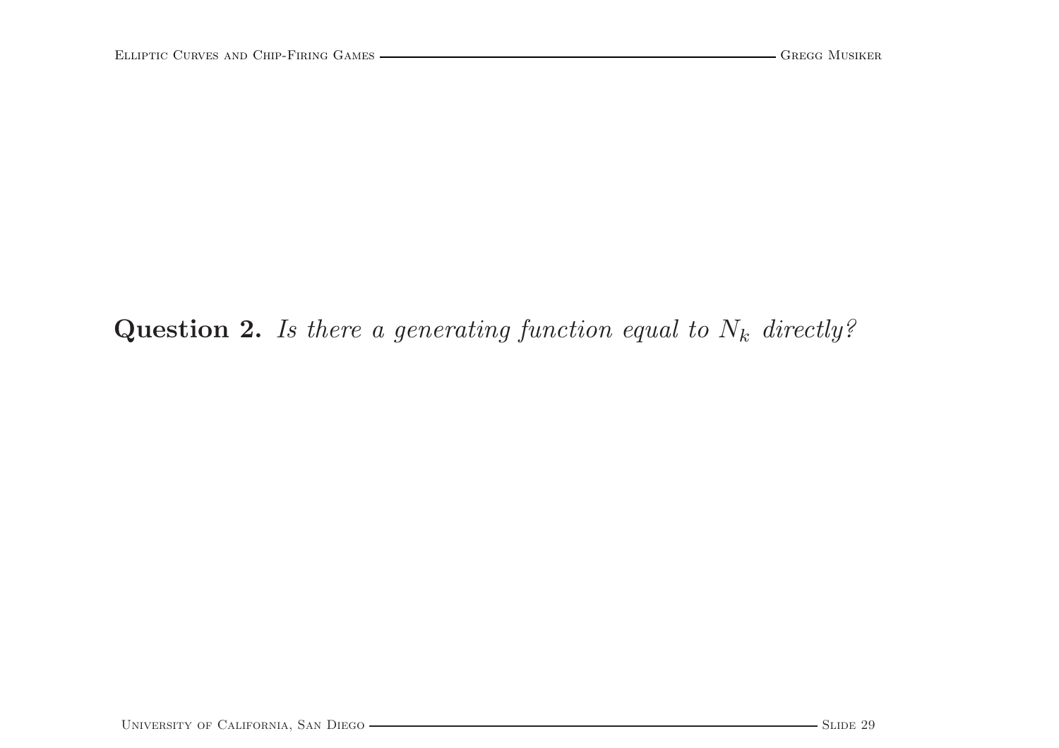**Question 2.** *Is there a generating function equal to $N_k$ directly?*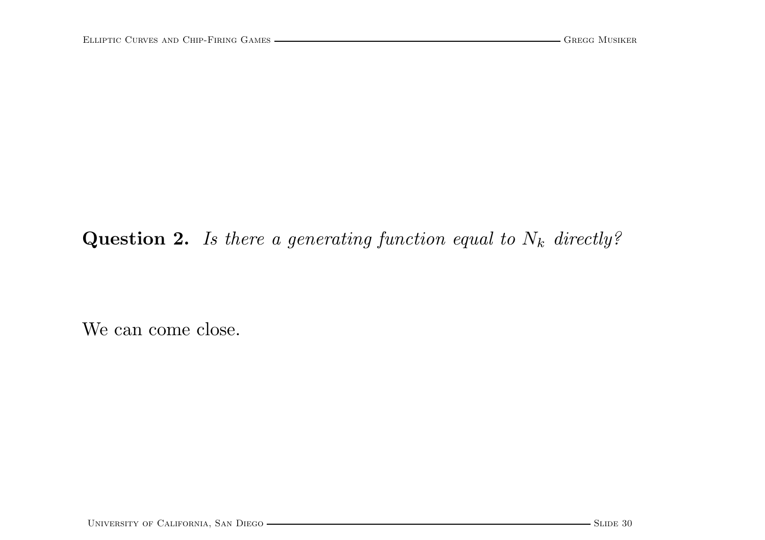**Question 2.** *Is there a generating function equal to $N_k$ directly?*

We can come close.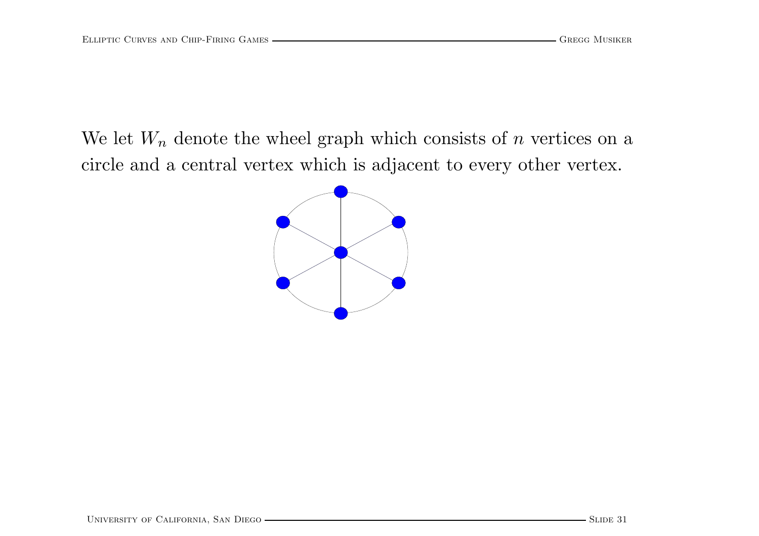We let $W_n$ denote the wheel graph which consists of $n$ vertices on a circle and a central vertex which is adjacent to every other vertex.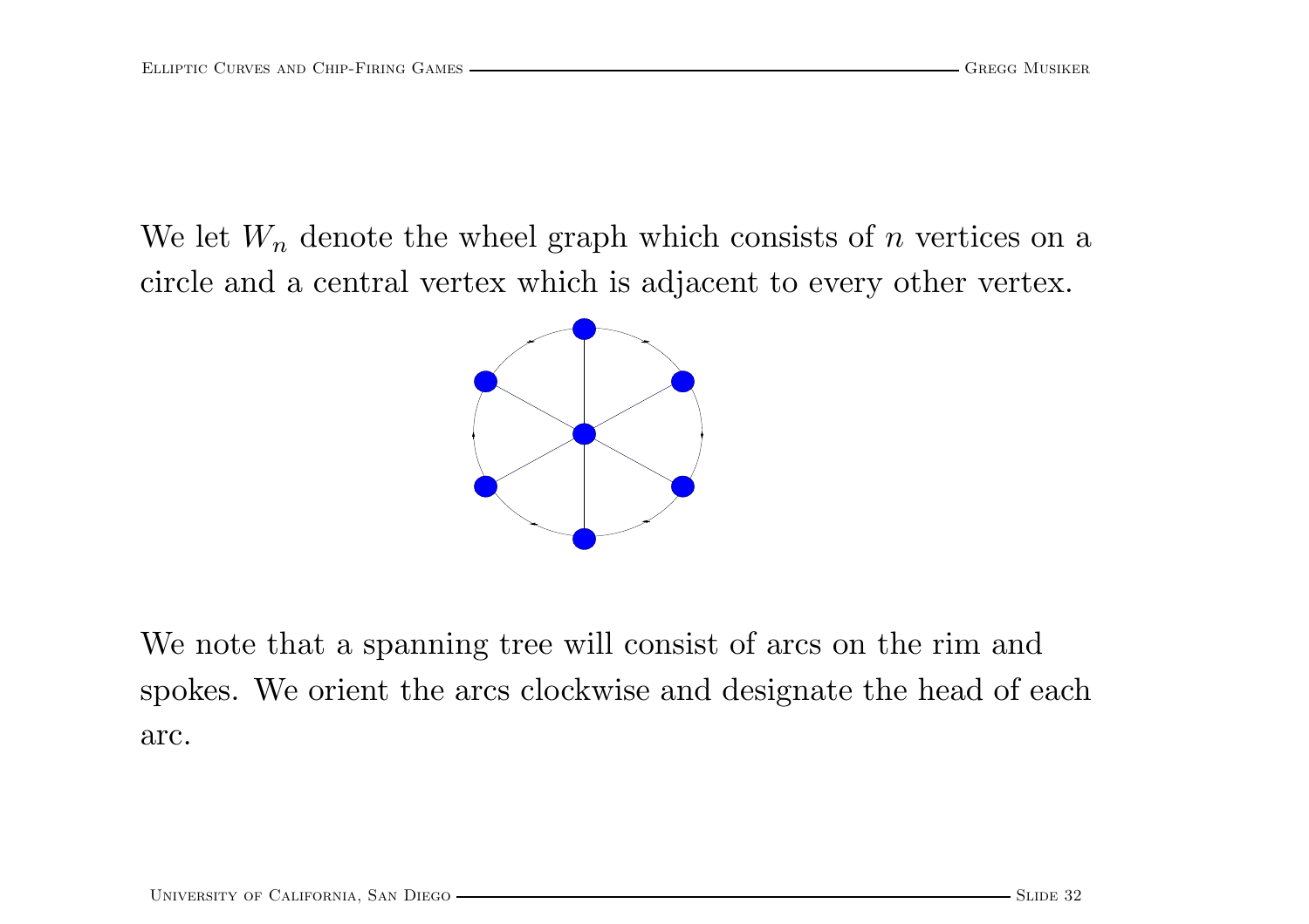We let $W_n$ denote the wheel graph which consists of $n$ vertices on a circle and a central vertex which is adjacent to every other vertex.

We note that a spanning tree will consist of arcs on the rim and spokes. We orient the arcs clockwise and designate the head of each arc.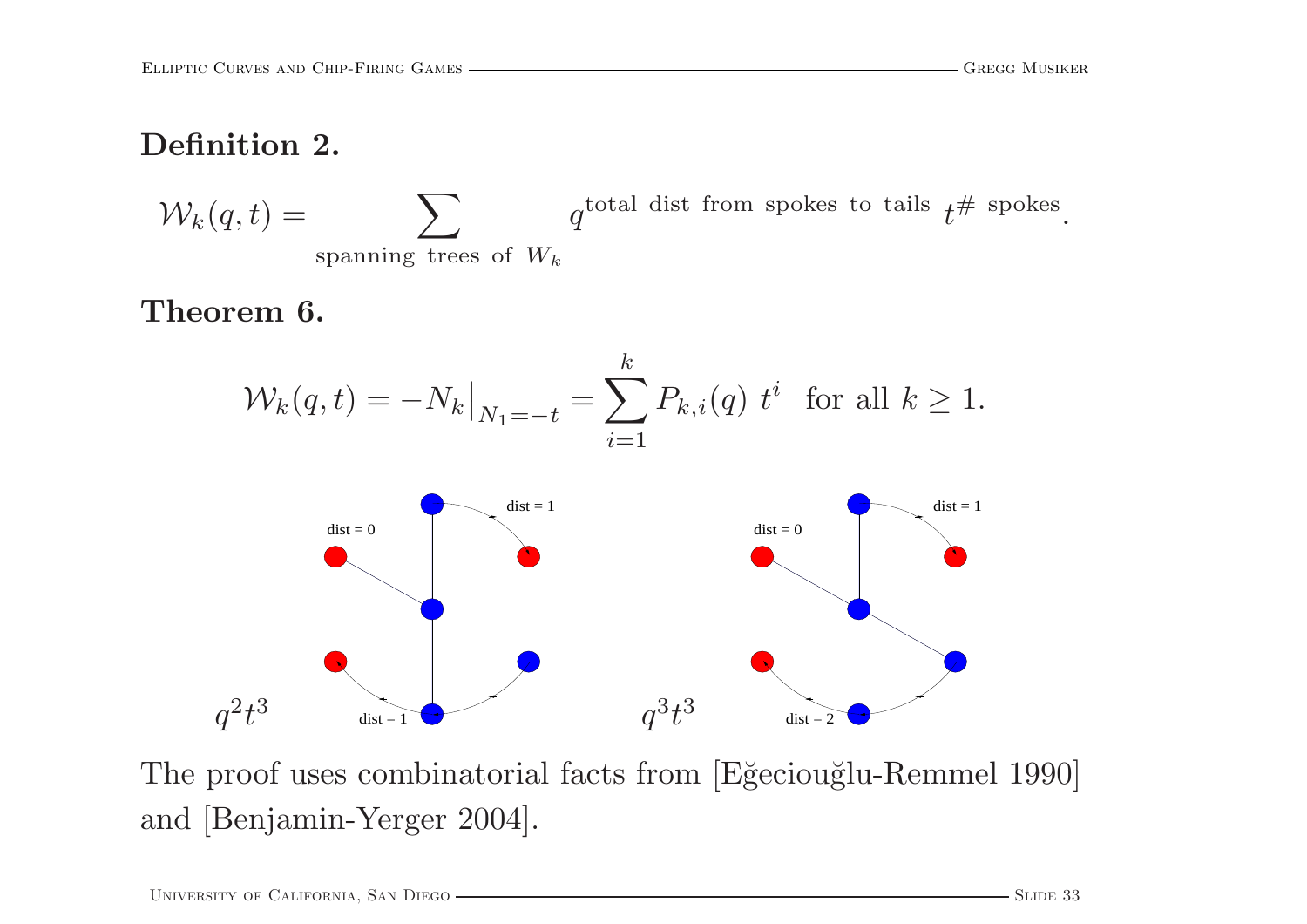**Definition 2.**

$$\mathcal{W}_k(q,t) = \sum_{\text{spanning trees of } W_k} q^{\text{total dist from spokes to tails}}\, t^{\#\text{ spokes}}.$$

**Theorem 6.**

$$\mathcal{W}_k(q,t) = -N_k\big|_{N_1=-t} = \sum_{i=1}^{k} P_{k,i}(q)\ t^i \quad \text{for all } k \geq 1.$$

$q^2t^3$ dist = 0, dist = 1, dist = 1

$q^3t^3$ dist = 0, dist = 1, dist = 2

The proof uses combinatorial facts from [Eğecioğlu-Remmel 1990] and [Benjamin-Yerger 2004].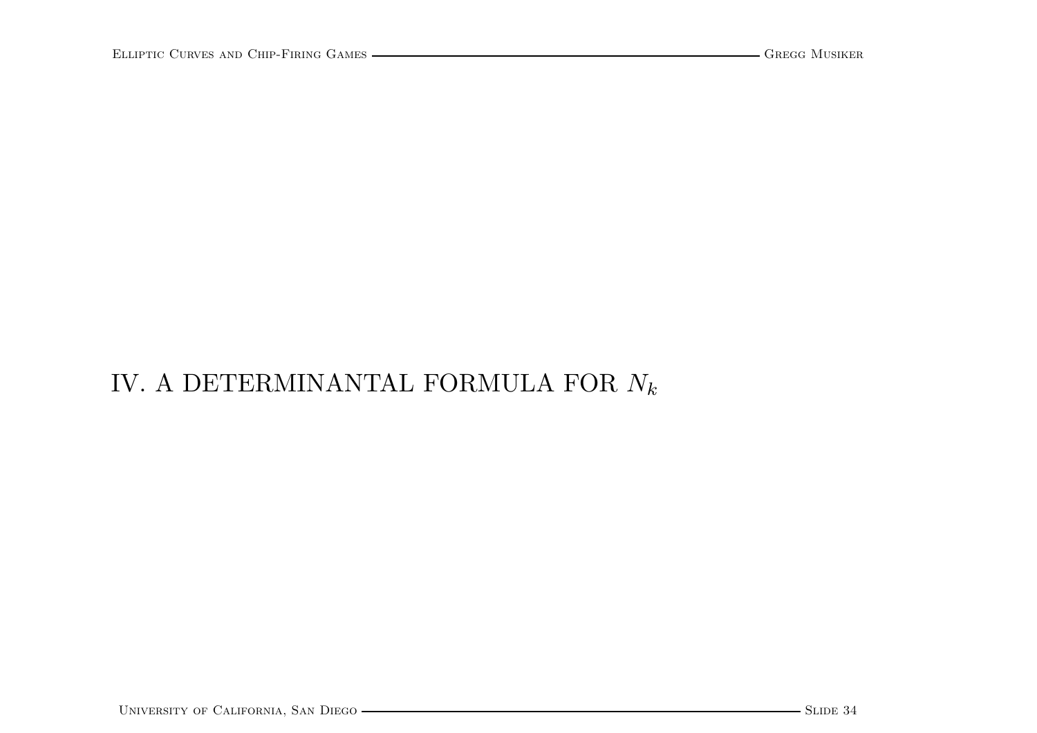# IV. A DETERMINANTAL FORMULA FOR $N_k$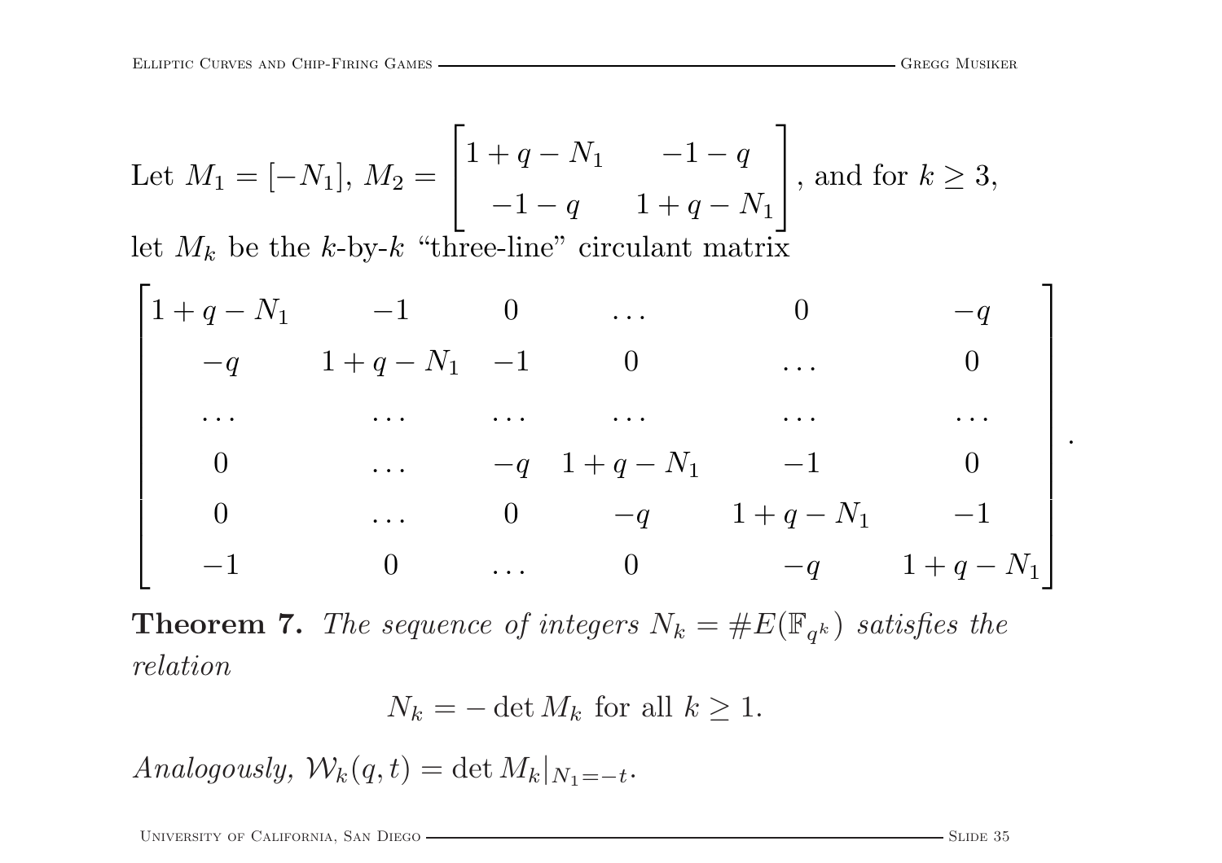Let $M_1 = [-N_1]$, $M_2 = \begin{bmatrix} 1+q-N_1 & -1-q \\ -1-q & 1+q-N_1 \end{bmatrix}$, and for $k \geq 3$, let $M_k$ be the $k$-by-$k$ "three-line" circulant matrix

$$\begin{bmatrix} 1+q-N_1 & -1 & 0 & \dots & 0 & -q \\ -q & 1+q-N_1 & -1 & 0 & \dots & 0 \\ \dots & \dots & \dots & \dots & \dots & \dots \\ 0 & \dots & -q & 1+q-N_1 & -1 & 0 \\ 0 & \dots & 0 & -q & 1+q-N_1 & -1 \\ -1 & 0 & \dots & 0 & -q & 1+q-N_1 \end{bmatrix}.$$

**Theorem 7.** *The sequence of integers $N_k = \#E(\mathbb{F}_{q^k})$ satisfies the relation*

$$N_k = -\det M_k \text{ for all } k \geq 1.$$

*Analogously,* $\mathcal{W}_k(q,t) = \det M_k|_{N_1=-t}$.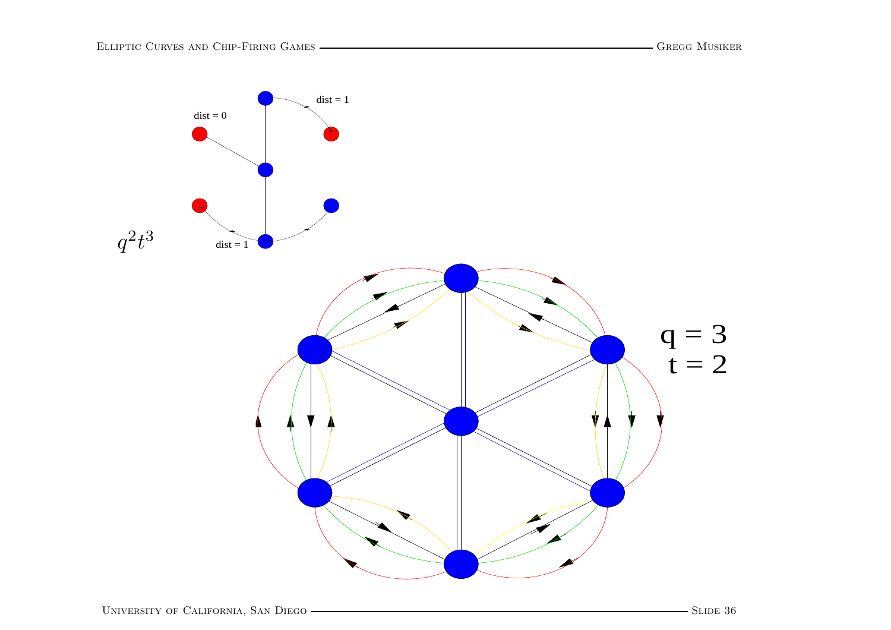dist = 0

dist = 1

dist = 1

$q^2t^3$

q = 3
t = 2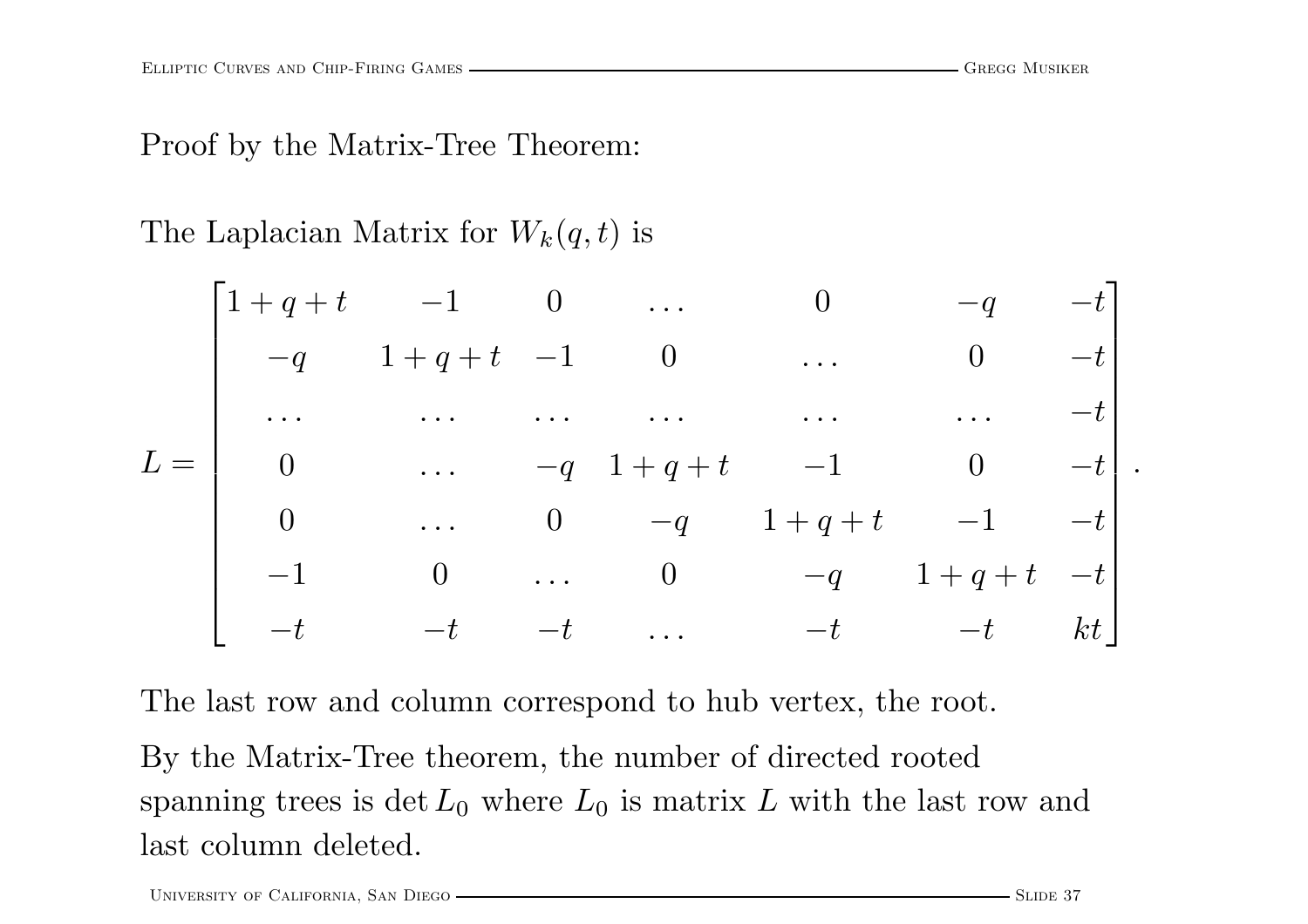Proof by the Matrix-Tree Theorem:

The Laplacian Matrix for $W_k(q,t)$ is

$$L = \begin{bmatrix} 1+q+t & -1 & 0 & \dots & 0 & -q & -t \\ -q & 1+q+t & -1 & 0 & \dots & 0 & -t \\ \dots & \dots & \dots & \dots & \dots & \dots & -t \\ 0 & \dots & -q & 1+q+t & -1 & 0 & -t \\ 0 & \dots & 0 & -q & 1+q+t & -1 & -t \\ -1 & 0 & \dots & 0 & -q & 1+q+t & -t \\ -t & -t & -t & \dots & -t & -t & kt \end{bmatrix}.$$

The last row and column correspond to hub vertex, the root.

By the Matrix-Tree theorem, the number of directed rooted spanning trees is $\det L_0$ where $L_0$ is matrix $L$ with the last row and last column deleted.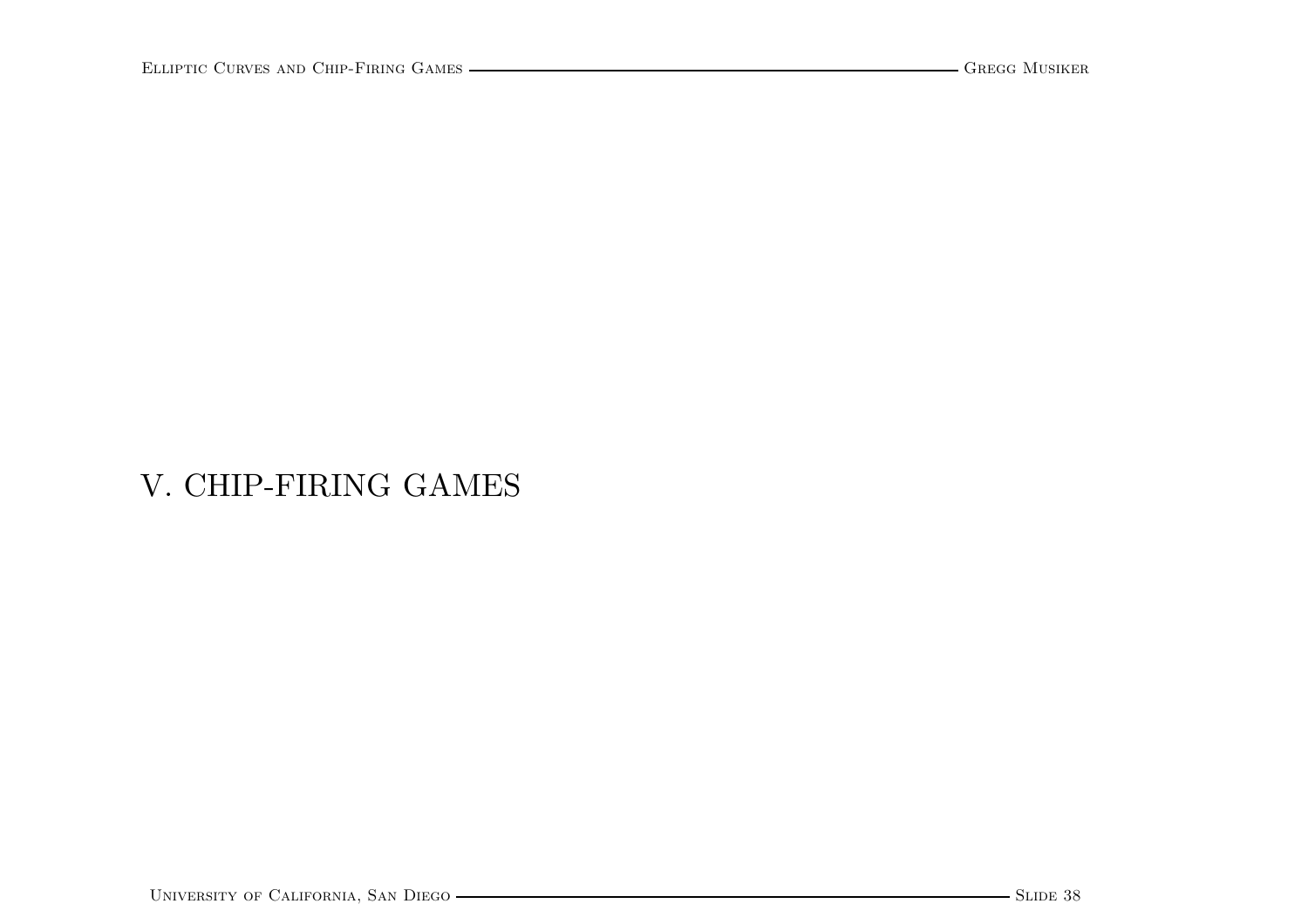# V. CHIP-FIRING GAMES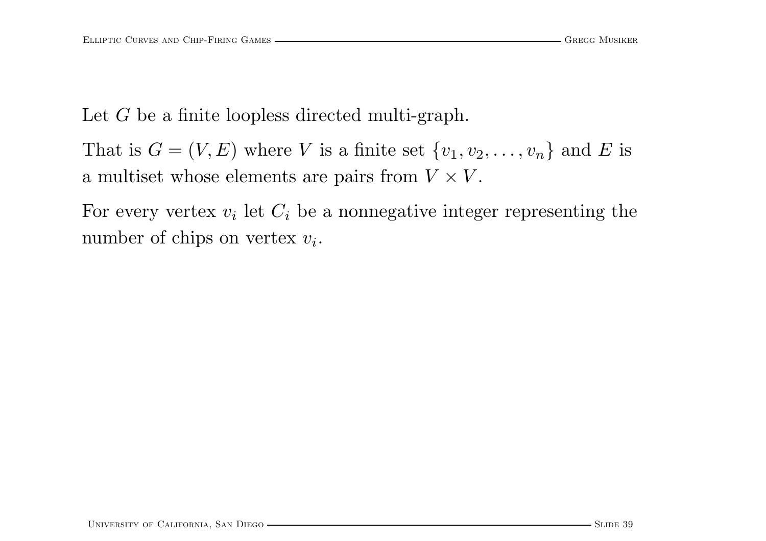Let $G$ be a finite loopless directed multi-graph.

That is $G = (V, E)$ where $V$ is a finite set $\{v_1, v_2, \ldots, v_n\}$ and $E$ is a multiset whose elements are pairs from $V \times V$.

For every vertex $v_i$ let $C_i$ be a nonnegative integer representing the number of chips on vertex $v_i$.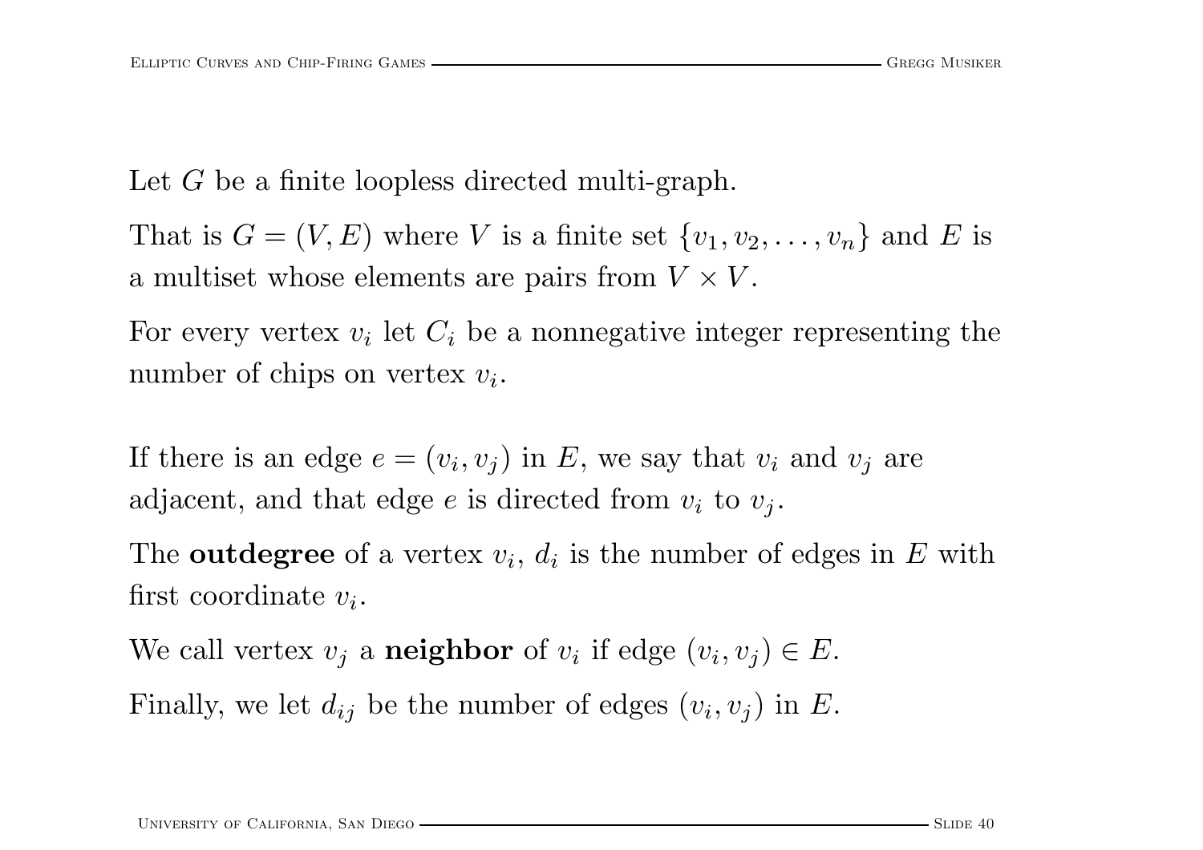Let $G$ be a finite loopless directed multi-graph.

That is $G = (V, E)$ where $V$ is a finite set $\{v_1, v_2, \ldots, v_n\}$ and $E$ is a multiset whose elements are pairs from $V \times V$.

For every vertex $v_i$ let $C_i$ be a nonnegative integer representing the number of chips on vertex $v_i$.

If there is an edge $e = (v_i, v_j)$ in $E$, we say that $v_i$ and $v_j$ are adjacent, and that edge $e$ is directed from $v_i$ to $v_j$.

The **outdegree** of a vertex $v_i$, $d_i$ is the number of edges in $E$ with first coordinate $v_i$.

We call vertex $v_j$ a **neighbor** of $v_i$ if edge $(v_i, v_j) \in E$.

Finally, we let $d_{ij}$ be the number of edges $(v_i, v_j)$ in $E$.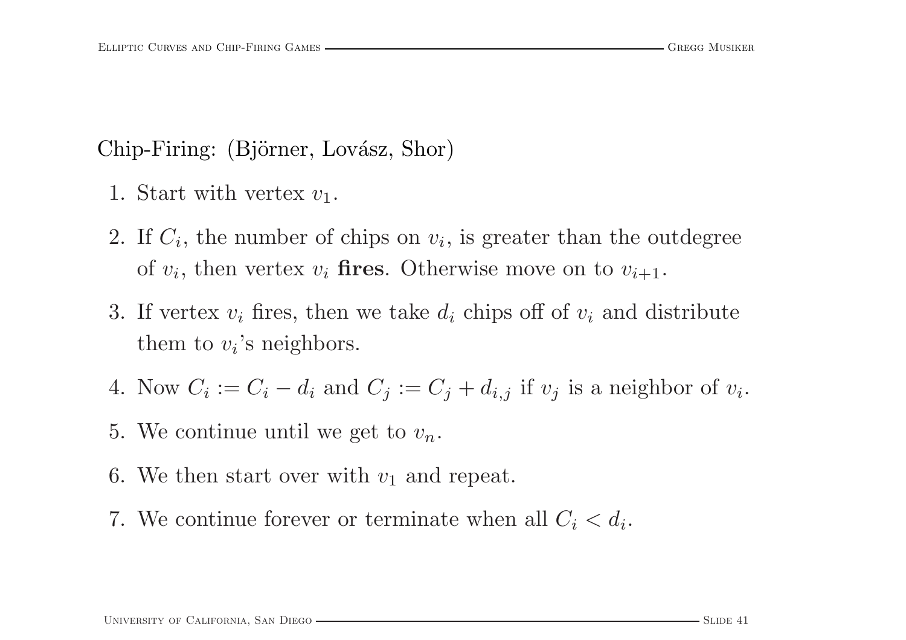Chip-Firing: (Björner, Lovász, Shor)

1. Start with vertex $v_1$.
2. If $C_i$, the number of chips on $v_i$, is greater than the outdegree of $v_i$, then vertex $v_i$ **fires**. Otherwise move on to $v_{i+1}$.
3. If vertex $v_i$ fires, then we take $d_i$ chips off of $v_i$ and distribute them to $v_i$'s neighbors.
4. Now $C_i := C_i - d_i$ and $C_j := C_j + d_{i,j}$ if $v_j$ is a neighbor of $v_i$.
5. We continue until we get to $v_n$.
6. We then start over with $v_1$ and repeat.
7. We continue forever or terminate when all $C_i < d_i$.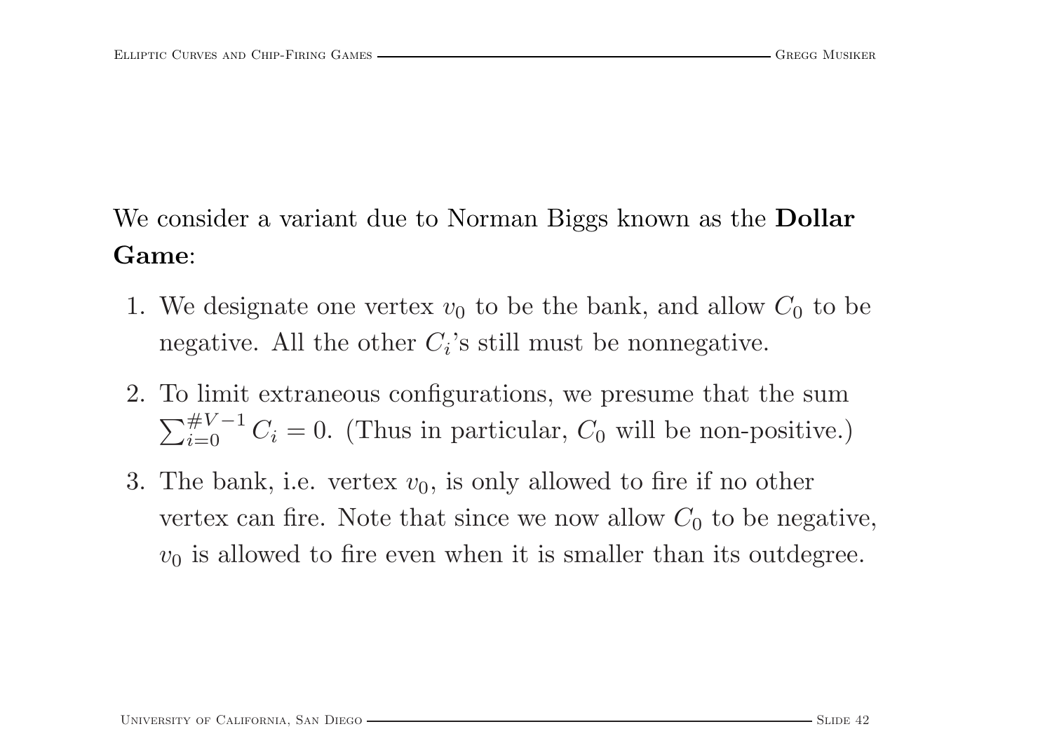We consider a variant due to Norman Biggs known as the **Dollar Game**:

1. We designate one vertex $v_0$ to be the bank, and allow $C_0$ to be negative. All the other $C_i$'s still must be nonnegative.
2. To limit extraneous configurations, we presume that the sum $\sum_{i=0}^{\#V-1} C_i = 0$. (Thus in particular, $C_0$ will be non-positive.)
3. The bank, i.e. vertex $v_0$, is only allowed to fire if no other vertex can fire. Note that since we now allow $C_0$ to be negative, $v_0$ is allowed to fire even when it is smaller than its outdegree.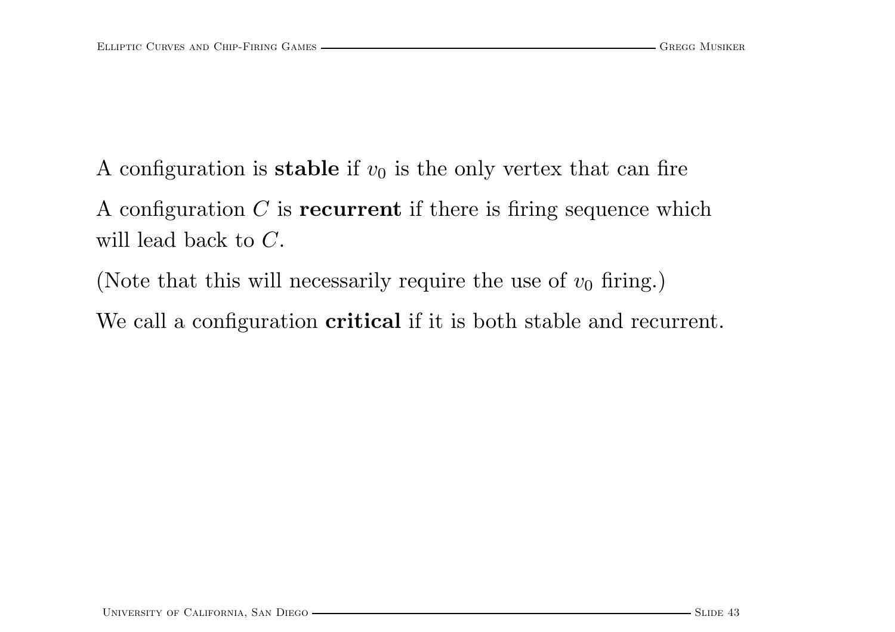A configuration is **stable** if $v_0$ is the only vertex that can fire

A configuration $C$ is **recurrent** if there is firing sequence which will lead back to $C$.

(Note that this will necessarily require the use of $v_0$ firing.)

We call a configuration **critical** if it is both stable and recurrent.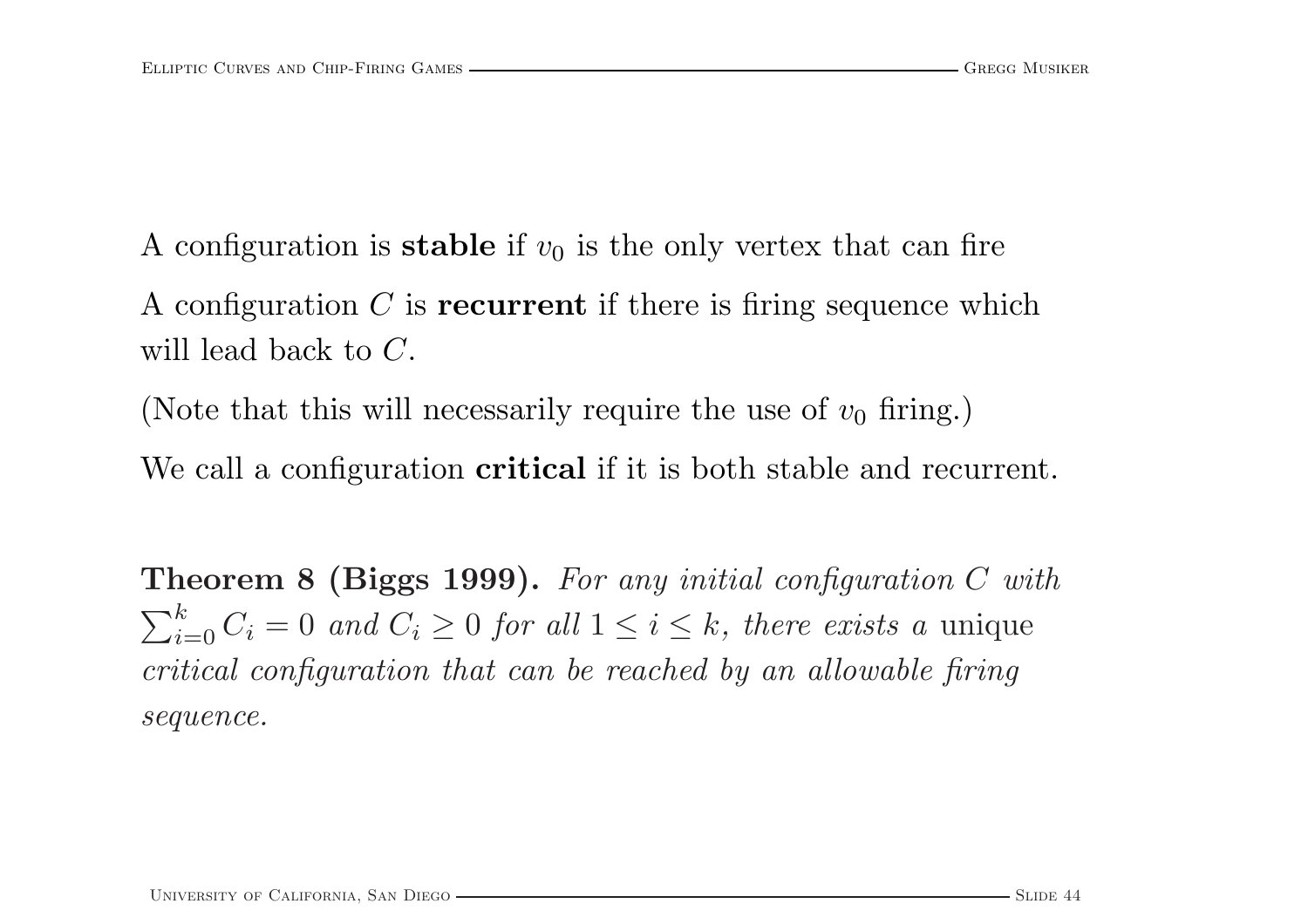A configuration is **stable** if $v_0$ is the only vertex that can fire

A configuration $C$ is **recurrent** if there is firing sequence which will lead back to $C$.

(Note that this will necessarily require the use of $v_0$ firing.)

We call a configuration **critical** if it is both stable and recurrent.

**Theorem 8 (Biggs 1999).** *For any initial configuration $C$ with $\sum_{i=0}^{k} C_i = 0$ and $C_i \geq 0$ for all $1 \leq i \leq k$, there exists a* unique *critical configuration that can be reached by an allowable firing sequence.*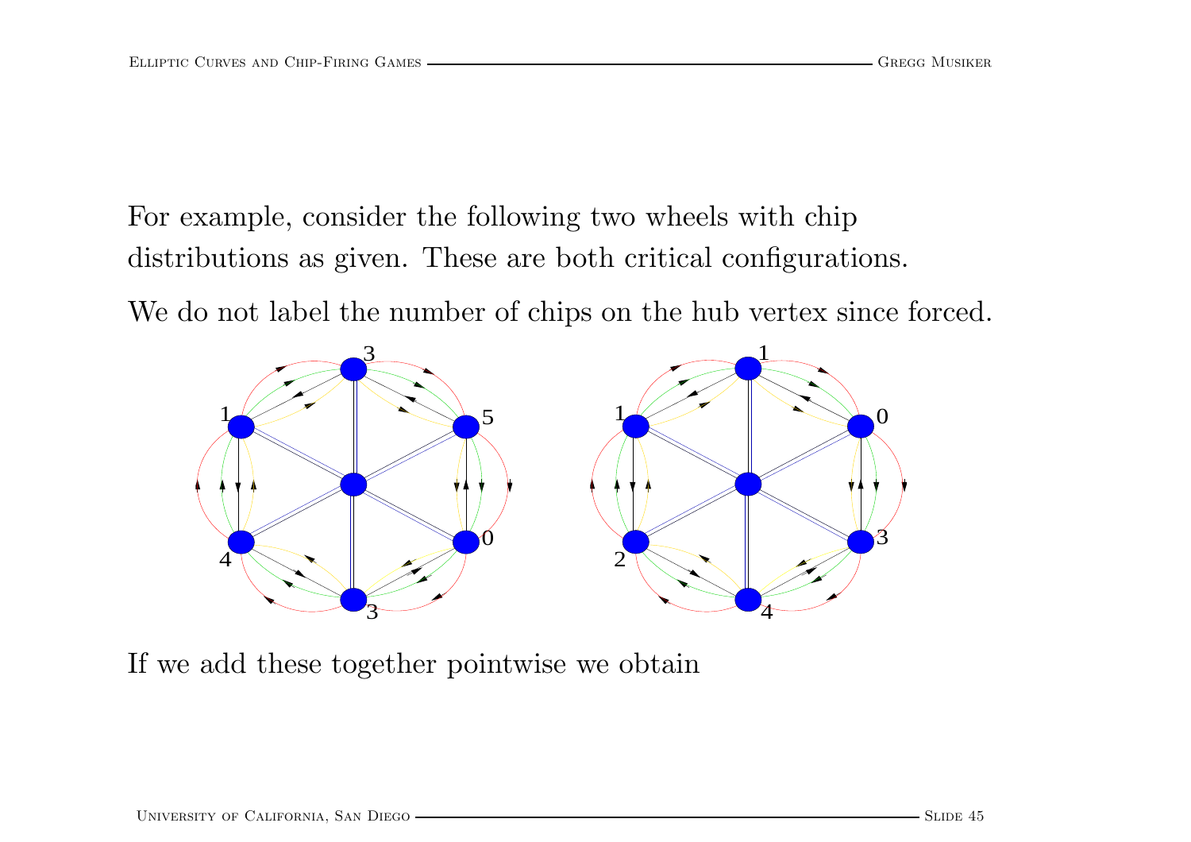For example, consider the following two wheels with chip distributions as given. These are both critical configurations.

We do not label the number of chips on the hub vertex since forced.

If we add these together pointwise we obtain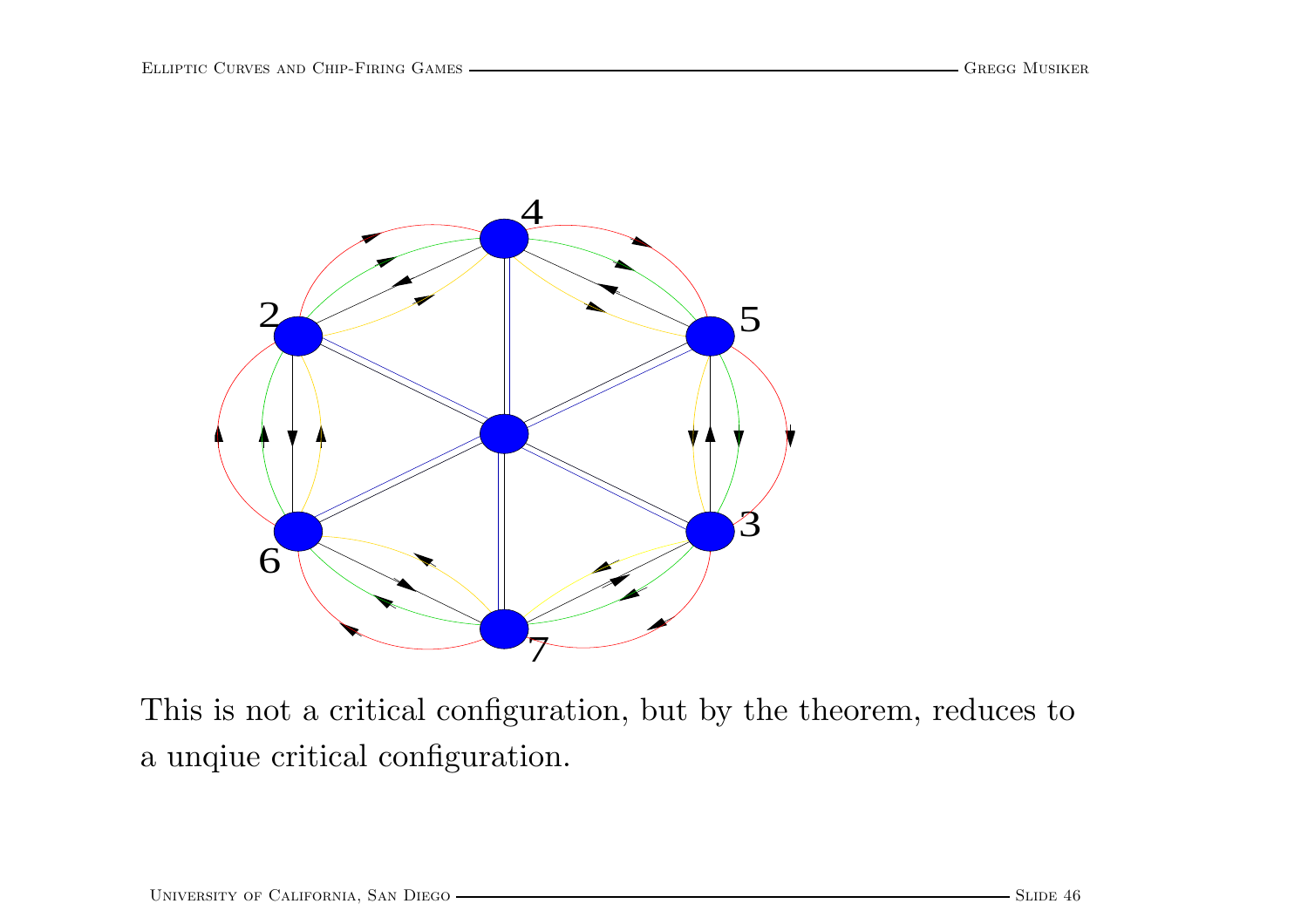This is not a critical configuration, but by the theorem, reduces to a unqiue critical configuration.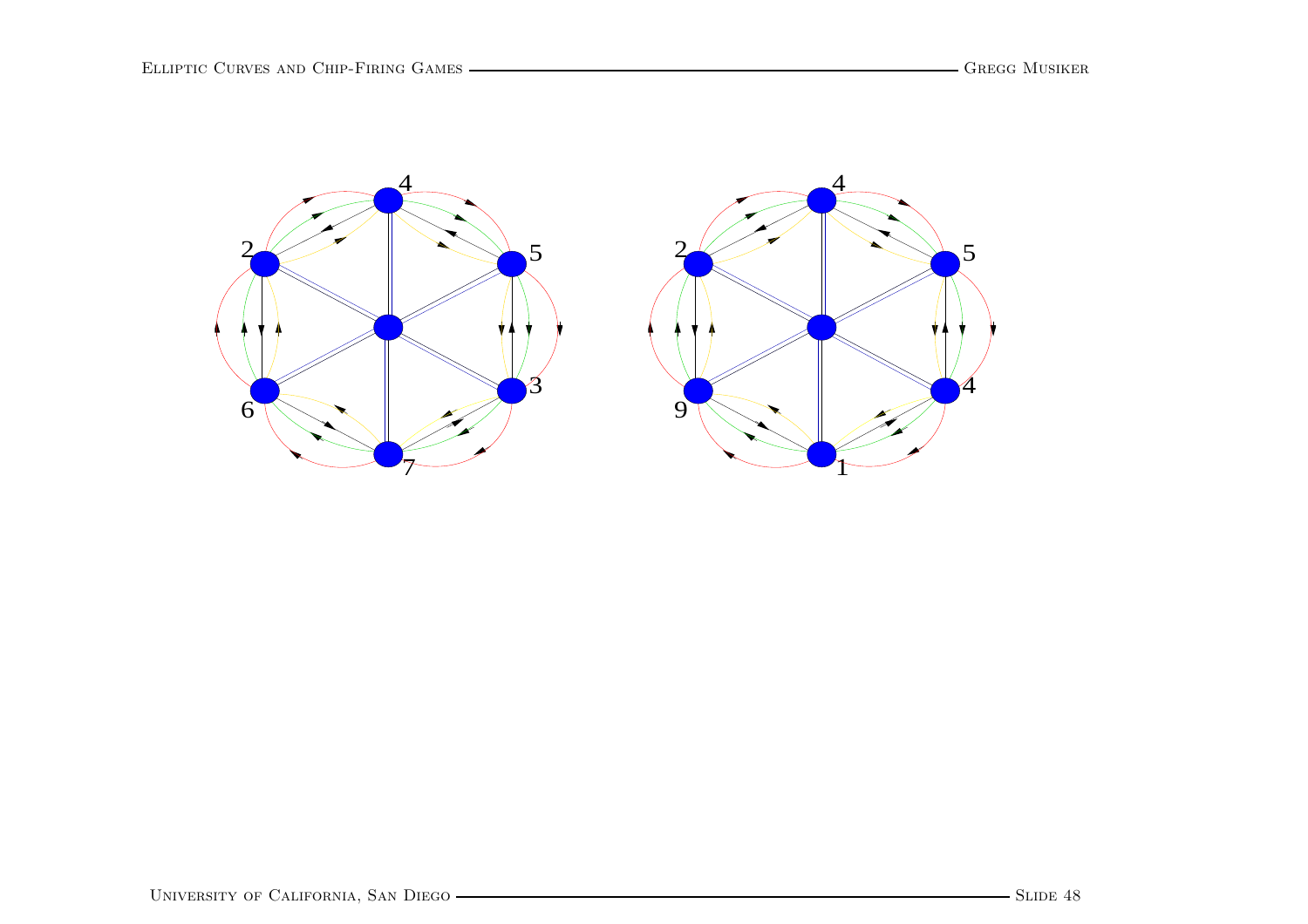4

2

5

6

3

7

4

2

5

9

4

1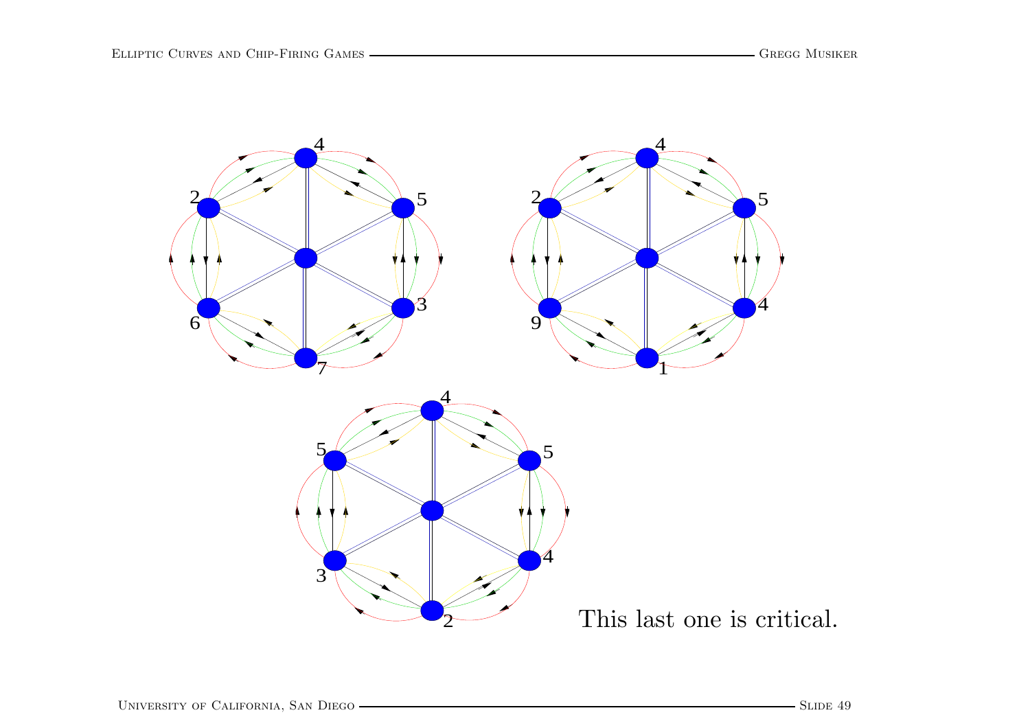This last one is critical.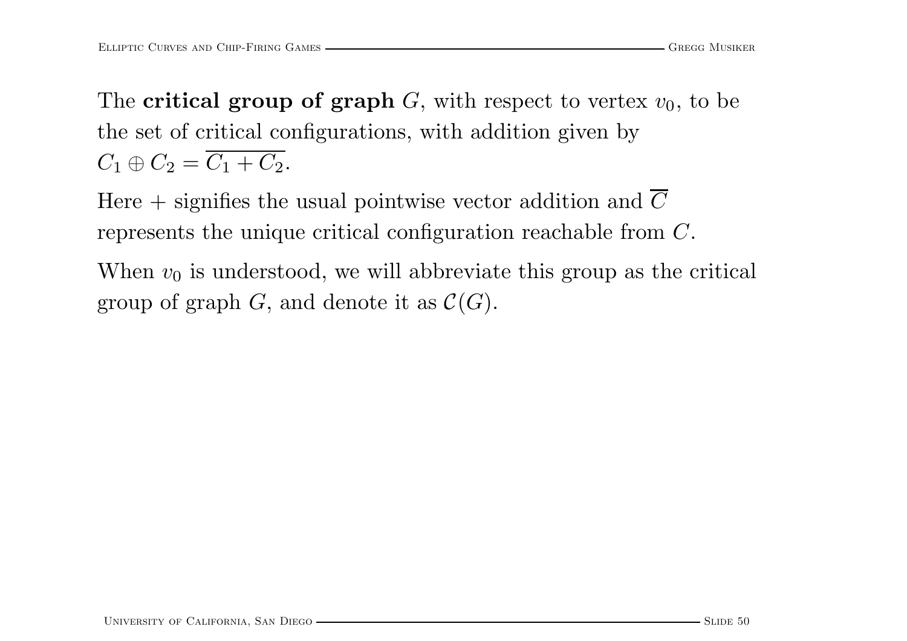The **critical group of graph** $G$, with respect to vertex $v_0$, to be the set of critical configurations, with addition given by $C_1 \oplus C_2 = \overline{C_1 + C_2}$.

Here $+$ signifies the usual pointwise vector addition and $\overline{C}$ represents the unique critical configuration reachable from $C$.

When $v_0$ is understood, we will abbreviate this group as the critical group of graph $G$, and denote it as $\mathcal{C}(G)$.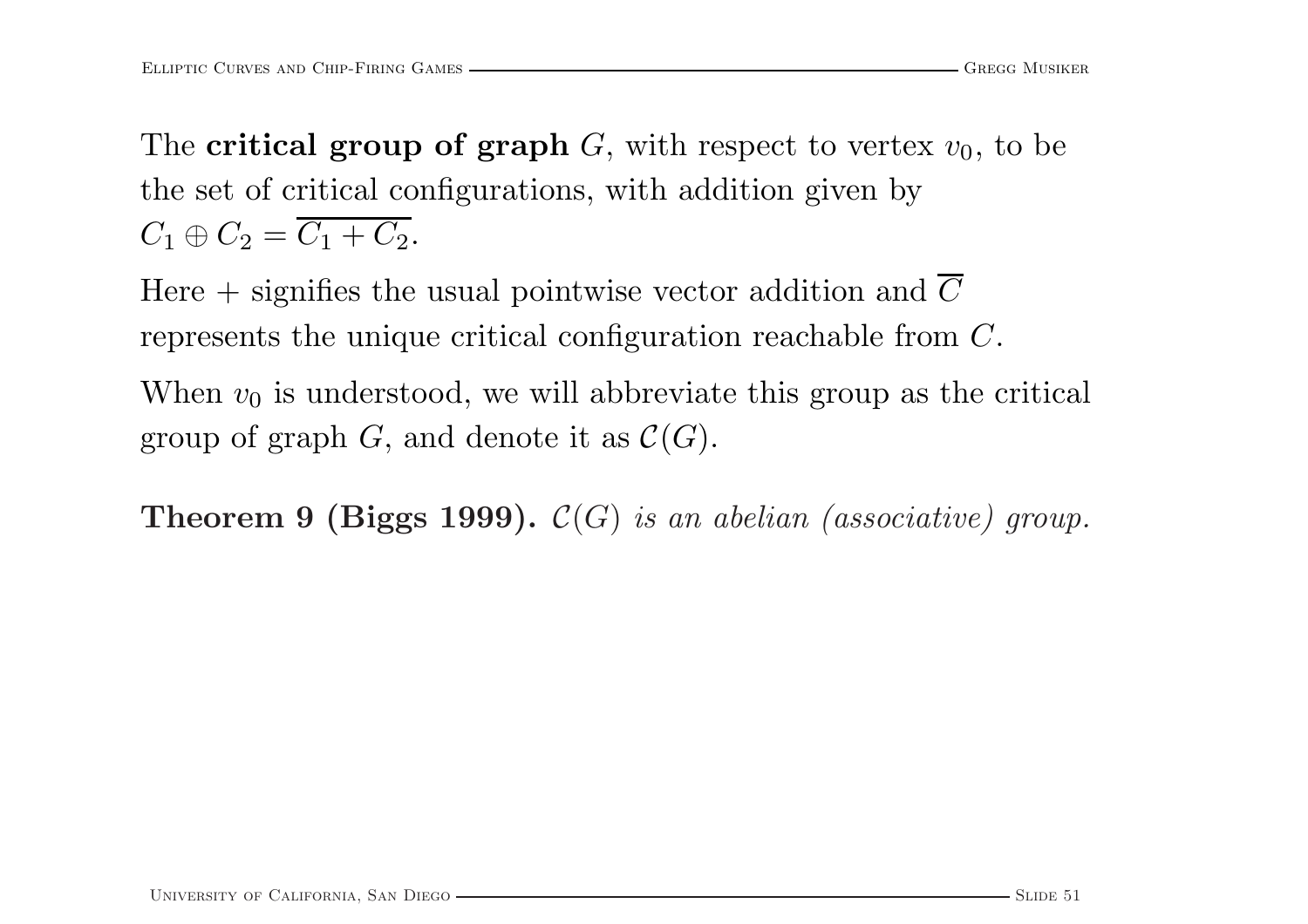The **critical group of graph** $G$, with respect to vertex $v_0$, to be the set of critical configurations, with addition given by $C_1 \oplus C_2 = \overline{C_1 + C_2}$.

Here $+$ signifies the usual pointwise vector addition and $\overline{C}$ represents the unique critical configuration reachable from $C$.

When $v_0$ is understood, we will abbreviate this group as the critical group of graph $G$, and denote it as $\mathcal{C}(G)$.

**Theorem 9 (Biggs 1999).** *$\mathcal{C}(G)$ is an abelian (associative) group.*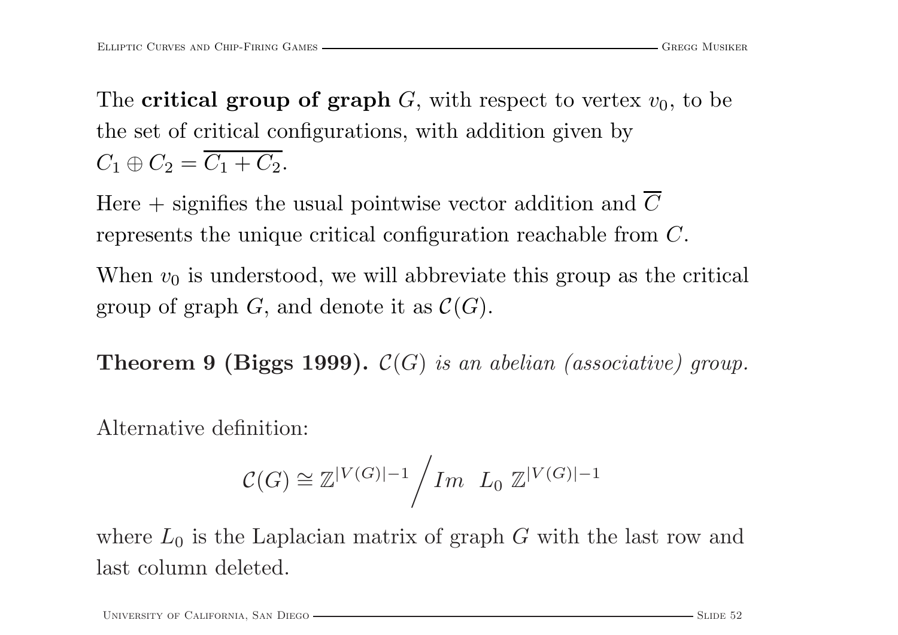The **critical group of graph** $G$, with respect to vertex $v_0$, to be the set of critical configurations, with addition given by $C_1 \oplus C_2 = \overline{C_1 + C_2}$.

Here $+$ signifies the usual pointwise vector addition and $\overline{C}$ represents the unique critical configuration reachable from $C$.

When $v_0$ is understood, we will abbreviate this group as the critical group of graph $G$, and denote it as $\mathcal{C}(G)$.

**Theorem 9 (Biggs 1999).** *$\mathcal{C}(G)$ is an abelian (associative) group.*

Alternative definition:

$$\mathcal{C}(G) \cong \mathbb{Z}^{|V(G)|-1} \Big/ Im \ \ L_0 \ \mathbb{Z}^{|V(G)|-1}$$

where $L_0$ is the Laplacian matrix of graph $G$ with the last row and last column deleted.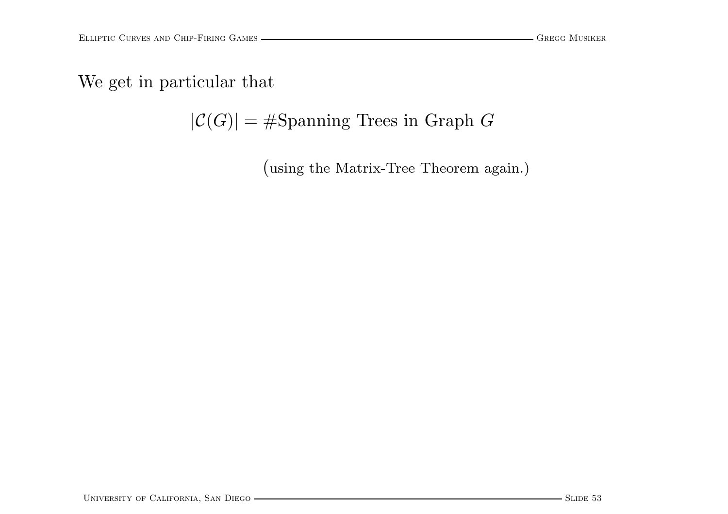We get in particular that

$$|\mathcal{C}(G)| = \#\text{Spanning Trees in Graph } G$$

(using the Matrix-Tree Theorem again.)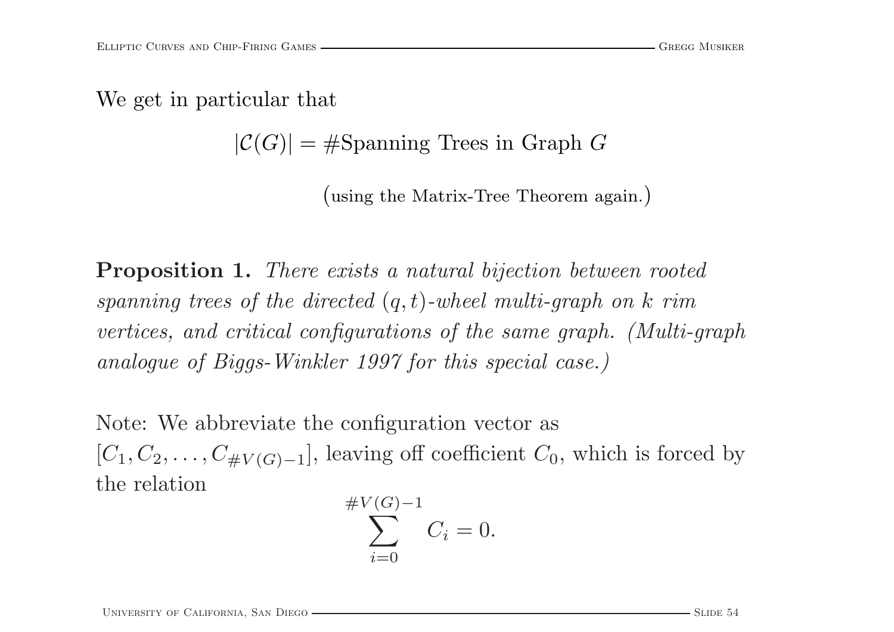We get in particular that

$$|\mathcal{C}(G)| = \#\text{Spanning Trees in Graph } G$$

(using the Matrix-Tree Theorem again.)

**Proposition 1.** *There exists a natural bijection between rooted spanning trees of the directed $(q,t)$-wheel multi-graph on $k$ rim vertices, and critical configurations of the same graph. (Multi-graph analogue of Biggs-Winkler 1997 for this special case.)*

Note: We abbreviate the configuration vector as $[C_1, C_2, \ldots, C_{\#V(G)-1}]$, leaving off coefficient $C_0$, which is forced by the relation

$$\sum_{i=0}^{\#V(G)-1} C_i = 0.$$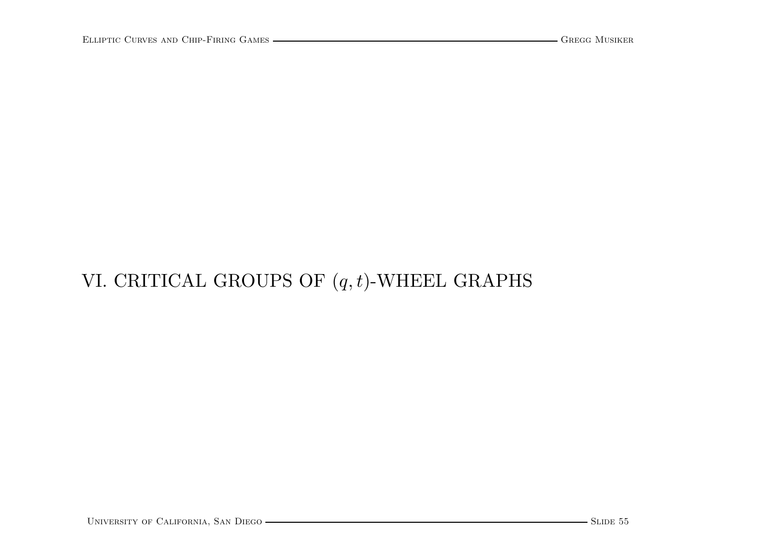# VI. CRITICAL GROUPS OF $(q, t)$-WHEEL GRAPHS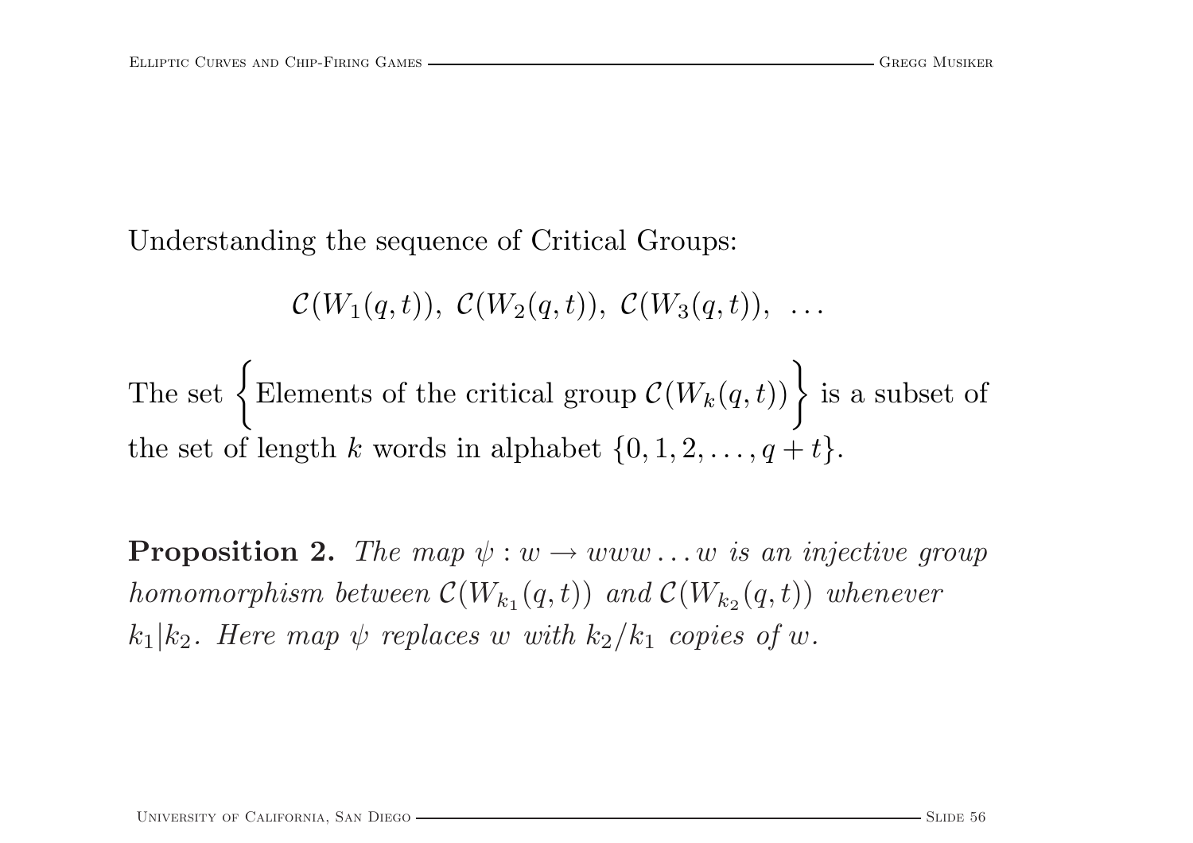Understanding the sequence of Critical Groups:

$$\mathcal{C}(W_1(q,t)),\ \mathcal{C}(W_2(q,t)),\ \mathcal{C}(W_3(q,t)),\ \ldots$$

The set $\Big\{$Elements of the critical group $\mathcal{C}(W_k(q,t))\Big\}$ is a subset of the set of length $k$ words in alphabet $\{0,1,2,\ldots,q+t\}$.

**Proposition 2.** *The map $\psi : w \rightarrow www\ldots w$ is an injective group homomorphism between $\mathcal{C}(W_{k_1}(q,t))$ and $\mathcal{C}(W_{k_2}(q,t))$ whenever $k_1 | k_2$. Here map $\psi$ replaces $w$ with $k_2/k_1$ copies of $w$.*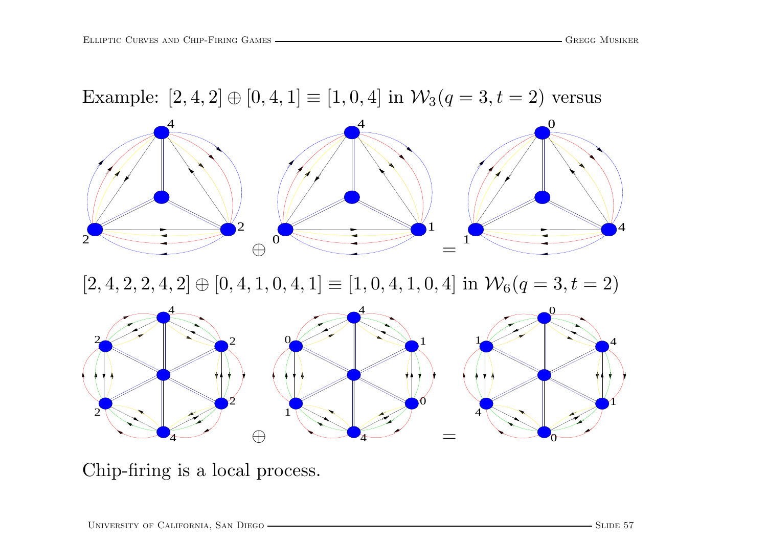Example: $[2, 4, 2] \oplus [0, 4, 1] \equiv [1, 0, 4]$ in $\mathcal{W}_3(q = 3, t = 2)$ versus

$\oplus$ $=$

$[2, 4, 2, 2, 4, 2] \oplus [0, 4, 1, 0, 4, 1] \equiv [1, 0, 4, 1, 0, 4]$ in $\mathcal{W}_6(q = 3, t = 2)$

$\oplus$ $=$

Chip-firing is a local process.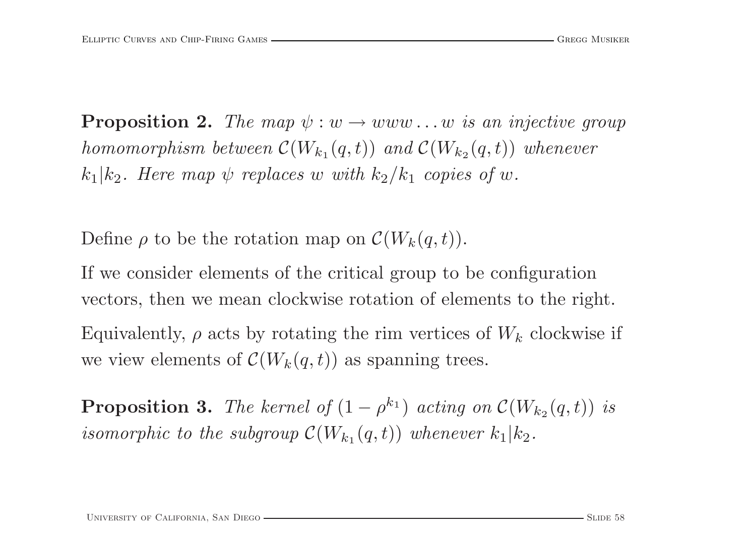**Proposition 2.** *The map $\psi : w \rightarrow www\dots w$ is an injective group homomorphism between $\mathcal{C}(W_{k_1}(q,t))$ and $\mathcal{C}(W_{k_2}(q,t))$ whenever $k_1 | k_2$. Here map $\psi$ replaces $w$ with $k_2/k_1$ copies of $w$.*

Define $\rho$ to be the rotation map on $\mathcal{C}(W_k(q,t))$.

If we consider elements of the critical group to be configuration vectors, then we mean clockwise rotation of elements to the right.

Equivalently, $\rho$ acts by rotating the rim vertices of $W_k$ clockwise if we view elements of $\mathcal{C}(W_k(q,t))$ as spanning trees.

**Proposition 3.** *The kernel of $(1 - \rho^{k_1})$ acting on $\mathcal{C}(W_{k_2}(q,t))$ is isomorphic to the subgroup $\mathcal{C}(W_{k_1}(q,t))$ whenever $k_1 | k_2$.*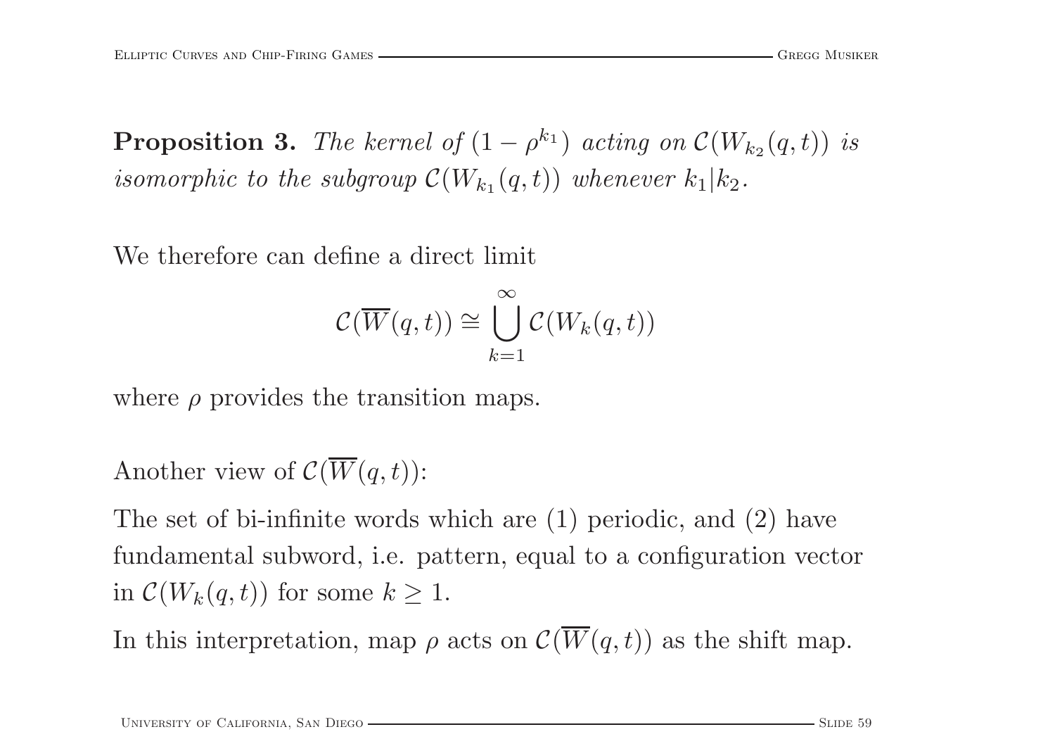**Proposition 3.** *The kernel of $(1 - \rho^{k_1})$ acting on $\mathcal{C}(W_{k_2}(q,t))$ is isomorphic to the subgroup $\mathcal{C}(W_{k_1}(q,t))$ whenever $k_1 | k_2$.*

We therefore can define a direct limit

$$\mathcal{C}(\overline{W}(q,t)) \cong \bigcup_{k=1}^{\infty} \mathcal{C}(W_k(q,t))$$

where $\rho$ provides the transition maps.

Another view of $\mathcal{C}(\overline{W}(q,t))$:

The set of bi-infinite words which are (1) periodic, and (2) have fundamental subword, i.e. pattern, equal to a configuration vector in $\mathcal{C}(W_k(q,t))$ for some $k \geq 1$.

In this interpretation, map $\rho$ acts on $\mathcal{C}(\overline{W}(q,t))$ as the shift map.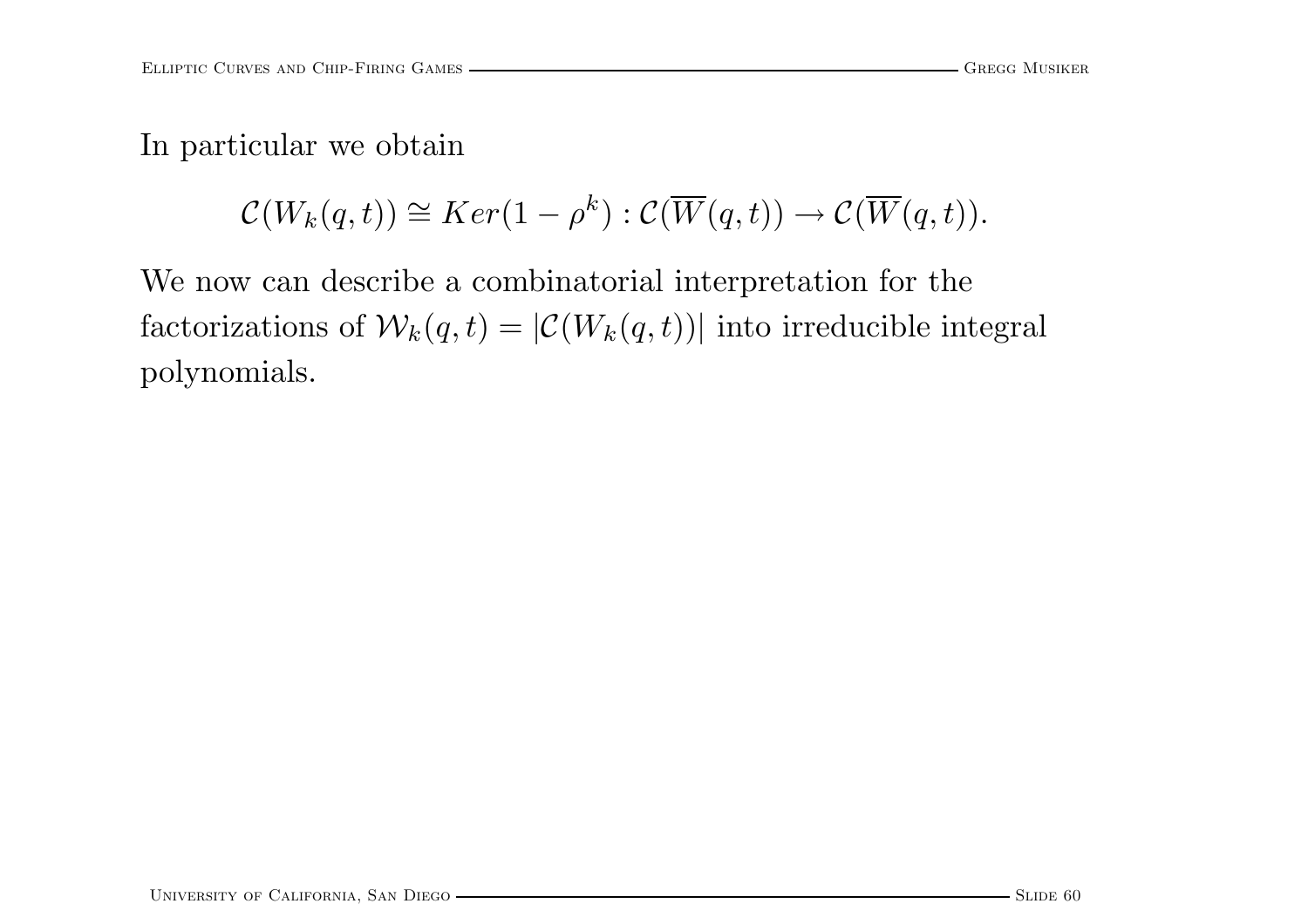In particular we obtain

$$\mathcal{C}(W_k(q,t)) \cong Ker(1 - \rho^k) : \mathcal{C}(\overline{W}(q,t)) \rightarrow \mathcal{C}(\overline{W}(q,t)).$$

We now can describe a combinatorial interpretation for the factorizations of $\mathcal{W}_k(q,t) = |\mathcal{C}(W_k(q,t))|$ into irreducible integral polynomials.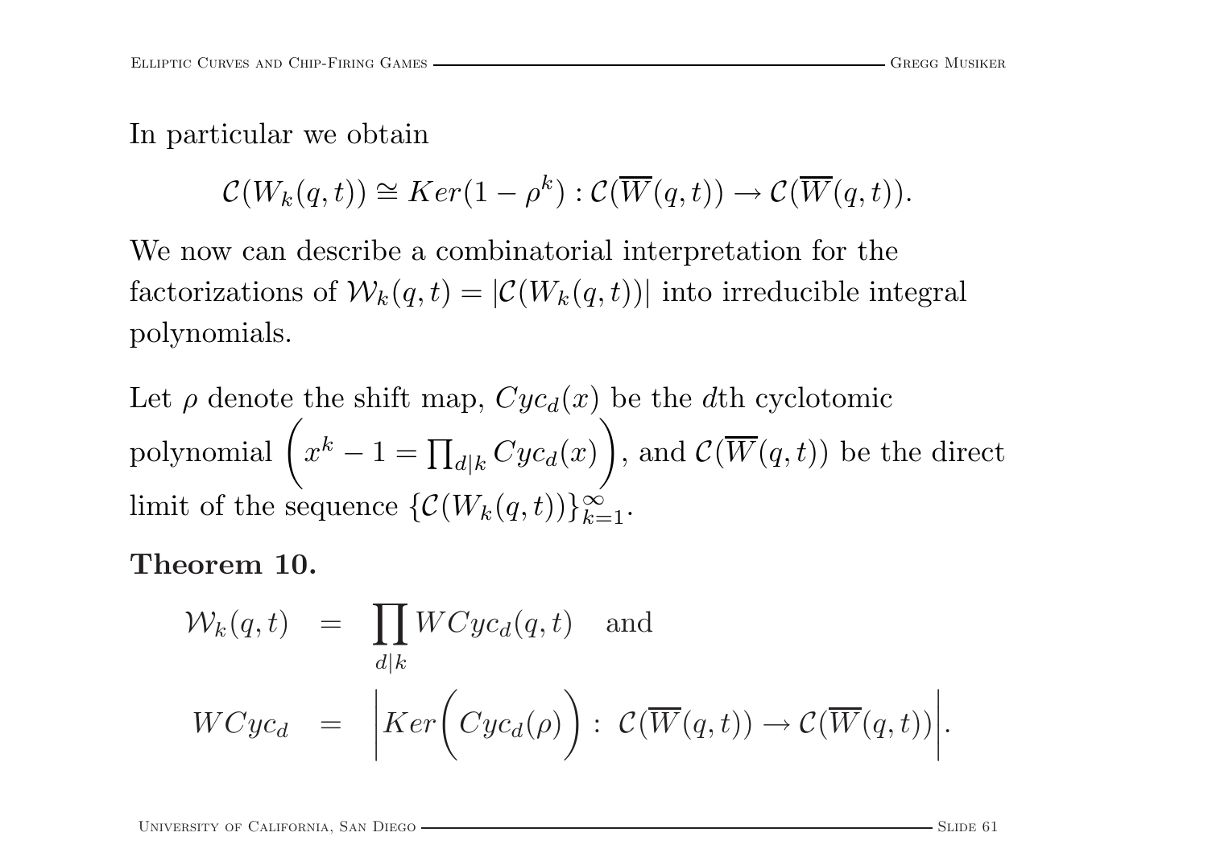In particular we obtain

$$\mathcal{C}(W_k(q,t)) \cong Ker(1-\rho^k) : \mathcal{C}(\overline{W}(q,t)) \rightarrow \mathcal{C}(\overline{W}(q,t)).$$

We now can describe a combinatorial interpretation for the factorizations of $\mathcal{W}_k(q,t) = |\mathcal{C}(W_k(q,t))|$ into irreducible integral polynomials.

Let $\rho$ denote the shift map, $Cyc_d(x)$ be the $d$th cyclotomic polynomial $\left(x^k - 1 = \prod_{d|k} Cyc_d(x)\right)$, and $\mathcal{C}(\overline{W}(q,t))$ be the direct limit of the sequence $\{\mathcal{C}(W_k(q,t))\}_{k=1}^{\infty}$.

**Theorem 10.**

$$\begin{aligned}
\mathcal{W}_k(q,t) &= \prod_{d|k} WCyc_d(q,t) \quad \text{and} \\
WCyc_d &= \left| Ker\left( Cyc_d(\rho) \right) : \ \mathcal{C}(\overline{W}(q,t)) \rightarrow \mathcal{C}(\overline{W}(q,t)) \right|.
\end{aligned}$$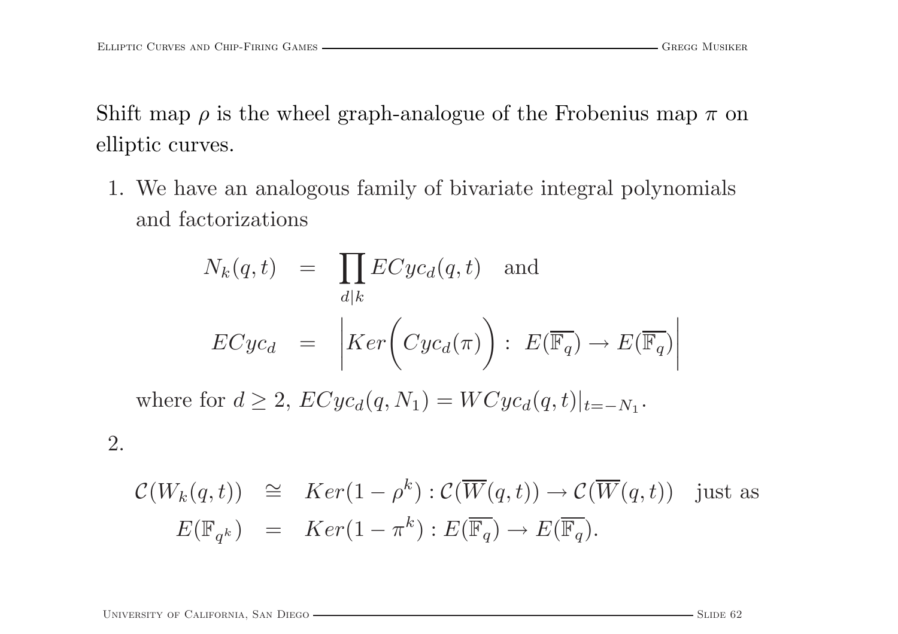Shift map $\rho$ is the wheel graph-analogue of the Frobenius map $\pi$ on elliptic curves.

1. We have an analogous family of bivariate integral polynomials and factorizations

$$
\begin{aligned}
N_k(q,t) &= \prod_{d|k} ECyc_d(q,t) \quad \text{and} \\
ECyc_d &= \left| Ker\Big( Cyc_d(\pi) \Big) : \ E(\overline{\mathbb{F}_q}) \rightarrow E(\overline{\mathbb{F}_q}) \right|
\end{aligned}
$$

   where for $d \geq 2$, $ECyc_d(q, N_1) = WCyc_d(q,t)|_{t=-N_1}$.

2. $$
\begin{aligned}
\mathcal{C}(W_k(q,t)) &\cong Ker(1-\rho^k) : \mathcal{C}(\overline{W}(q,t)) \rightarrow \mathcal{C}(\overline{W}(q,t)) \quad \text{just as} \\
E(\mathbb{F}_{q^k}) &= Ker(1-\pi^k) : E(\overline{\mathbb{F}_q}) \rightarrow E(\overline{\mathbb{F}_q}).
\end{aligned}
$$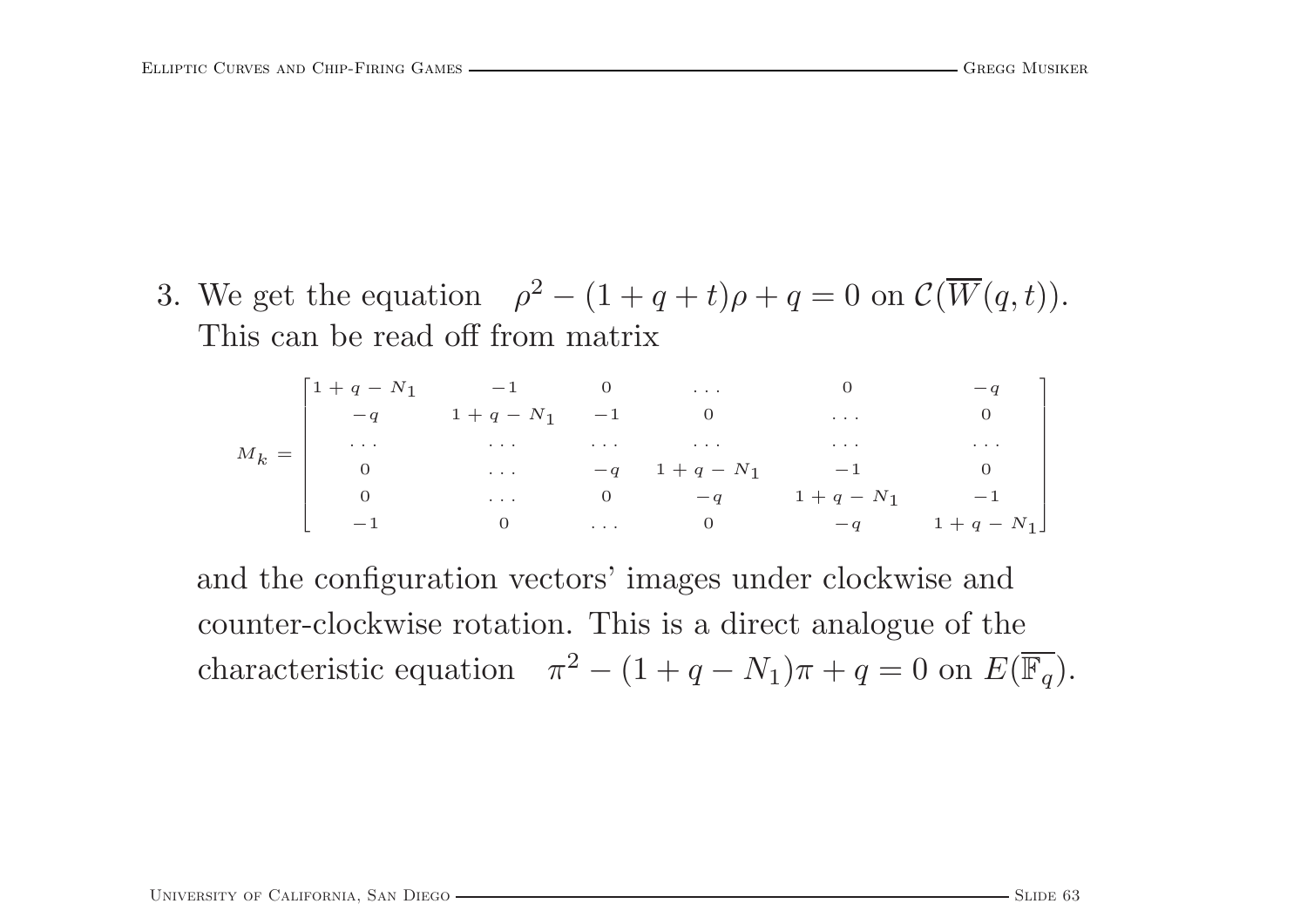3. We get the equation $\rho^2 - (1 + q + t)\rho + q = 0$ on $\mathcal{C}(\overline{W}(q,t))$. This can be read off from matrix

$$M_k = \begin{bmatrix} 1+q-N_1 & -1 & 0 & \dots & 0 & -q \\ -q & 1+q-N_1 & -1 & 0 & \dots & 0 \\ \dots & \dots & \dots & \dots & \dots & \dots \\ 0 & \dots & -q & 1+q-N_1 & -1 & 0 \\ 0 & \dots & 0 & -q & 1+q-N_1 & -1 \\ -1 & 0 & \dots & 0 & -q & 1+q-N_1 \end{bmatrix}$$

and the configuration vectors' images under clockwise and counter-clockwise rotation. This is a direct analogue of the characteristic equation $\pi^2 - (1 + q - N_1)\pi + q = 0$ on $E(\overline{\mathbb{F}_q})$.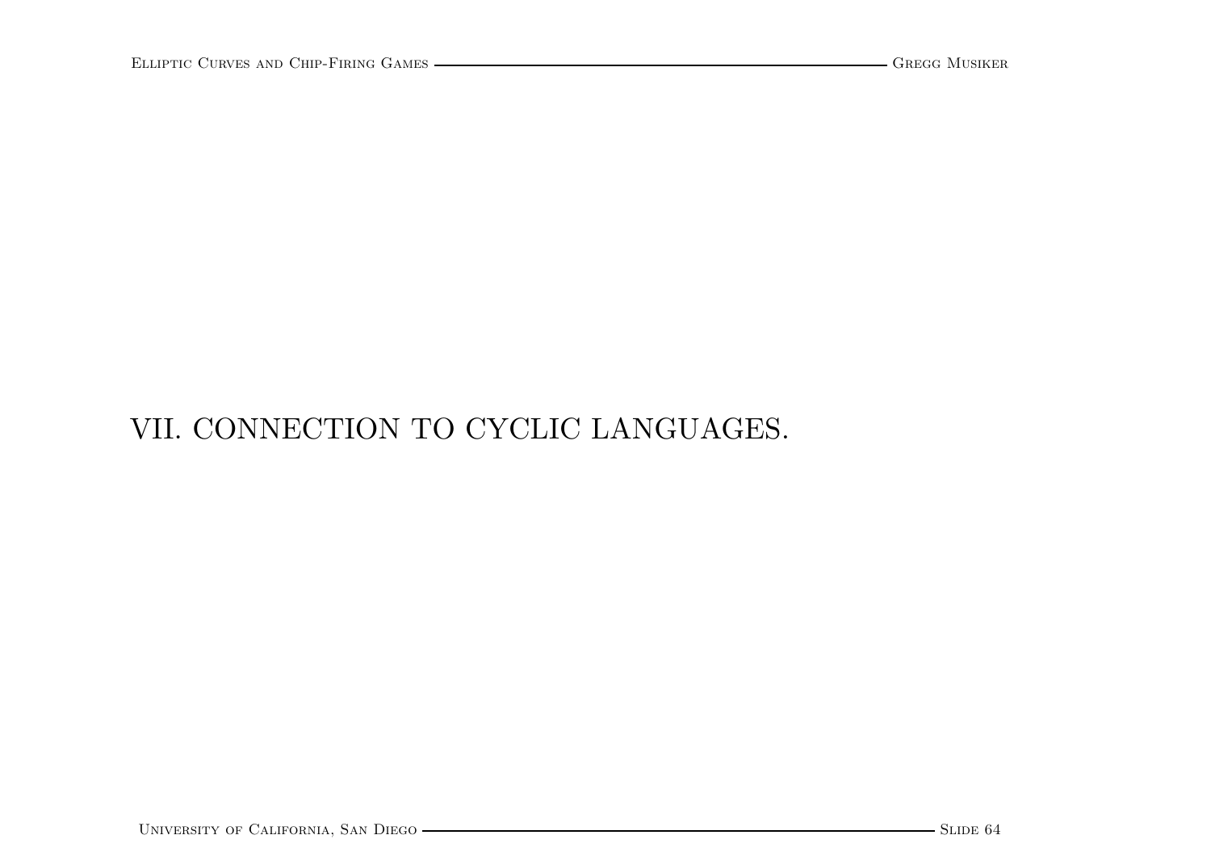# VII. CONNECTION TO CYCLIC LANGUAGES.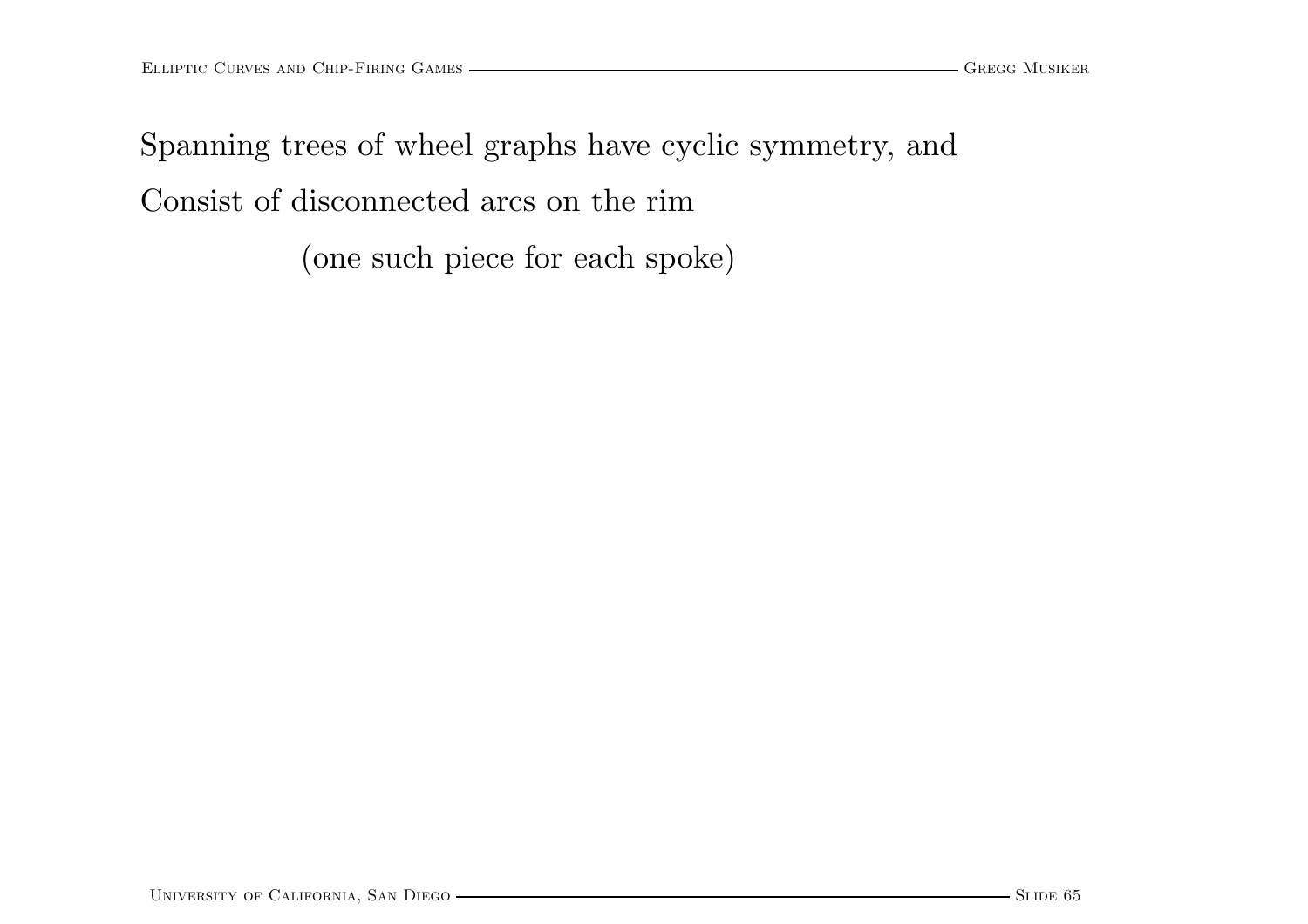Spanning trees of wheel graphs have cyclic symmetry, and

Consist of disconnected arcs on the rim

(one such piece for each spoke)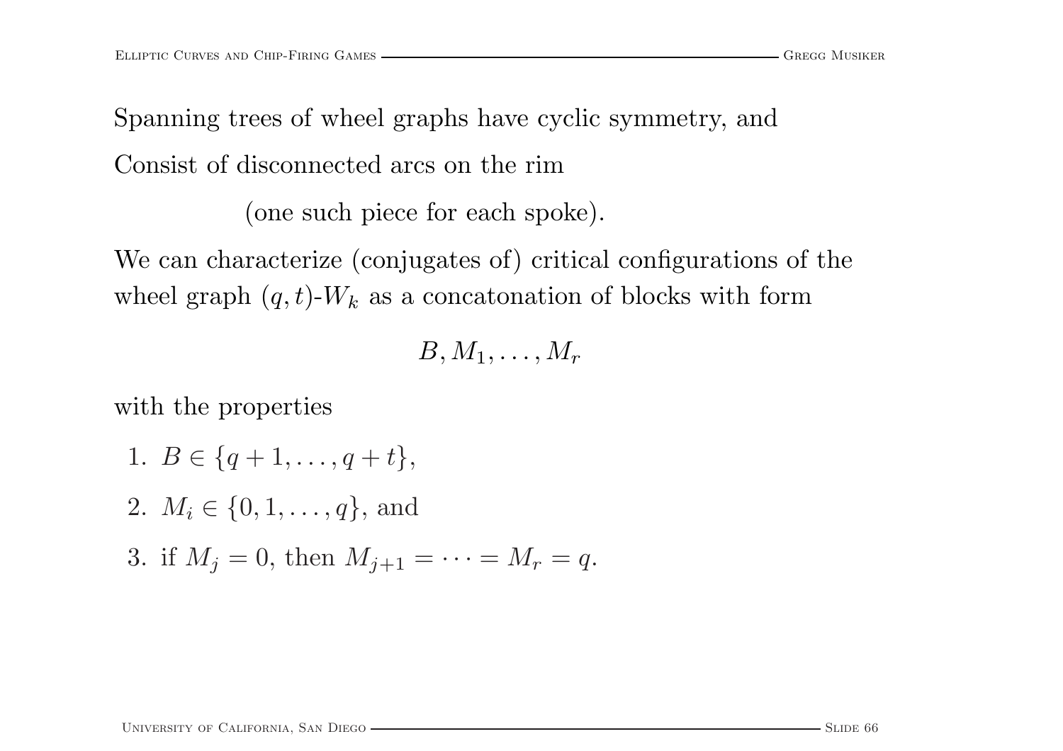Spanning trees of wheel graphs have cyclic symmetry, and

Consist of disconnected arcs on the rim

(one such piece for each spoke).

We can characterize (conjugates of) critical configurations of the wheel graph $(q,t)$-$W_k$ as a concatonation of blocks with form

$$B, M_1, \ldots, M_r$$

with the properties

1. $B \in \{q+1, \ldots, q+t\}$,
2. $M_i \in \{0, 1, \ldots, q\}$, and
3. if $M_j = 0$, then $M_{j+1} = \cdots = M_r = q$.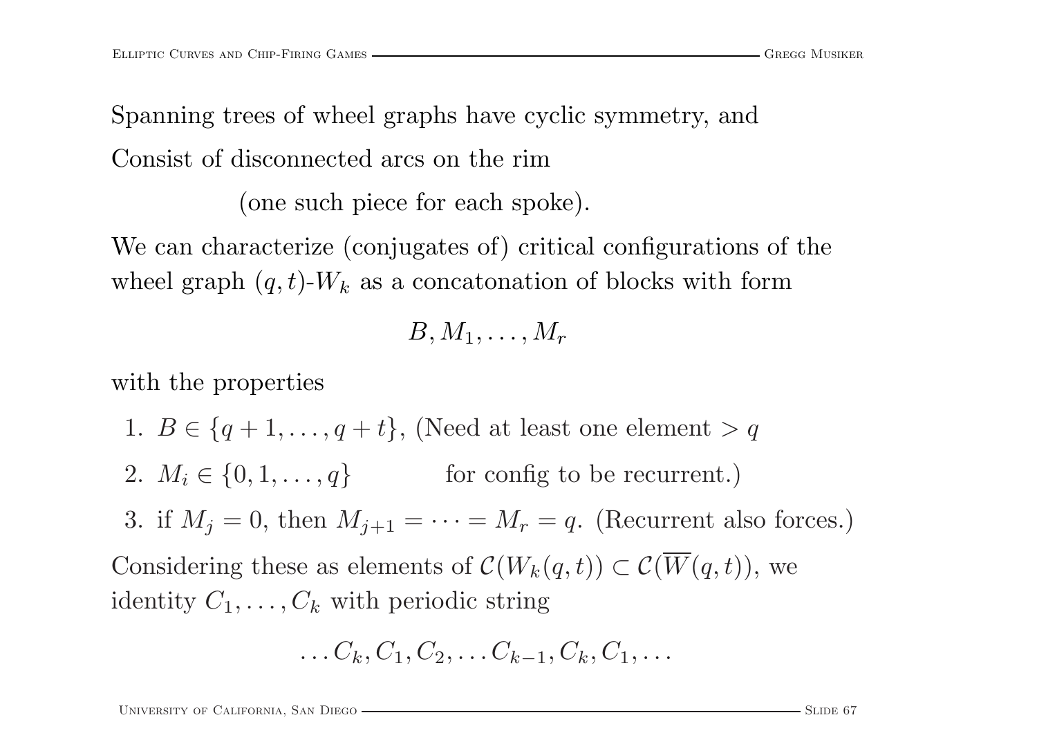Spanning trees of wheel graphs have cyclic symmetry, and

Consist of disconnected arcs on the rim

(one such piece for each spoke).

We can characterize (conjugates of) critical configurations of the wheel graph $(q,t)$-$W_k$ as a concatonation of blocks with form

$$B, M_1, \ldots, M_r$$

with the properties

1. $B \in \{q+1, \ldots, q+t\}$, (Need at least one element $> q$
2. $M_i \in \{0, 1, \ldots, q\}$ for config to be recurrent.)
3. if $M_j = 0$, then $M_{j+1} = \cdots = M_r = q$. (Recurrent also forces.)

Considering these as elements of $\mathcal{C}(W_k(q,t)) \subset \mathcal{C}(\overline{W}(q,t))$, we identity $C_1, \ldots, C_k$ with periodic string

$$\ldots C_k, C_1, C_2, \ldots C_{k-1}, C_k, C_1, \ldots$$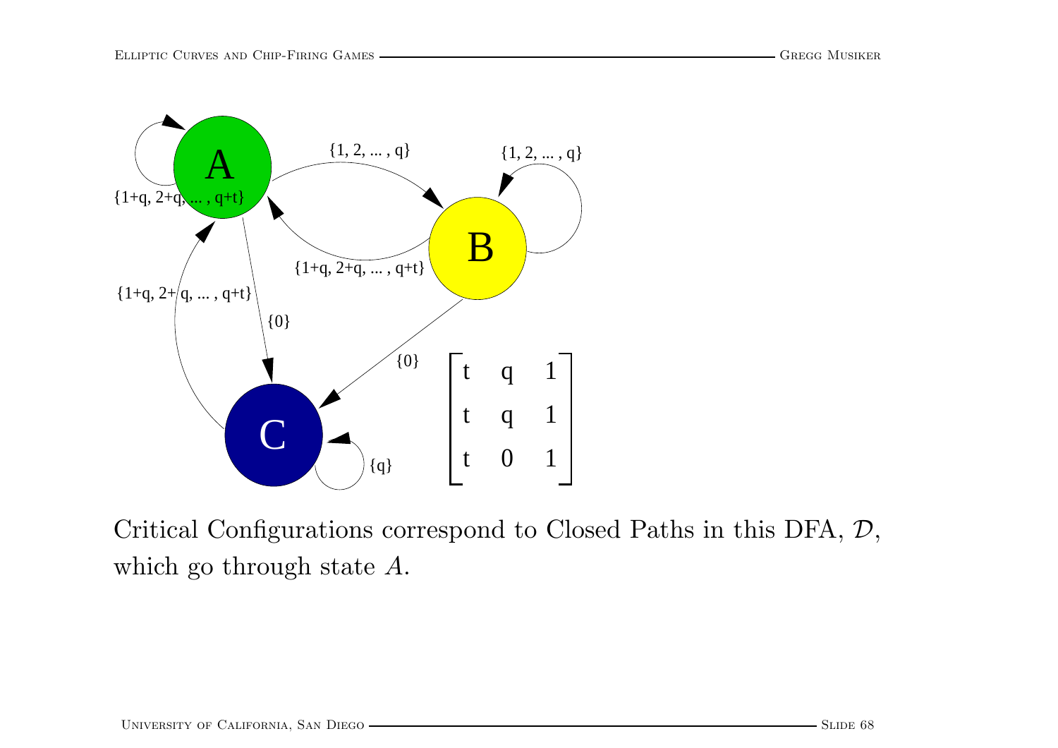$$\begin{bmatrix} t & q & 1 \\ t & q & 1 \\ t & 0 & 1 \end{bmatrix}$$

Critical Configurations correspond to Closed Paths in this DFA, $\mathcal{D}$, which go through state $A$.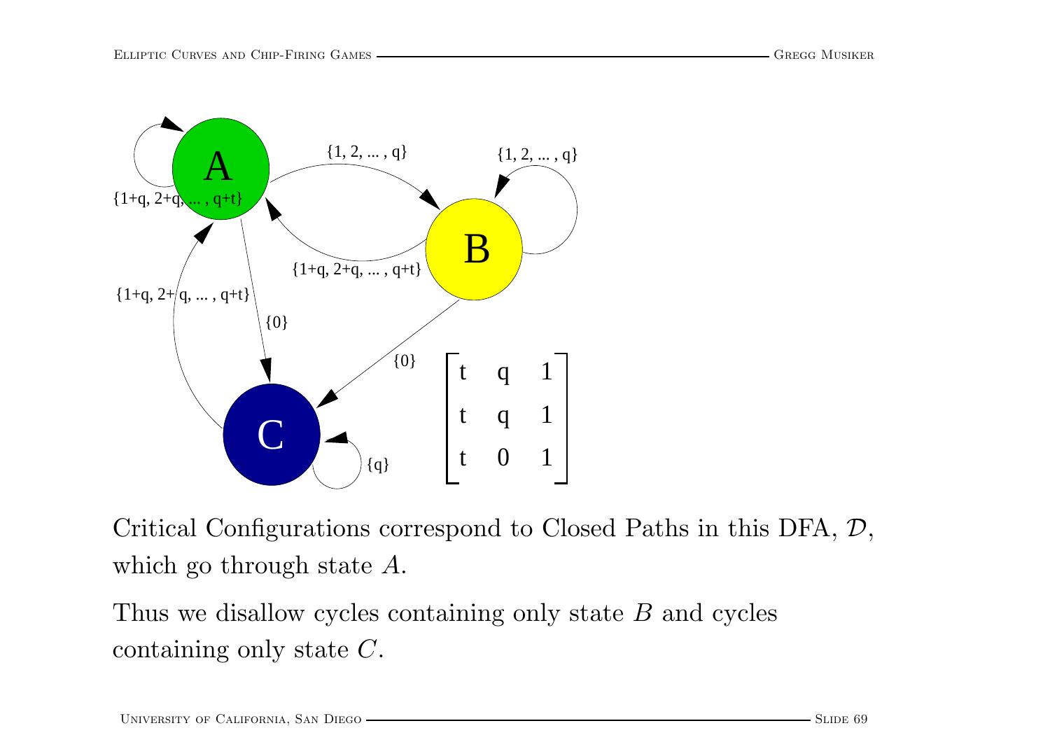$$\begin{bmatrix} t & q & 1 \\ t & q & 1 \\ t & 0 & 1 \end{bmatrix}$$

Critical Configurations correspond to Closed Paths in this DFA, $\mathcal{D}$, which go through state $A$.

Thus we disallow cycles containing only state $B$ and cycles containing only state $C$.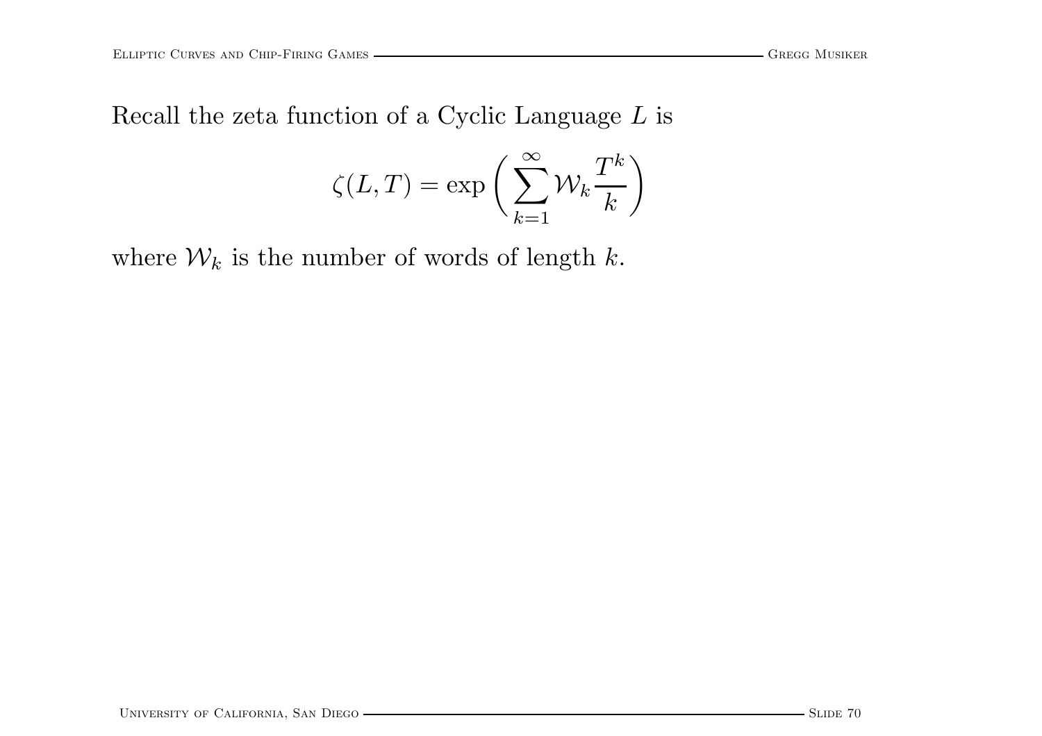Recall the zeta function of a Cyclic Language $L$ is

$$\zeta(L,T) = \exp\left(\sum_{k=1}^{\infty} \mathcal{W}_k \frac{T^k}{k}\right)$$

where $\mathcal{W}_k$ is the number of words of length $k$.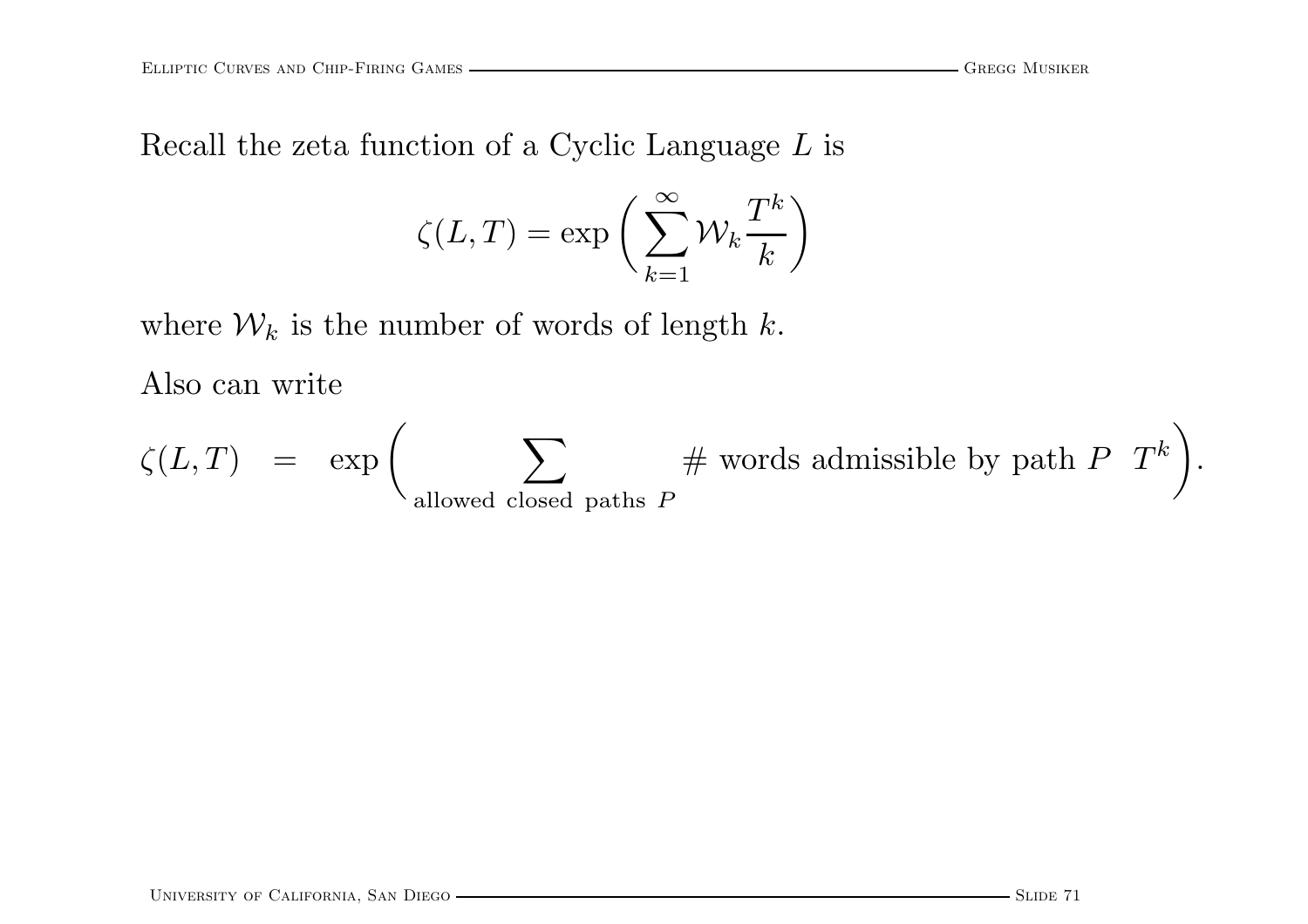Recall the zeta function of a Cyclic Language $L$ is

$$\zeta(L,T) = \exp\left(\sum_{k=1}^{\infty} \mathcal{W}_k \frac{T^k}{k}\right)$$

where $\mathcal{W}_k$ is the number of words of length $k$.

Also can write

$$\zeta(L,T) \quad = \quad \exp\left(\sum_{\text{allowed closed paths } P} \# \text{ words admissible by path } P \;\; T^k\right).$$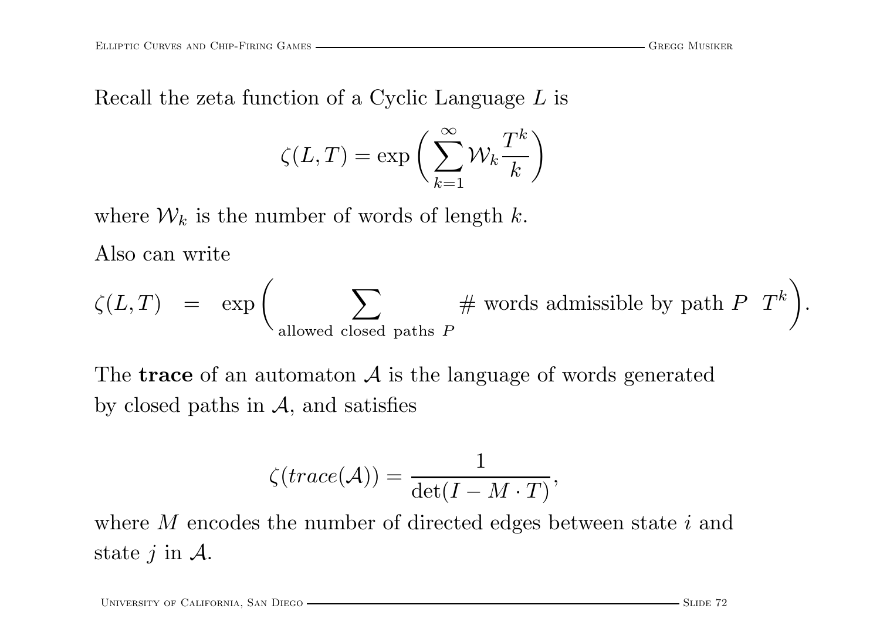Recall the zeta function of a Cyclic Language $L$ is

$$\zeta(L,T) = \exp\left(\sum_{k=1}^{\infty} \mathcal{W}_k \frac{T^k}{k}\right)$$

where $\mathcal{W}_k$ is the number of words of length $k$.

Also can write

$$\zeta(L,T) \quad = \quad \exp\left(\sum_{\text{allowed closed paths } P} \# \text{ words admissible by path } P \;\; T^k\right).$$

The **trace** of an automaton $\mathcal{A}$ is the language of words generated by closed paths in $\mathcal{A}$, and satisfies

$$\zeta(trace(\mathcal{A})) = \frac{1}{\det(I - M \cdot T)},$$

where $M$ encodes the number of directed edges between state $i$ and state $j$ in $\mathcal{A}$.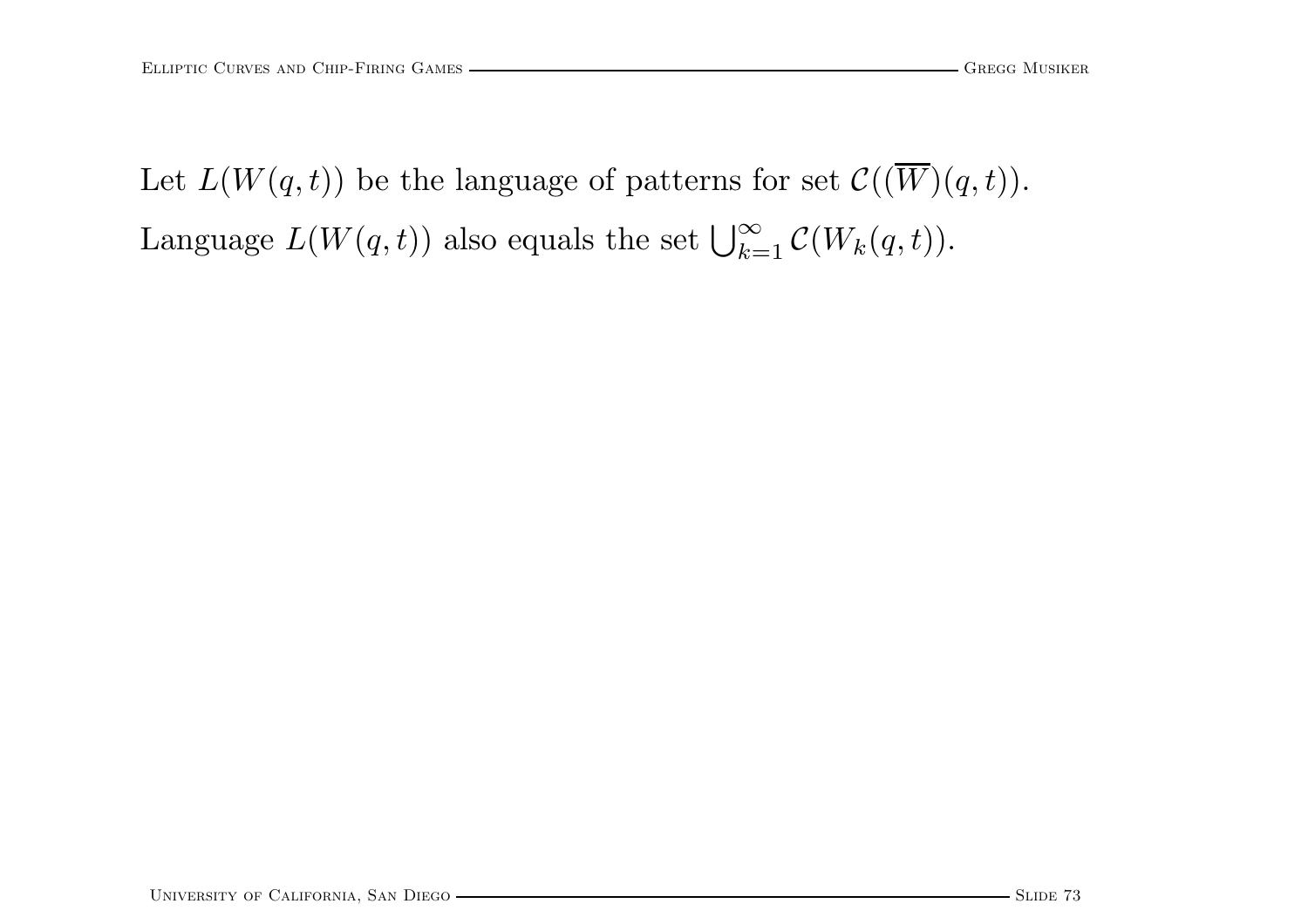Let $L(W(q,t))$ be the language of patterns for set $\mathcal{C}((\overline{W})(q,t))$.

Language $L(W(q,t))$ also equals the set $\bigcup_{k=1}^{\infty} \mathcal{C}(W_k(q,t))$.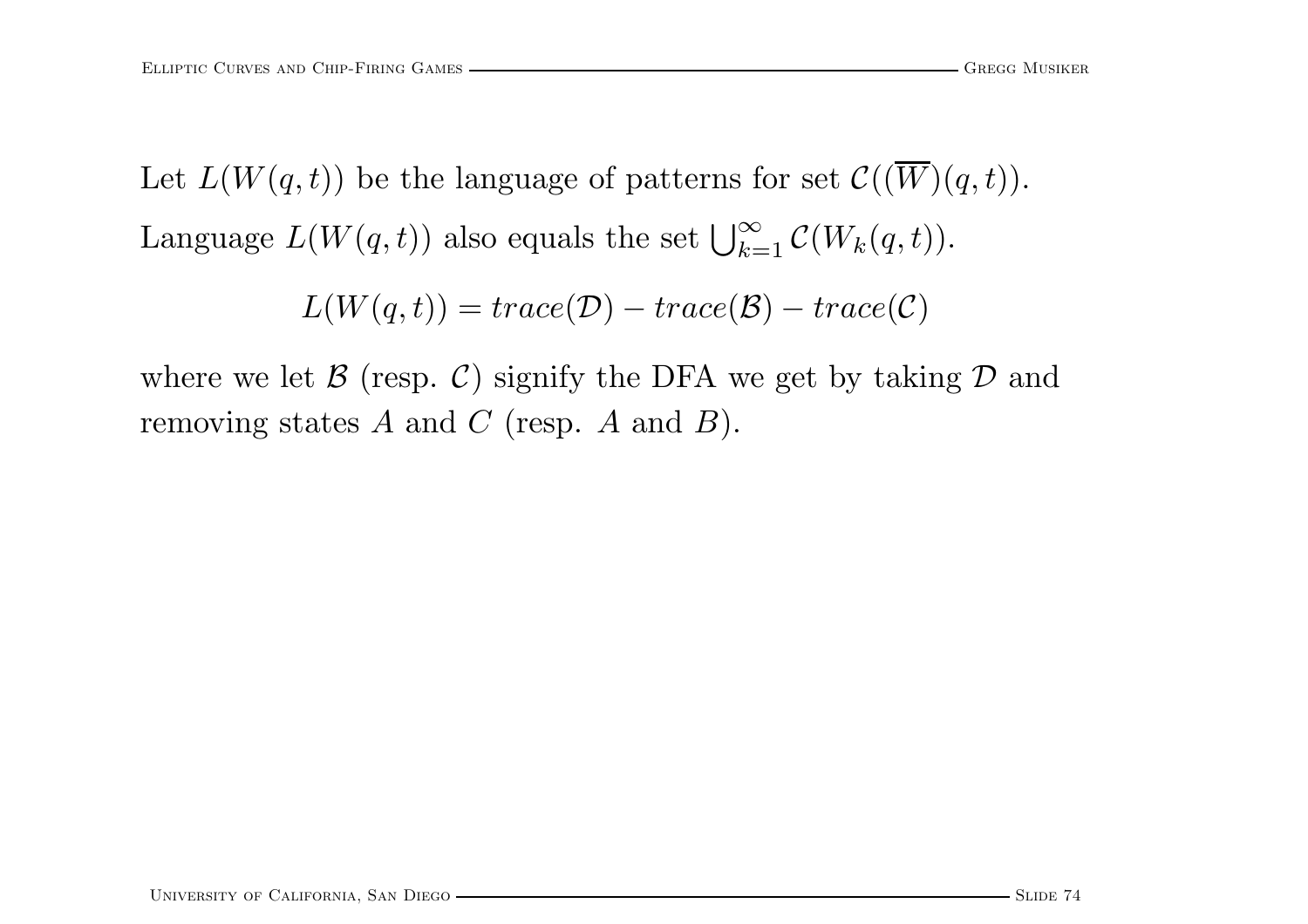Let $L(W(q,t))$ be the language of patterns for set $\mathcal{C}((\overline{W})(q,t))$.

Language $L(W(q,t))$ also equals the set $\bigcup_{k=1}^{\infty} \mathcal{C}(W_k(q,t))$.

$$L(W(q,t)) = trace(\mathcal{D}) - trace(\mathcal{B}) - trace(\mathcal{C})$$

where we let $\mathcal{B}$ (resp. $\mathcal{C}$) signify the DFA we get by taking $\mathcal{D}$ and removing states $A$ and $C$ (resp. $A$ and $B$).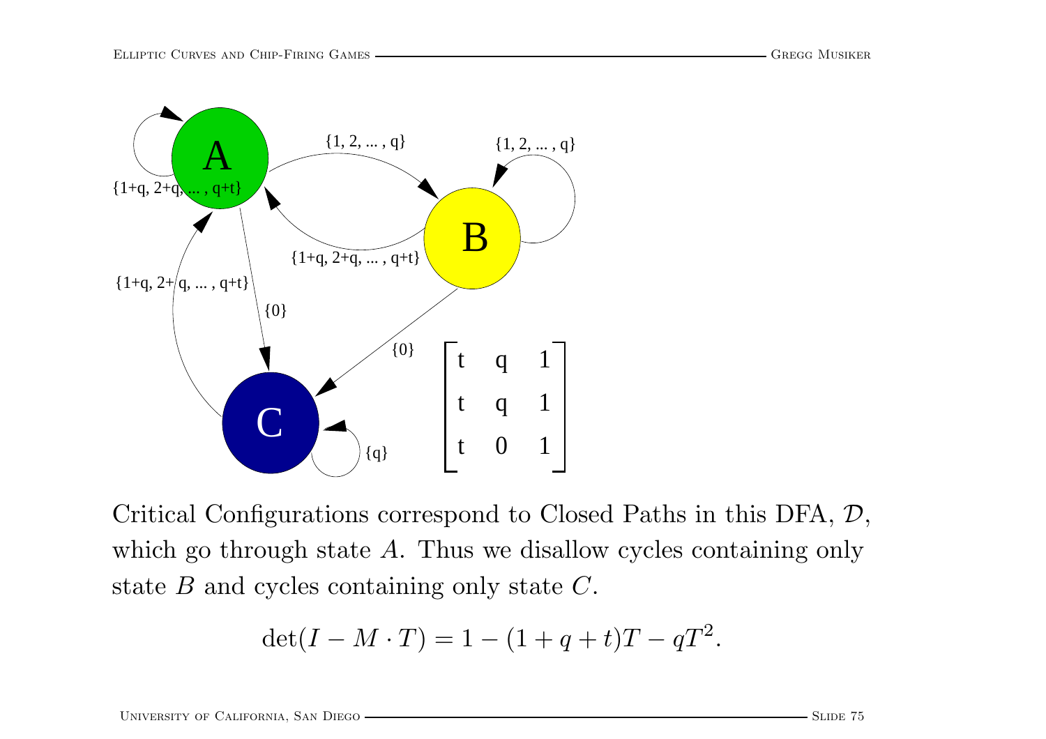$$\begin{bmatrix} t & q & 1 \\ t & q & 1 \\ t & 0 & 1 \end{bmatrix}$$

Critical Configurations correspond to Closed Paths in this DFA, $\mathcal{D}$, which go through state $A$. Thus we disallow cycles containing only state $B$ and cycles containing only state $C$.

$$\det(I - M \cdot T) = 1 - (1 + q + t)T - qT^2.$$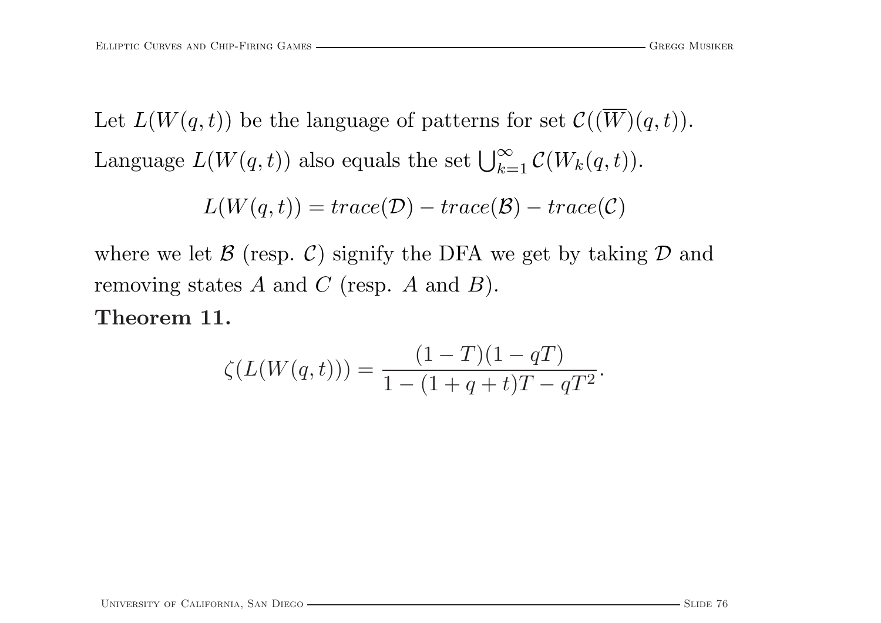Let $L(W(q,t))$ be the language of patterns for set $\mathcal{C}((\overline{W})(q,t))$.

Language $L(W(q,t))$ also equals the set $\bigcup_{k=1}^{\infty} \mathcal{C}(W_k(q,t))$.

$$L(W(q,t)) = trace(\mathcal{D}) - trace(\mathcal{B}) - trace(\mathcal{C})$$

where we let $\mathcal{B}$ (resp. $\mathcal{C}$) signify the DFA we get by taking $\mathcal{D}$ and removing states $A$ and $C$ (resp. $A$ and $B$).

**Theorem 11.**

$$\zeta(L(W(q,t))) = \frac{(1-T)(1-qT)}{1-(1+q+t)T-qT^2}.$$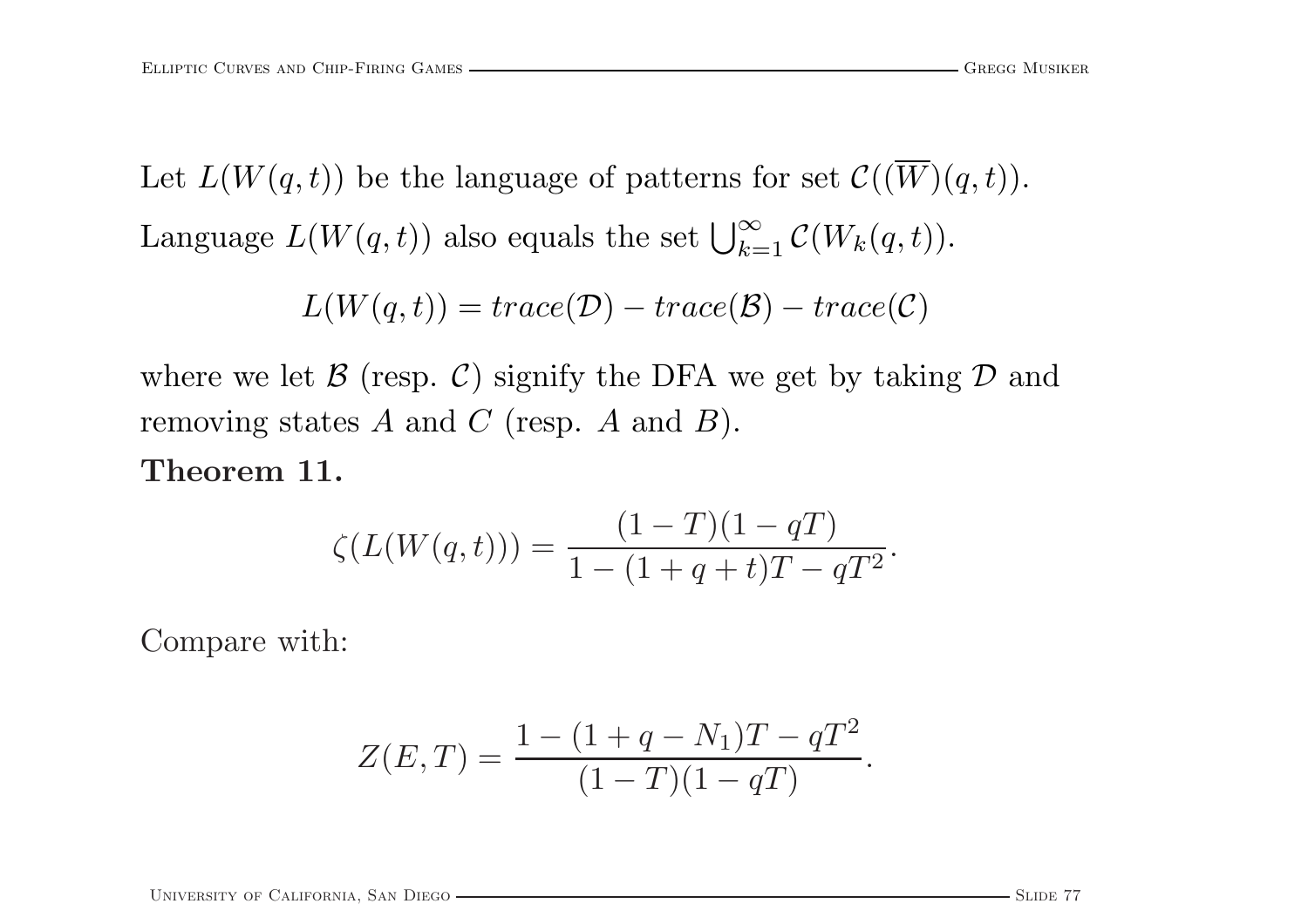Let $L(W(q,t))$ be the language of patterns for set $\mathcal{C}((\overline{W})(q,t))$.

Language $L(W(q,t))$ also equals the set $\bigcup_{k=1}^{\infty} \mathcal{C}(W_k(q,t))$.

$$L(W(q,t)) = trace(\mathcal{D}) - trace(\mathcal{B}) - trace(\mathcal{C})$$

where we let $\mathcal{B}$ (resp. $\mathcal{C}$) signify the DFA we get by taking $\mathcal{D}$ and removing states $A$ and $C$ (resp. $A$ and $B$).

**Theorem 11.**

$$\zeta(L(W(q,t))) = \frac{(1-T)(1-qT)}{1-(1+q+t)T - qT^2}.$$

Compare with:

$$Z(E,T) = \frac{1-(1+q-N_1)T - qT^2}{(1-T)(1-qT)}.$$